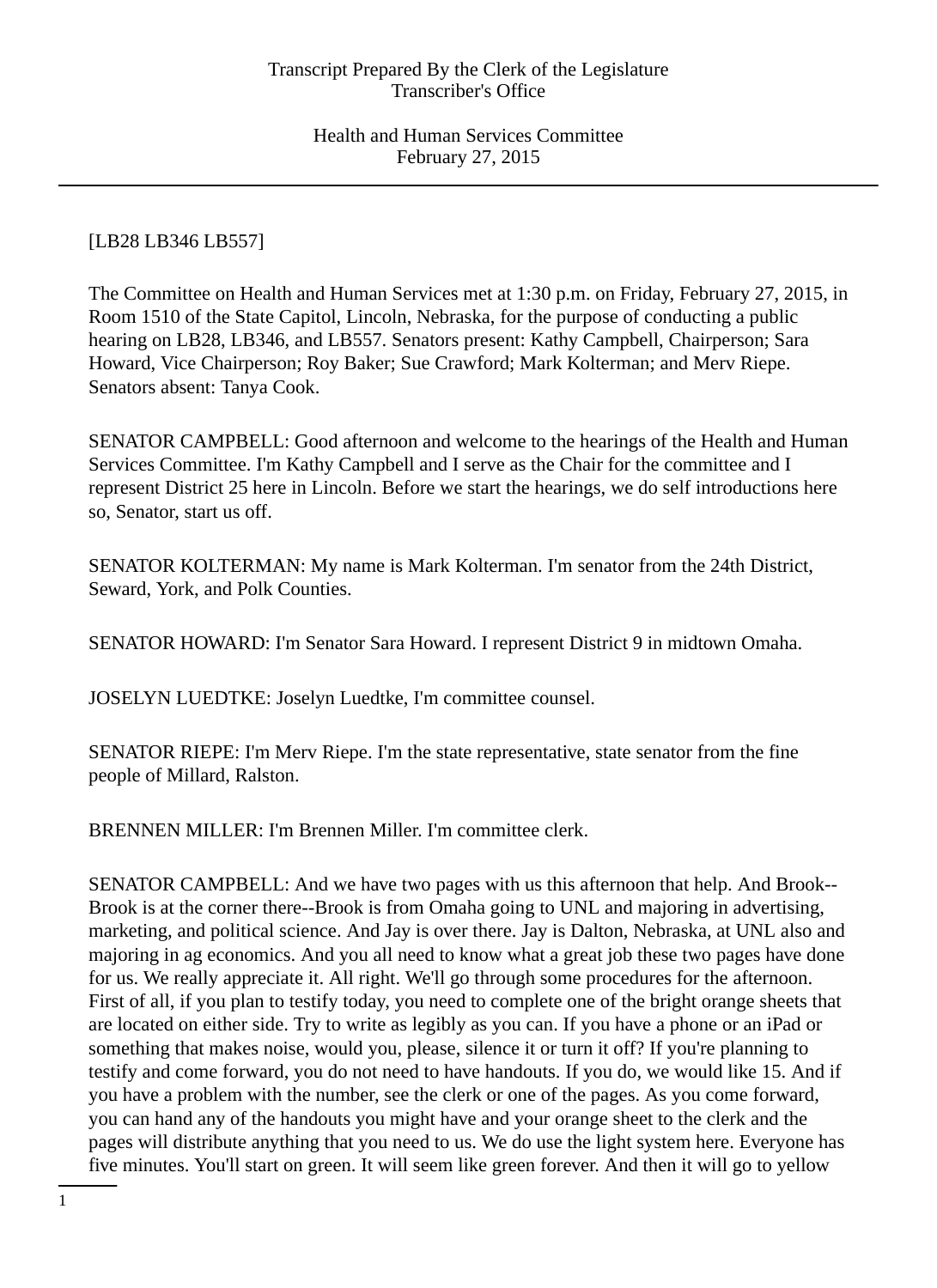[LB28 LB346 LB557]

The Committee on Health and Human Services met at 1:30 p.m. on Friday, February 27, 2015, in Room 1510 of the State Capitol, Lincoln, Nebraska, for the purpose of conducting a public hearing on LB28, LB346, and LB557. Senators present: Kathy Campbell, Chairperson; Sara Howard, Vice Chairperson; Roy Baker; Sue Crawford; Mark Kolterman; and Merv Riepe. Senators absent: Tanya Cook.

SENATOR CAMPBELL: Good afternoon and welcome to the hearings of the Health and Human Services Committee. I'm Kathy Campbell and I serve as the Chair for the committee and I represent District 25 here in Lincoln. Before we start the hearings, we do self introductions here so, Senator, start us off.

SENATOR KOLTERMAN: My name is Mark Kolterman. I'm senator from the 24th District, Seward, York, and Polk Counties.

SENATOR HOWARD: I'm Senator Sara Howard. I represent District 9 in midtown Omaha.

JOSELYN LUEDTKE: Joselyn Luedtke, I'm committee counsel.

SENATOR RIEPE: I'm Merv Riepe. I'm the state representative, state senator from the fine people of Millard, Ralston.

BRENNEN MILLER: I'm Brennen Miller. I'm committee clerk.

SENATOR CAMPBELL: And we have two pages with us this afternoon that help. And Brook--Brook is at the corner there--Brook is from Omaha going to UNL and majoring in advertising, marketing, and political science. And Jay is over there. Jay is Dalton, Nebraska, at UNL also and majoring in ag economics. And you all need to know what a great job these two pages have done for us. We really appreciate it. All right. We'll go through some procedures for the afternoon. First of all, if you plan to testify today, you need to complete one of the bright orange sheets that are located on either side. Try to write as legibly as you can. If you have a phone or an iPad or something that makes noise, would you, please, silence it or turn it off? If you're planning to testify and come forward, you do not need to have handouts. If you do, we would like 15. And if you have a problem with the number, see the clerk or one of the pages. As you come forward, you can hand any of the handouts you might have and your orange sheet to the clerk and the pages will distribute anything that you need to us. We do use the light system here. Everyone has five minutes. You'll start on green. It will seem like green forever. And then it will go to yellow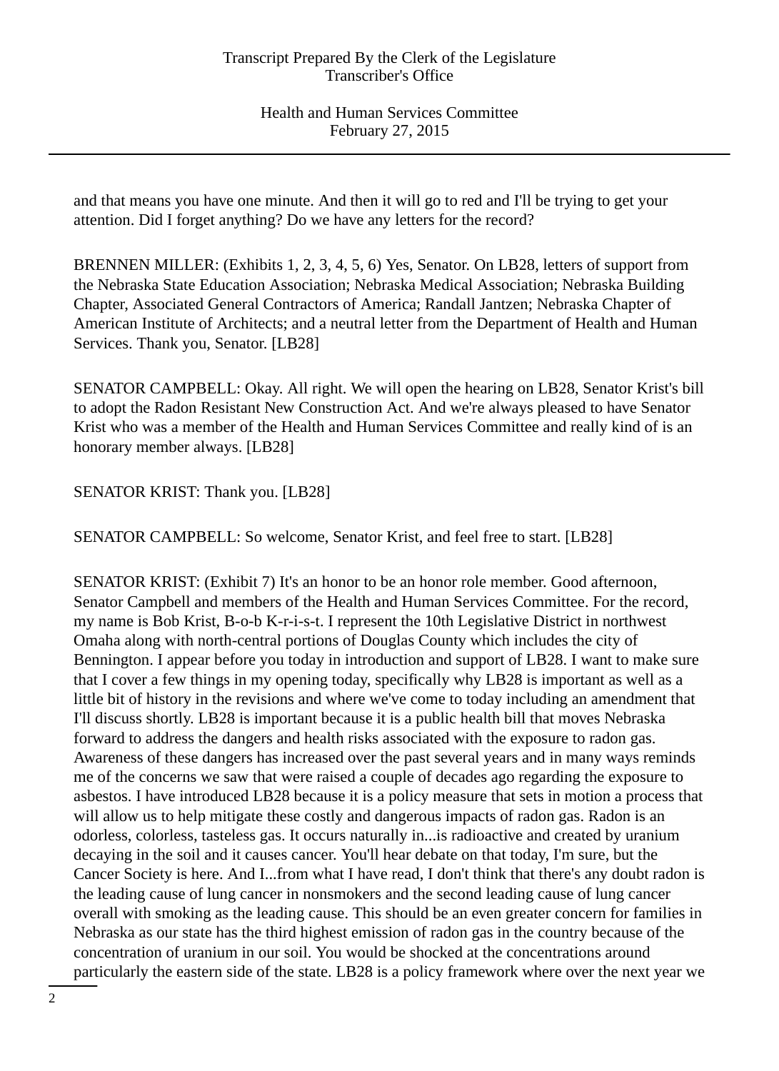and that means you have one minute. And then it will go to red and I'll be trying to get your attention. Did I forget anything? Do we have any letters for the record?

BRENNEN MILLER: (Exhibits 1, 2, 3, 4, 5, 6) Yes, Senator. On LB28, letters of support from the Nebraska State Education Association; Nebraska Medical Association; Nebraska Building Chapter, Associated General Contractors of America; Randall Jantzen; Nebraska Chapter of American Institute of Architects; and a neutral letter from the Department of Health and Human Services. Thank you, Senator. [LB28]

SENATOR CAMPBELL: Okay. All right. We will open the hearing on LB28, Senator Krist's bill to adopt the Radon Resistant New Construction Act. And we're always pleased to have Senator Krist who was a member of the Health and Human Services Committee and really kind of is an honorary member always. [LB28]

SENATOR KRIST: Thank you. [LB28]

SENATOR CAMPBELL: So welcome, Senator Krist, and feel free to start. [LB28]

SENATOR KRIST: (Exhibit 7) It's an honor to be an honor role member. Good afternoon, Senator Campbell and members of the Health and Human Services Committee. For the record, my name is Bob Krist, B-o-b K-r-i-s-t. I represent the 10th Legislative District in northwest Omaha along with north-central portions of Douglas County which includes the city of Bennington. I appear before you today in introduction and support of LB28. I want to make sure that I cover a few things in my opening today, specifically why LB28 is important as well as a little bit of history in the revisions and where we've come to today including an amendment that I'll discuss shortly. LB28 is important because it is a public health bill that moves Nebraska forward to address the dangers and health risks associated with the exposure to radon gas. Awareness of these dangers has increased over the past several years and in many ways reminds me of the concerns we saw that were raised a couple of decades ago regarding the exposure to asbestos. I have introduced LB28 because it is a policy measure that sets in motion a process that will allow us to help mitigate these costly and dangerous impacts of radon gas. Radon is an odorless, colorless, tasteless gas. It occurs naturally in...is radioactive and created by uranium decaying in the soil and it causes cancer. You'll hear debate on that today, I'm sure, but the Cancer Society is here. And I...from what I have read, I don't think that there's any doubt radon is the leading cause of lung cancer in nonsmokers and the second leading cause of lung cancer overall with smoking as the leading cause. This should be an even greater concern for families in Nebraska as our state has the third highest emission of radon gas in the country because of the concentration of uranium in our soil. You would be shocked at the concentrations around particularly the eastern side of the state. LB28 is a policy framework where over the next year we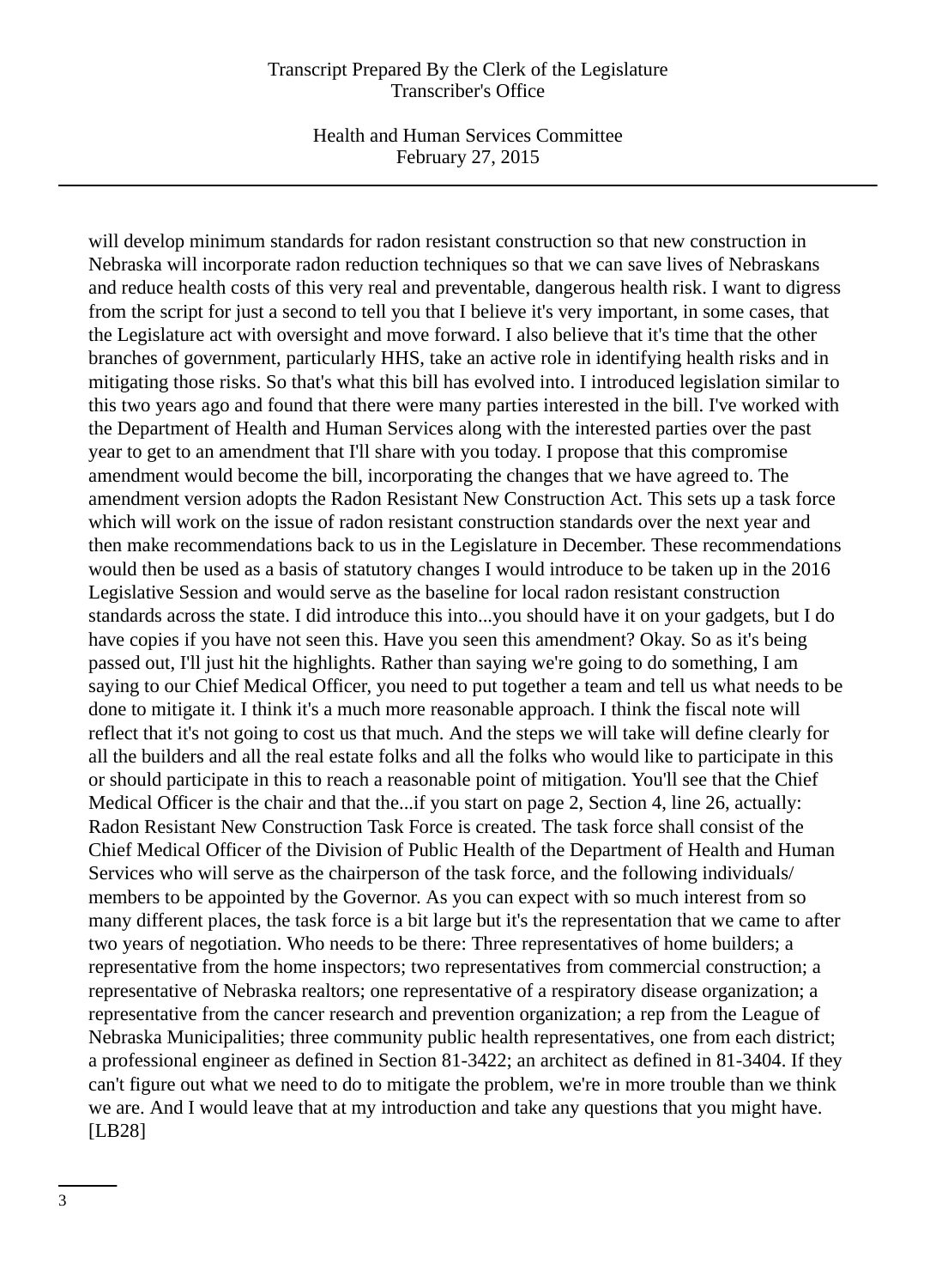will develop minimum standards for radon resistant construction so that new construction in Nebraska will incorporate radon reduction techniques so that we can save lives of Nebraskans and reduce health costs of this very real and preventable, dangerous health risk. I want to digress from the script for just a second to tell you that I believe it's very important, in some cases, that the Legislature act with oversight and move forward. I also believe that it's time that the other branches of government, particularly HHS, take an active role in identifying health risks and in mitigating those risks. So that's what this bill has evolved into. I introduced legislation similar to this two years ago and found that there were many parties interested in the bill. I've worked with the Department of Health and Human Services along with the interested parties over the past year to get to an amendment that I'll share with you today. I propose that this compromise amendment would become the bill, incorporating the changes that we have agreed to. The amendment version adopts the Radon Resistant New Construction Act. This sets up a task force which will work on the issue of radon resistant construction standards over the next year and then make recommendations back to us in the Legislature in December. These recommendations would then be used as a basis of statutory changes I would introduce to be taken up in the 2016 Legislative Session and would serve as the baseline for local radon resistant construction standards across the state. I did introduce this into...you should have it on your gadgets, but I do have copies if you have not seen this. Have you seen this amendment? Okay. So as it's being passed out, I'll just hit the highlights. Rather than saying we're going to do something, I am saying to our Chief Medical Officer, you need to put together a team and tell us what needs to be done to mitigate it. I think it's a much more reasonable approach. I think the fiscal note will reflect that it's not going to cost us that much. And the steps we will take will define clearly for all the builders and all the real estate folks and all the folks who would like to participate in this or should participate in this to reach a reasonable point of mitigation. You'll see that the Chief Medical Officer is the chair and that the...if you start on page 2, Section 4, line 26, actually: Radon Resistant New Construction Task Force is created. The task force shall consist of the Chief Medical Officer of the Division of Public Health of the Department of Health and Human Services who will serve as the chairperson of the task force, and the following individuals/ members to be appointed by the Governor. As you can expect with so much interest from so many different places, the task force is a bit large but it's the representation that we came to after two years of negotiation. Who needs to be there: Three representatives of home builders; a representative from the home inspectors; two representatives from commercial construction; a representative of Nebraska realtors; one representative of a respiratory disease organization; a representative from the cancer research and prevention organization; a rep from the League of Nebraska Municipalities; three community public health representatives, one from each district; a professional engineer as defined in Section 81-3422; an architect as defined in 81-3404. If they can't figure out what we need to do to mitigate the problem, we're in more trouble than we think we are. And I would leave that at my introduction and take any questions that you might have. [LB28]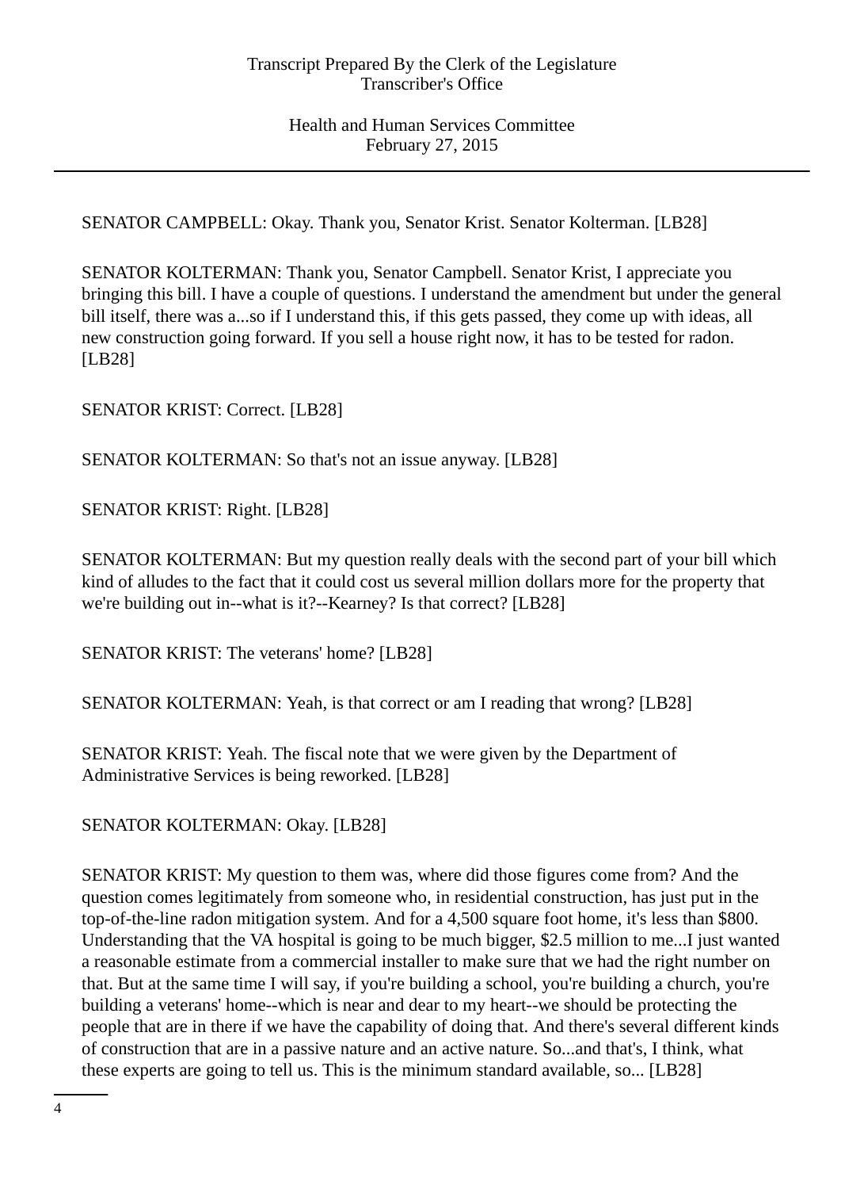SENATOR CAMPBELL: Okay. Thank you, Senator Krist. Senator Kolterman. [LB28]

SENATOR KOLTERMAN: Thank you, Senator Campbell. Senator Krist, I appreciate you bringing this bill. I have a couple of questions. I understand the amendment but under the general bill itself, there was a...so if I understand this, if this gets passed, they come up with ideas, all new construction going forward. If you sell a house right now, it has to be tested for radon. [LB28]

SENATOR KRIST: Correct. [LB28]

SENATOR KOLTERMAN: So that's not an issue anyway. [LB28]

SENATOR KRIST: Right. [LB28]

SENATOR KOLTERMAN: But my question really deals with the second part of your bill which kind of alludes to the fact that it could cost us several million dollars more for the property that we're building out in--what is it?--Kearney? Is that correct? [LB28]

SENATOR KRIST: The veterans' home? [LB28]

SENATOR KOLTERMAN: Yeah, is that correct or am I reading that wrong? [LB28]

SENATOR KRIST: Yeah. The fiscal note that we were given by the Department of Administrative Services is being reworked. [LB28]

SENATOR KOLTERMAN: Okay. [LB28]

SENATOR KRIST: My question to them was, where did those figures come from? And the question comes legitimately from someone who, in residential construction, has just put in the top-of-the-line radon mitigation system. And for a 4,500 square foot home, it's less than $800. Understanding that the VA hospital is going to be much bigger, $2.5 million to me...I just wanted a reasonable estimate from a commercial installer to make sure that we had the right number on that. But at the same time I will say, if you're building a school, you're building a church, you're building a veterans' home--which is near and dear to my heart--we should be protecting the people that are in there if we have the capability of doing that. And there's several different kinds of construction that are in a passive nature and an active nature. So...and that's, I think, what these experts are going to tell us. This is the minimum standard available, so... [LB28]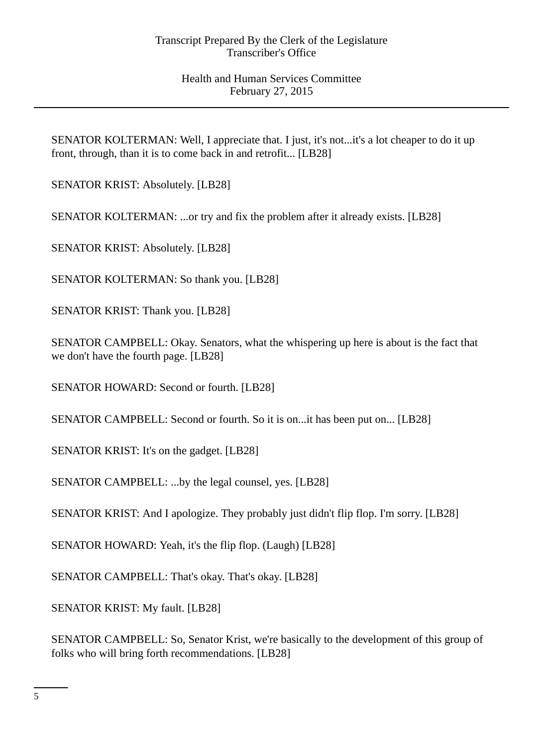SENATOR KOLTERMAN: Well, I appreciate that. I just, it's not...it's a lot cheaper to do it up front, through, than it is to come back in and retrofit... [LB28]

SENATOR KRIST: Absolutely. [LB28]

SENATOR KOLTERMAN: ...or try and fix the problem after it already exists. [LB28]

SENATOR KRIST: Absolutely. [LB28]

SENATOR KOLTERMAN: So thank you. [LB28]

SENATOR KRIST: Thank you. [LB28]

SENATOR CAMPBELL: Okay. Senators, what the whispering up here is about is the fact that we don't have the fourth page. [LB28]

SENATOR HOWARD: Second or fourth. [LB28]

SENATOR CAMPBELL: Second or fourth. So it is on...it has been put on... [LB28]

SENATOR KRIST: It's on the gadget. [LB28]

SENATOR CAMPBELL: ...by the legal counsel, yes. [LB28]

SENATOR KRIST: And I apologize. They probably just didn't flip flop. I'm sorry. [LB28]

SENATOR HOWARD: Yeah, it's the flip flop. (Laugh) [LB28]

SENATOR CAMPBELL: That's okay. That's okay. [LB28]

SENATOR KRIST: My fault. [LB28]

SENATOR CAMPBELL: So, Senator Krist, we're basically to the development of this group of folks who will bring forth recommendations. [LB28]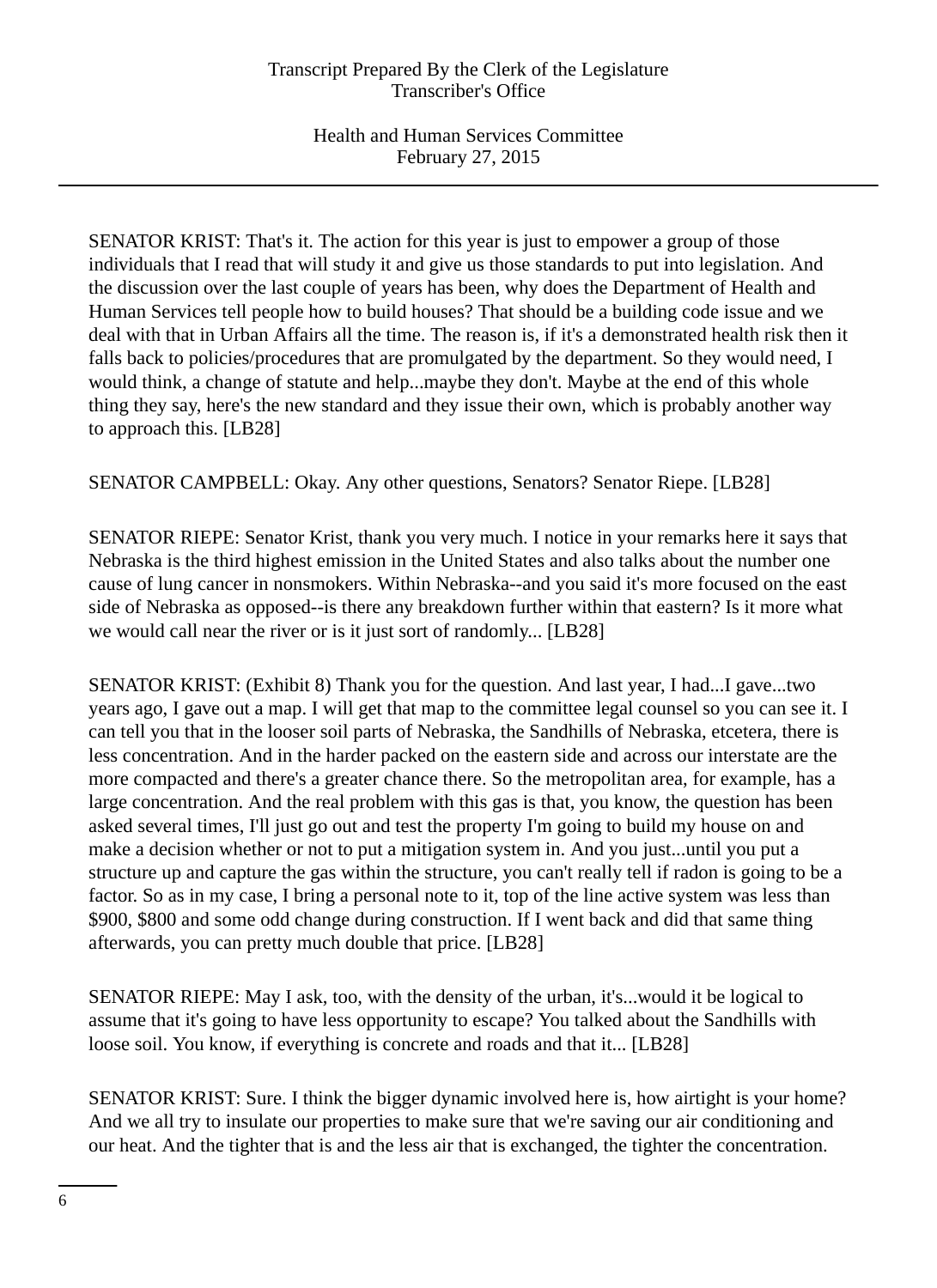SENATOR KRIST: That's it. The action for this year is just to empower a group of those individuals that I read that will study it and give us those standards to put into legislation. And the discussion over the last couple of years has been, why does the Department of Health and Human Services tell people how to build houses? That should be a building code issue and we deal with that in Urban Affairs all the time. The reason is, if it's a demonstrated health risk then it falls back to policies/procedures that are promulgated by the department. So they would need, I would think, a change of statute and help...maybe they don't. Maybe at the end of this whole thing they say, here's the new standard and they issue their own, which is probably another way to approach this. [LB28]

SENATOR CAMPBELL: Okay. Any other questions, Senators? Senator Riepe. [LB28]

SENATOR RIEPE: Senator Krist, thank you very much. I notice in your remarks here it says that Nebraska is the third highest emission in the United States and also talks about the number one cause of lung cancer in nonsmokers. Within Nebraska--and you said it's more focused on the east side of Nebraska as opposed--is there any breakdown further within that eastern? Is it more what we would call near the river or is it just sort of randomly... [LB28]

SENATOR KRIST: (Exhibit 8) Thank you for the question. And last year, I had...I gave...two years ago, I gave out a map. I will get that map to the committee legal counsel so you can see it. I can tell you that in the looser soil parts of Nebraska, the Sandhills of Nebraska, etcetera, there is less concentration. And in the harder packed on the eastern side and across our interstate are the more compacted and there's a greater chance there. So the metropolitan area, for example, has a large concentration. And the real problem with this gas is that, you know, the question has been asked several times, I'll just go out and test the property I'm going to build my house on and make a decision whether or not to put a mitigation system in. And you just...until you put a structure up and capture the gas within the structure, you can't really tell if radon is going to be a factor. So as in my case, I bring a personal note to it, top of the line active system was less than $900, $800 and some odd change during construction. If I went back and did that same thing afterwards, you can pretty much double that price. [LB28]

SENATOR RIEPE: May I ask, too, with the density of the urban, it's...would it be logical to assume that it's going to have less opportunity to escape? You talked about the Sandhills with loose soil. You know, if everything is concrete and roads and that it... [LB28]

SENATOR KRIST: Sure. I think the bigger dynamic involved here is, how airtight is your home? And we all try to insulate our properties to make sure that we're saving our air conditioning and our heat. And the tighter that is and the less air that is exchanged, the tighter the concentration.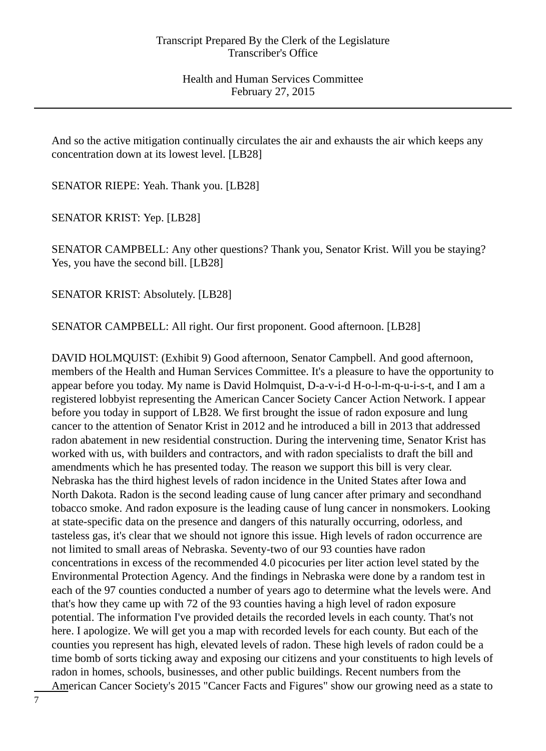And so the active mitigation continually circulates the air and exhausts the air which keeps any concentration down at its lowest level. [LB28]

SENATOR RIEPE: Yeah. Thank you. [LB28]

SENATOR KRIST: Yep. [LB28]

SENATOR CAMPBELL: Any other questions? Thank you, Senator Krist. Will you be staying? Yes, you have the second bill. [LB28]

SENATOR KRIST: Absolutely. [LB28]

SENATOR CAMPBELL: All right. Our first proponent. Good afternoon. [LB28]

DAVID HOLMQUIST: (Exhibit 9) Good afternoon, Senator Campbell. And good afternoon, members of the Health and Human Services Committee. It's a pleasure to have the opportunity to appear before you today. My name is David Holmquist, D-a-v-i-d H-o-l-m-q-u-i-s-t, and I am a registered lobbyist representing the American Cancer Society Cancer Action Network. I appear before you today in support of LB28. We first brought the issue of radon exposure and lung cancer to the attention of Senator Krist in 2012 and he introduced a bill in 2013 that addressed radon abatement in new residential construction. During the intervening time, Senator Krist has worked with us, with builders and contractors, and with radon specialists to draft the bill and amendments which he has presented today. The reason we support this bill is very clear. Nebraska has the third highest levels of radon incidence in the United States after Iowa and North Dakota. Radon is the second leading cause of lung cancer after primary and secondhand tobacco smoke. And radon exposure is the leading cause of lung cancer in nonsmokers. Looking at state-specific data on the presence and dangers of this naturally occurring, odorless, and tasteless gas, it's clear that we should not ignore this issue. High levels of radon occurrence are not limited to small areas of Nebraska. Seventy-two of our 93 counties have radon concentrations in excess of the recommended 4.0 picocuries per liter action level stated by the Environmental Protection Agency. And the findings in Nebraska were done by a random test in each of the 97 counties conducted a number of years ago to determine what the levels were. And that's how they came up with 72 of the 93 counties having a high level of radon exposure potential. The information I've provided details the recorded levels in each county. That's not here. I apologize. We will get you a map with recorded levels for each county. But each of the counties you represent has high, elevated levels of radon. These high levels of radon could be a time bomb of sorts ticking away and exposing our citizens and your constituents to high levels of radon in homes, schools, businesses, and other public buildings. Recent numbers from the American Cancer Society's 2015 "Cancer Facts and Figures" show our growing need as a state to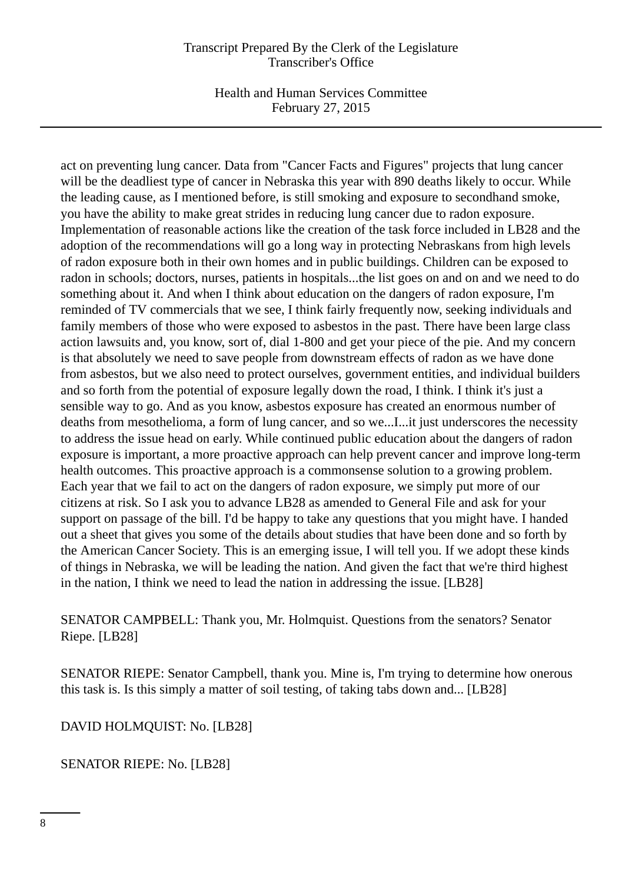act on preventing lung cancer. Data from "Cancer Facts and Figures" projects that lung cancer will be the deadliest type of cancer in Nebraska this year with 890 deaths likely to occur. While the leading cause, as I mentioned before, is still smoking and exposure to secondhand smoke, you have the ability to make great strides in reducing lung cancer due to radon exposure. Implementation of reasonable actions like the creation of the task force included in LB28 and the adoption of the recommendations will go a long way in protecting Nebraskans from high levels of radon exposure both in their own homes and in public buildings. Children can be exposed to radon in schools; doctors, nurses, patients in hospitals...the list goes on and on and we need to do something about it. And when I think about education on the dangers of radon exposure, I'm reminded of TV commercials that we see, I think fairly frequently now, seeking individuals and family members of those who were exposed to asbestos in the past. There have been large class action lawsuits and, you know, sort of, dial 1-800 and get your piece of the pie. And my concern is that absolutely we need to save people from downstream effects of radon as we have done from asbestos, but we also need to protect ourselves, government entities, and individual builders and so forth from the potential of exposure legally down the road, I think. I think it's just a sensible way to go. And as you know, asbestos exposure has created an enormous number of deaths from mesothelioma, a form of lung cancer, and so we...I...it just underscores the necessity to address the issue head on early. While continued public education about the dangers of radon exposure is important, a more proactive approach can help prevent cancer and improve long-term health outcomes. This proactive approach is a commonsense solution to a growing problem. Each year that we fail to act on the dangers of radon exposure, we simply put more of our citizens at risk. So I ask you to advance LB28 as amended to General File and ask for your support on passage of the bill. I'd be happy to take any questions that you might have. I handed out a sheet that gives you some of the details about studies that have been done and so forth by the American Cancer Society. This is an emerging issue, I will tell you. If we adopt these kinds of things in Nebraska, we will be leading the nation. And given the fact that we're third highest in the nation, I think we need to lead the nation in addressing the issue. [LB28]

SENATOR CAMPBELL: Thank you, Mr. Holmquist. Questions from the senators? Senator Riepe. [LB28]

SENATOR RIEPE: Senator Campbell, thank you. Mine is, I'm trying to determine how onerous this task is. Is this simply a matter of soil testing, of taking tabs down and... [LB28]

DAVID HOLMQUIST: No. [LB28]

SENATOR RIEPE: No. [LB28]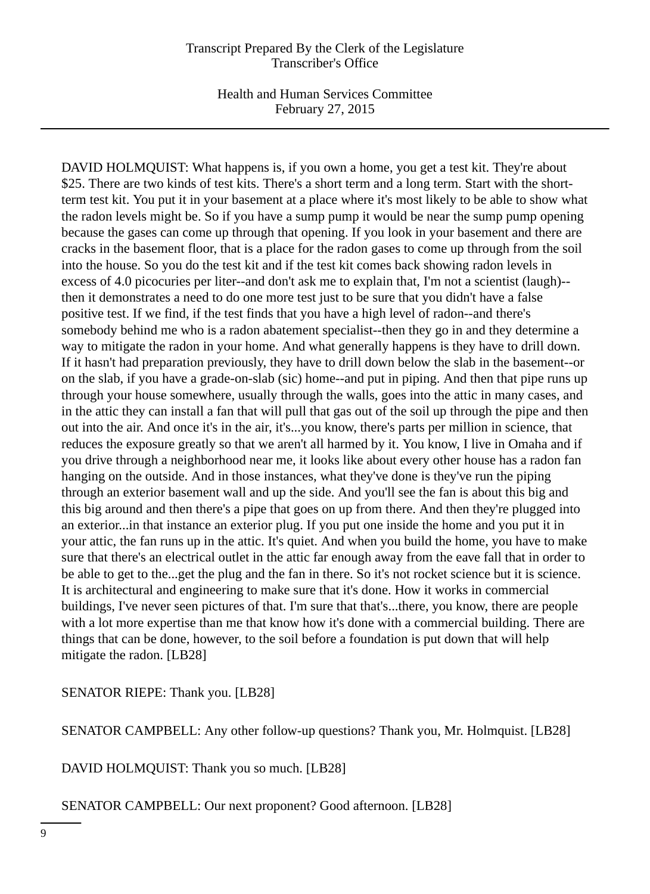DAVID HOLMQUIST: What happens is, if you own a home, you get a test kit. They're about $25. There are two kinds of test kits. There's a short term and a long term. Start with the short-term test kit. You put it in your basement at a place where it's most likely to be able to show what the radon levels might be. So if you have a sump pump it would be near the sump pump opening because the gases can come up through that opening. If you look in your basement and there are cracks in the basement floor, that is a place for the radon gases to come up through from the soil into the house. So you do the test kit and if the test kit comes back showing radon levels in excess of 4.0 picocuries per liter--and don't ask me to explain that, I'm not a scientist (laugh)--then it demonstrates a need to do one more test just to be sure that you didn't have a false positive test. If we find, if the test finds that you have a high level of radon--and there's somebody behind me who is a radon abatement specialist--then they go in and they determine a way to mitigate the radon in your home. And what generally happens is they have to drill down. If it hasn't had preparation previously, they have to drill down below the slab in the basement--or on the slab, if you have a grade-on-slab (sic) home--and put in piping. And then that pipe runs up through your house somewhere, usually through the walls, goes into the attic in many cases, and in the attic they can install a fan that will pull that gas out of the soil up through the pipe and then out into the air. And once it's in the air, it's...you know, there's parts per million in science, that reduces the exposure greatly so that we aren't all harmed by it. You know, I live in Omaha and if you drive through a neighborhood near me, it looks like about every other house has a radon fan hanging on the outside. And in those instances, what they've done is they've run the piping through an exterior basement wall and up the side. And you'll see the fan is about this big and this big around and then there's a pipe that goes on up from there. And then they're plugged into an exterior...in that instance an exterior plug. If you put one inside the home and you put it in your attic, the fan runs up in the attic. It's quiet. And when you build the home, you have to make sure that there's an electrical outlet in the attic far enough away from the eave fall that in order to be able to get to the...get the plug and the fan in there. So it's not rocket science but it is science. It is architectural and engineering to make sure that it's done. How it works in commercial buildings, I've never seen pictures of that. I'm sure that that's...there, you know, there are people with a lot more expertise than me that know how it's done with a commercial building. There are things that can be done, however, to the soil before a foundation is put down that will help mitigate the radon. [LB28]

SENATOR RIEPE: Thank you. [LB28]

SENATOR CAMPBELL: Any other follow-up questions? Thank you, Mr. Holmquist. [LB28]

DAVID HOLMQUIST: Thank you so much. [LB28]

SENATOR CAMPBELL: Our next proponent? Good afternoon. [LB28]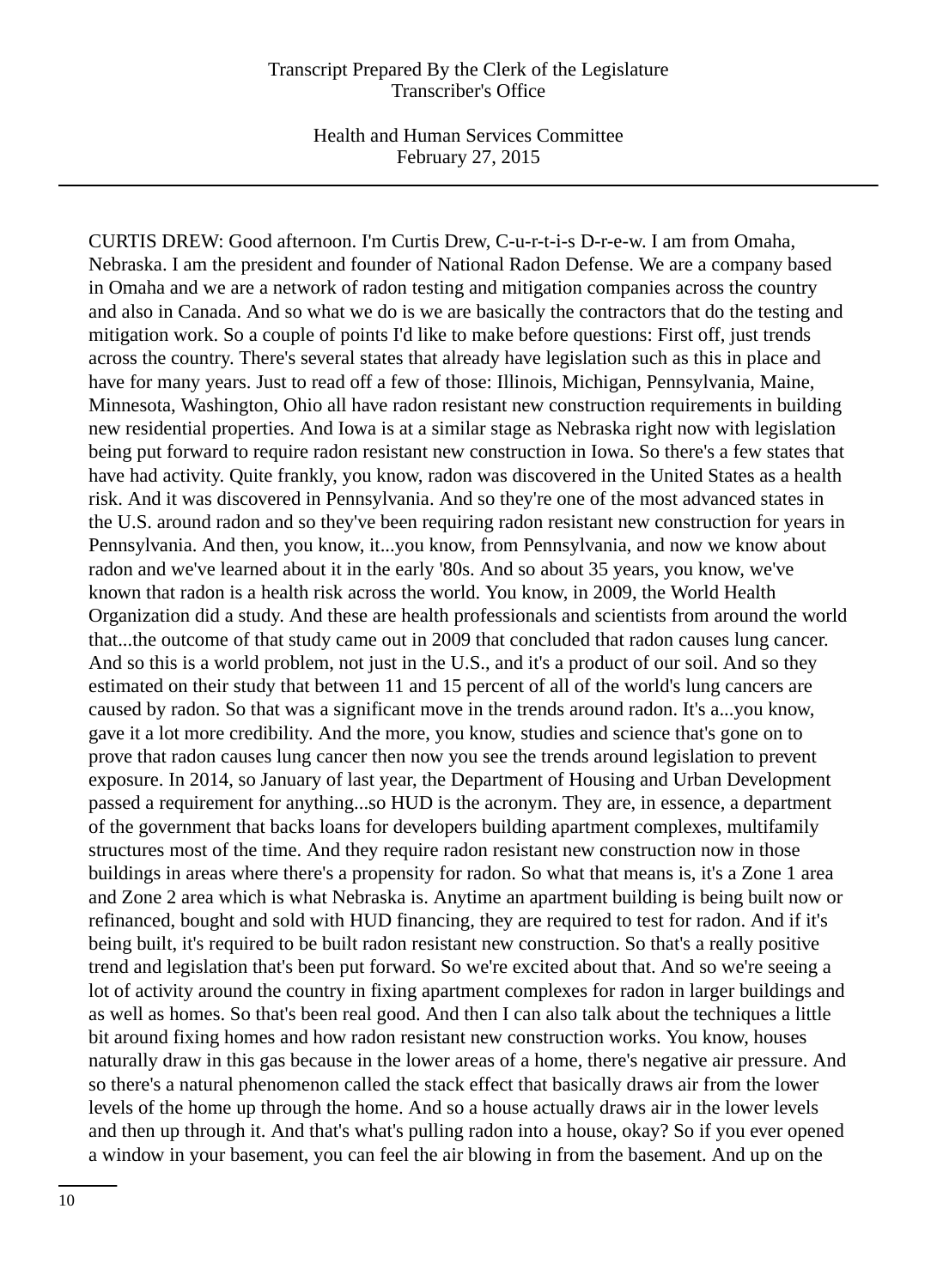CURTIS DREW: Good afternoon. I'm Curtis Drew, C-u-r-t-i-s D-r-e-w. I am from Omaha, Nebraska. I am the president and founder of National Radon Defense. We are a company based in Omaha and we are a network of radon testing and mitigation companies across the country and also in Canada. And so what we do is we are basically the contractors that do the testing and mitigation work. So a couple of points I'd like to make before questions: First off, just trends across the country. There's several states that already have legislation such as this in place and have for many years. Just to read off a few of those: Illinois, Michigan, Pennsylvania, Maine, Minnesota, Washington, Ohio all have radon resistant new construction requirements in building new residential properties. And Iowa is at a similar stage as Nebraska right now with legislation being put forward to require radon resistant new construction in Iowa. So there's a few states that have had activity. Quite frankly, you know, radon was discovered in the United States as a health risk. And it was discovered in Pennsylvania. And so they're one of the most advanced states in the U.S. around radon and so they've been requiring radon resistant new construction for years in Pennsylvania. And then, you know, it...you know, from Pennsylvania, and now we know about radon and we've learned about it in the early '80s. And so about 35 years, you know, we've known that radon is a health risk across the world. You know, in 2009, the World Health Organization did a study. And these are health professionals and scientists from around the world that...the outcome of that study came out in 2009 that concluded that radon causes lung cancer. And so this is a world problem, not just in the U.S., and it's a product of our soil. And so they estimated on their study that between 11 and 15 percent of all of the world's lung cancers are caused by radon. So that was a significant move in the trends around radon. It's a...you know, gave it a lot more credibility. And the more, you know, studies and science that's gone on to prove that radon causes lung cancer then now you see the trends around legislation to prevent exposure. In 2014, so January of last year, the Department of Housing and Urban Development passed a requirement for anything...so HUD is the acronym. They are, in essence, a department of the government that backs loans for developers building apartment complexes, multifamily structures most of the time. And they require radon resistant new construction now in those buildings in areas where there's a propensity for radon. So what that means is, it's a Zone 1 area and Zone 2 area which is what Nebraska is. Anytime an apartment building is being built now or refinanced, bought and sold with HUD financing, they are required to test for radon. And if it's being built, it's required to be built radon resistant new construction. So that's a really positive trend and legislation that's been put forward. So we're excited about that. And so we're seeing a lot of activity around the country in fixing apartment complexes for radon in larger buildings and as well as homes. So that's been real good. And then I can also talk about the techniques a little bit around fixing homes and how radon resistant new construction works. You know, houses naturally draw in this gas because in the lower areas of a home, there's negative air pressure. And so there's a natural phenomenon called the stack effect that basically draws air from the lower levels of the home up through the home. And so a house actually draws air in the lower levels and then up through it. And that's what's pulling radon into a house, okay? So if you ever opened a window in your basement, you can feel the air blowing in from the basement. And up on the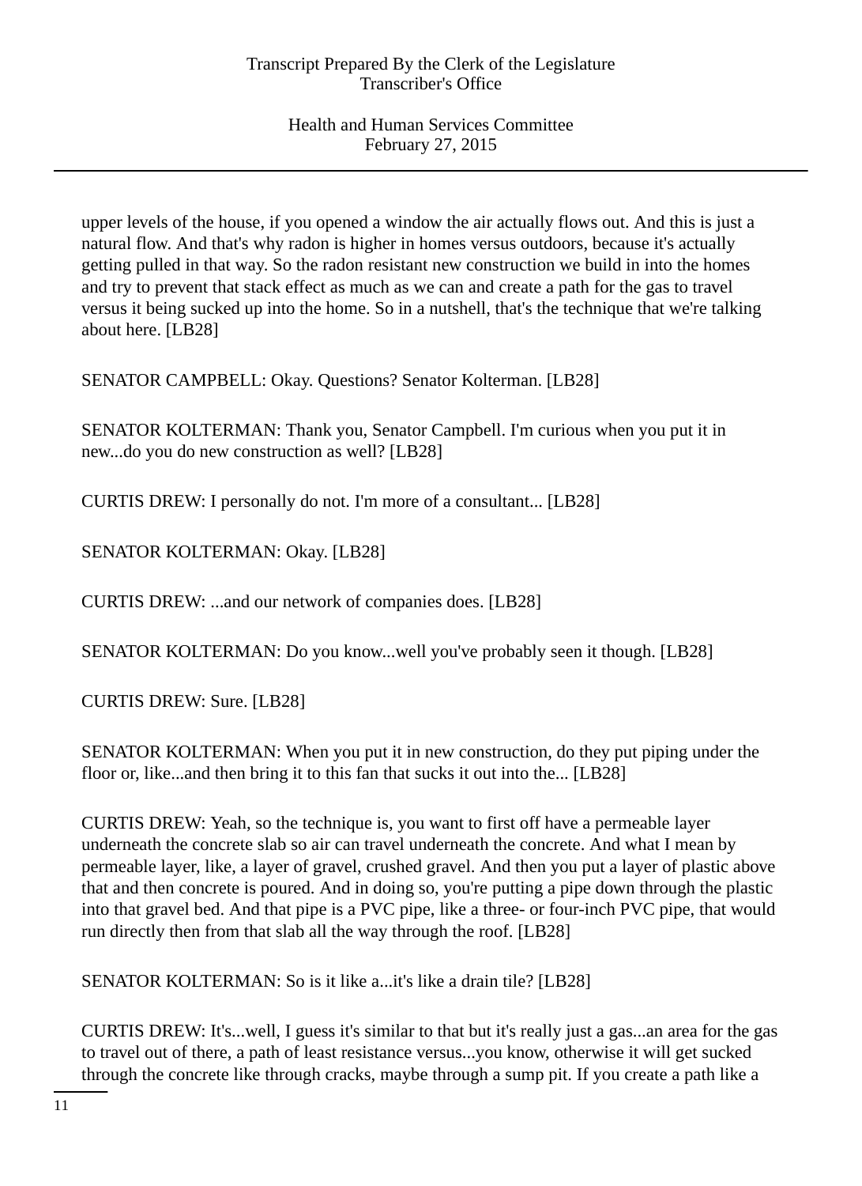upper levels of the house, if you opened a window the air actually flows out. And this is just a natural flow. And that's why radon is higher in homes versus outdoors, because it's actually getting pulled in that way. So the radon resistant new construction we build in into the homes and try to prevent that stack effect as much as we can and create a path for the gas to travel versus it being sucked up into the home. So in a nutshell, that's the technique that we're talking about here. [LB28]

SENATOR CAMPBELL: Okay. Questions? Senator Kolterman. [LB28]

SENATOR KOLTERMAN: Thank you, Senator Campbell. I'm curious when you put it in new...do you do new construction as well? [LB28]

CURTIS DREW: I personally do not. I'm more of a consultant... [LB28]

SENATOR KOLTERMAN: Okay. [LB28]

CURTIS DREW: ...and our network of companies does. [LB28]

SENATOR KOLTERMAN: Do you know...well you've probably seen it though. [LB28]

CURTIS DREW: Sure. [LB28]

SENATOR KOLTERMAN: When you put it in new construction, do they put piping under the floor or, like...and then bring it to this fan that sucks it out into the... [LB28]

CURTIS DREW: Yeah, so the technique is, you want to first off have a permeable layer underneath the concrete slab so air can travel underneath the concrete. And what I mean by permeable layer, like, a layer of gravel, crushed gravel. And then you put a layer of plastic above that and then concrete is poured. And in doing so, you're putting a pipe down through the plastic into that gravel bed. And that pipe is a PVC pipe, like a three- or four-inch PVC pipe, that would run directly then from that slab all the way through the roof. [LB28]

SENATOR KOLTERMAN: So is it like a...it's like a drain tile? [LB28]

CURTIS DREW: It's...well, I guess it's similar to that but it's really just a gas...an area for the gas to travel out of there, a path of least resistance versus...you know, otherwise it will get sucked through the concrete like through cracks, maybe through a sump pit. If you create a path like a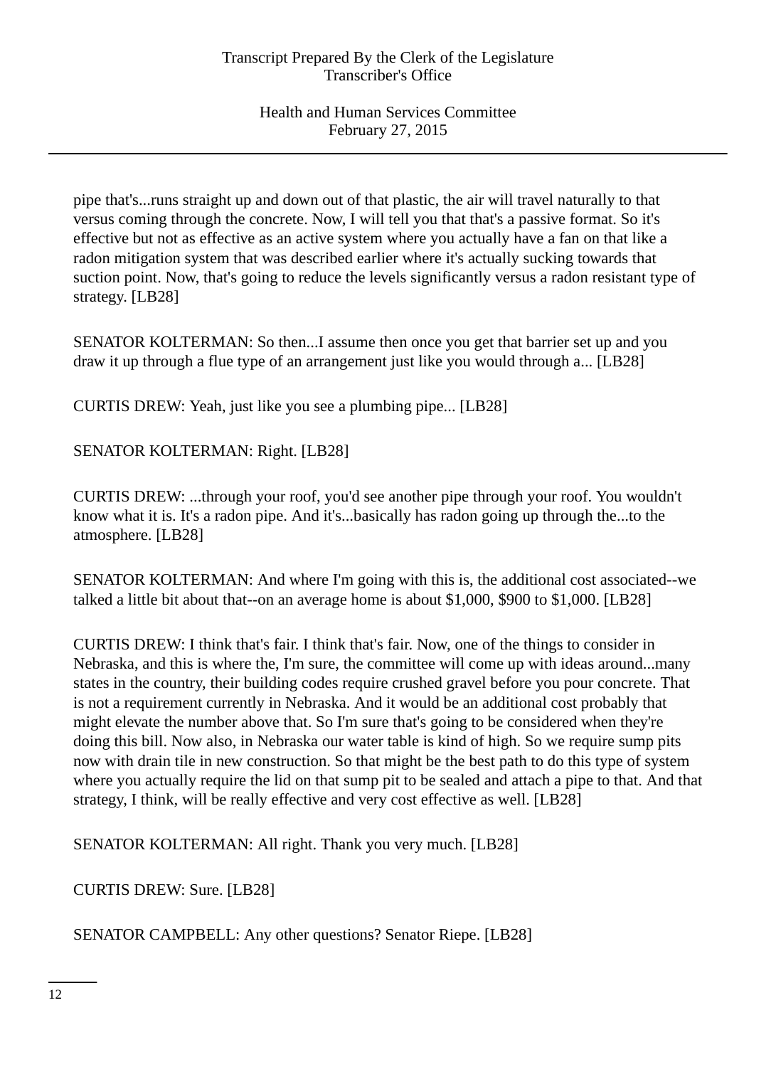pipe that's...runs straight up and down out of that plastic, the air will travel naturally to that versus coming through the concrete. Now, I will tell you that that's a passive format. So it's effective but not as effective as an active system where you actually have a fan on that like a radon mitigation system that was described earlier where it's actually sucking towards that suction point. Now, that's going to reduce the levels significantly versus a radon resistant type of strategy. [LB28]

SENATOR KOLTERMAN: So then...I assume then once you get that barrier set up and you draw it up through a flue type of an arrangement just like you would through a... [LB28]

CURTIS DREW: Yeah, just like you see a plumbing pipe... [LB28]

SENATOR KOLTERMAN: Right. [LB28]

CURTIS DREW: ...through your roof, you'd see another pipe through your roof. You wouldn't know what it is. It's a radon pipe. And it's...basically has radon going up through the...to the atmosphere. [LB28]

SENATOR KOLTERMAN: And where I'm going with this is, the additional cost associated--we talked a little bit about that--on an average home is about $1,000, $900 to $1,000. [LB28]

CURTIS DREW: I think that's fair. I think that's fair. Now, one of the things to consider in Nebraska, and this is where the, I'm sure, the committee will come up with ideas around...many states in the country, their building codes require crushed gravel before you pour concrete. That is not a requirement currently in Nebraska. And it would be an additional cost probably that might elevate the number above that. So I'm sure that's going to be considered when they're doing this bill. Now also, in Nebraska our water table is kind of high. So we require sump pits now with drain tile in new construction. So that might be the best path to do this type of system where you actually require the lid on that sump pit to be sealed and attach a pipe to that. And that strategy, I think, will be really effective and very cost effective as well. [LB28]

SENATOR KOLTERMAN: All right. Thank you very much. [LB28]

CURTIS DREW: Sure. [LB28]

SENATOR CAMPBELL: Any other questions? Senator Riepe. [LB28]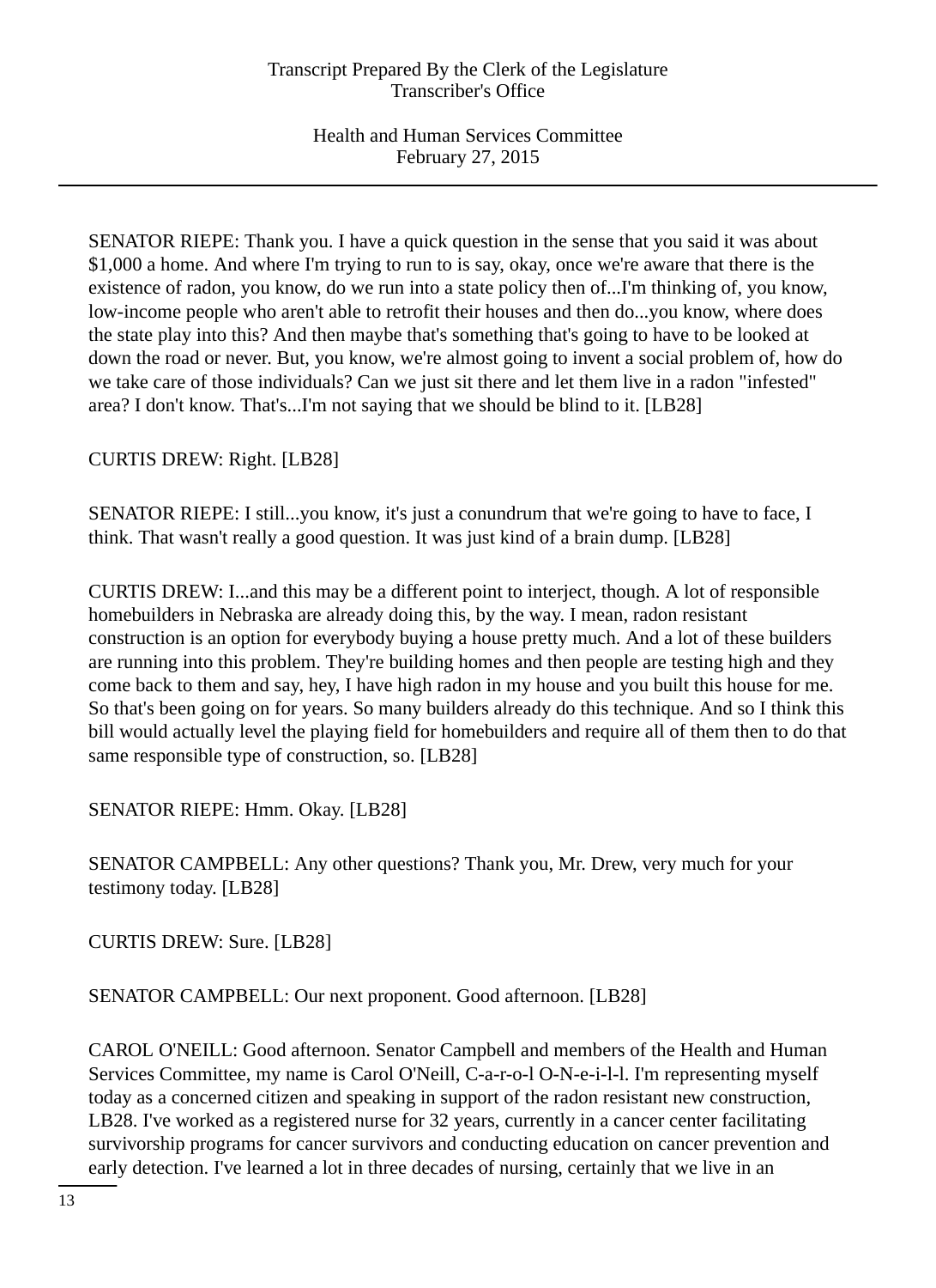SENATOR RIEPE: Thank you. I have a quick question in the sense that you said it was about $1,000 a home. And where I'm trying to run to is say, okay, once we're aware that there is the existence of radon, you know, do we run into a state policy then of...I'm thinking of, you know, low-income people who aren't able to retrofit their houses and then do...you know, where does the state play into this? And then maybe that's something that's going to have to be looked at down the road or never. But, you know, we're almost going to invent a social problem of, how do we take care of those individuals? Can we just sit there and let them live in a radon "infested" area? I don't know. That's...I'm not saying that we should be blind to it. [LB28]

CURTIS DREW: Right. [LB28]

SENATOR RIEPE: I still...you know, it's just a conundrum that we're going to have to face, I think. That wasn't really a good question. It was just kind of a brain dump. [LB28]

CURTIS DREW: I...and this may be a different point to interject, though. A lot of responsible homebuilders in Nebraska are already doing this, by the way. I mean, radon resistant construction is an option for everybody buying a house pretty much. And a lot of these builders are running into this problem. They're building homes and then people are testing high and they come back to them and say, hey, I have high radon in my house and you built this house for me. So that's been going on for years. So many builders already do this technique. And so I think this bill would actually level the playing field for homebuilders and require all of them then to do that same responsible type of construction, so. [LB28]

SENATOR RIEPE: Hmm. Okay. [LB28]

SENATOR CAMPBELL: Any other questions? Thank you, Mr. Drew, very much for your testimony today. [LB28]

CURTIS DREW: Sure. [LB28]

SENATOR CAMPBELL: Our next proponent. Good afternoon. [LB28]

CAROL O'NEILL: Good afternoon. Senator Campbell and members of the Health and Human Services Committee, my name is Carol O'Neill, C-a-r-o-l O-N-e-i-l-l. I'm representing myself today as a concerned citizen and speaking in support of the radon resistant new construction, LB28. I've worked as a registered nurse for 32 years, currently in a cancer center facilitating survivorship programs for cancer survivors and conducting education on cancer prevention and early detection. I've learned a lot in three decades of nursing, certainly that we live in an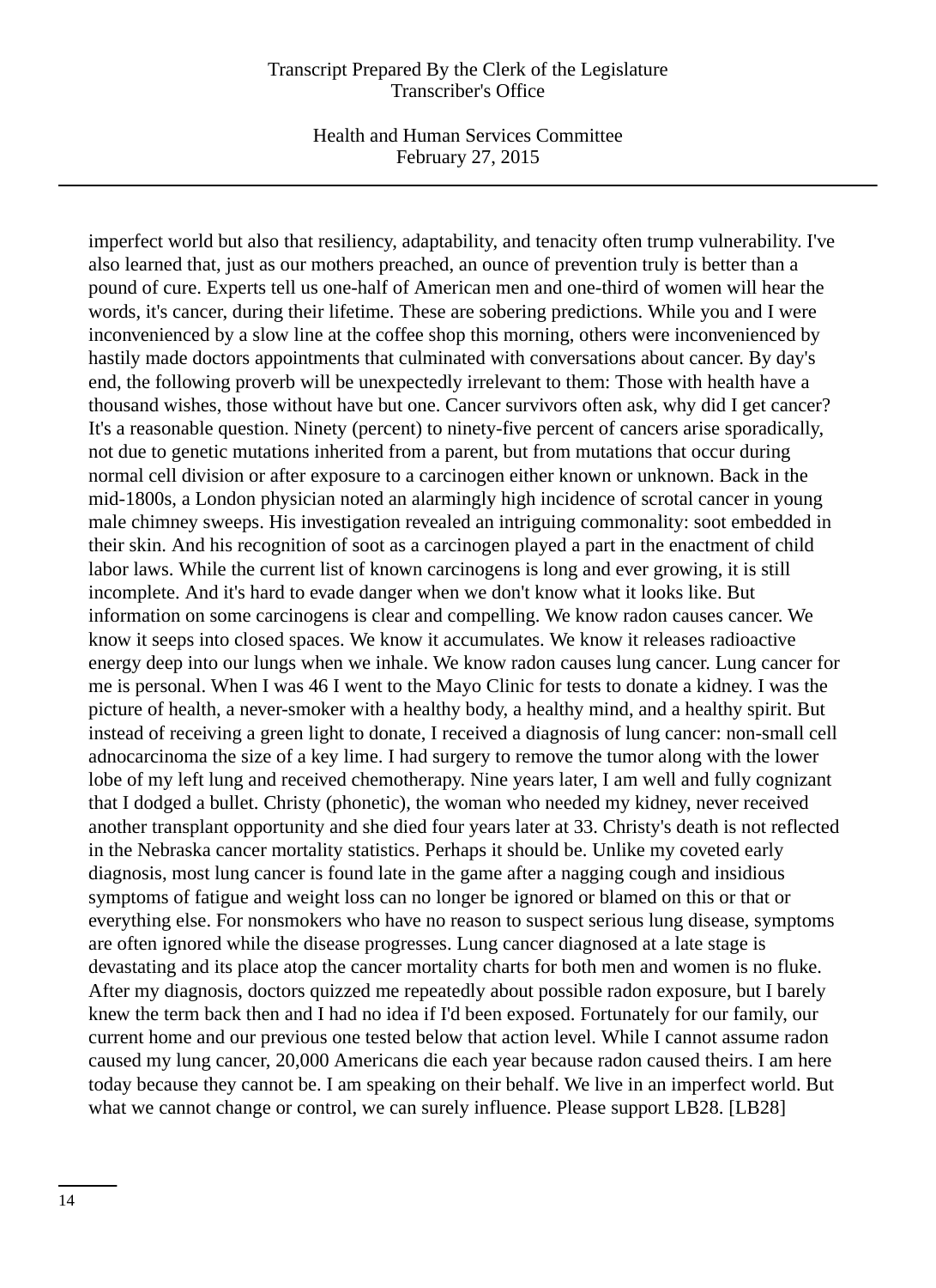imperfect world but also that resiliency, adaptability, and tenacity often trump vulnerability. I've also learned that, just as our mothers preached, an ounce of prevention truly is better than a pound of cure. Experts tell us one-half of American men and one-third of women will hear the words, it's cancer, during their lifetime. These are sobering predictions. While you and I were inconvenienced by a slow line at the coffee shop this morning, others were inconvenienced by hastily made doctors appointments that culminated with conversations about cancer. By day's end, the following proverb will be unexpectedly irrelevant to them: Those with health have a thousand wishes, those without have but one. Cancer survivors often ask, why did I get cancer? It's a reasonable question. Ninety (percent) to ninety-five percent of cancers arise sporadically, not due to genetic mutations inherited from a parent, but from mutations that occur during normal cell division or after exposure to a carcinogen either known or unknown. Back in the mid-1800s, a London physician noted an alarmingly high incidence of scrotal cancer in young male chimney sweeps. His investigation revealed an intriguing commonality: soot embedded in their skin. And his recognition of soot as a carcinogen played a part in the enactment of child labor laws. While the current list of known carcinogens is long and ever growing, it is still incomplete. And it's hard to evade danger when we don't know what it looks like. But information on some carcinogens is clear and compelling. We know radon causes cancer. We know it seeps into closed spaces. We know it accumulates. We know it releases radioactive energy deep into our lungs when we inhale. We know radon causes lung cancer. Lung cancer for me is personal. When I was 46 I went to the Mayo Clinic for tests to donate a kidney. I was the picture of health, a never-smoker with a healthy body, a healthy mind, and a healthy spirit. But instead of receiving a green light to donate, I received a diagnosis of lung cancer: non-small cell adnocarcinoma the size of a key lime. I had surgery to remove the tumor along with the lower lobe of my left lung and received chemotherapy. Nine years later, I am well and fully cognizant that I dodged a bullet. Christy (phonetic), the woman who needed my kidney, never received another transplant opportunity and she died four years later at 33. Christy's death is not reflected in the Nebraska cancer mortality statistics. Perhaps it should be. Unlike my coveted early diagnosis, most lung cancer is found late in the game after a nagging cough and insidious symptoms of fatigue and weight loss can no longer be ignored or blamed on this or that or everything else. For nonsmokers who have no reason to suspect serious lung disease, symptoms are often ignored while the disease progresses. Lung cancer diagnosed at a late stage is devastating and its place atop the cancer mortality charts for both men and women is no fluke. After my diagnosis, doctors quizzed me repeatedly about possible radon exposure, but I barely knew the term back then and I had no idea if I'd been exposed. Fortunately for our family, our current home and our previous one tested below that action level. While I cannot assume radon caused my lung cancer, 20,000 Americans die each year because radon caused theirs. I am here today because they cannot be. I am speaking on their behalf. We live in an imperfect world. But what we cannot change or control, we can surely influence. Please support LB28. [LB28]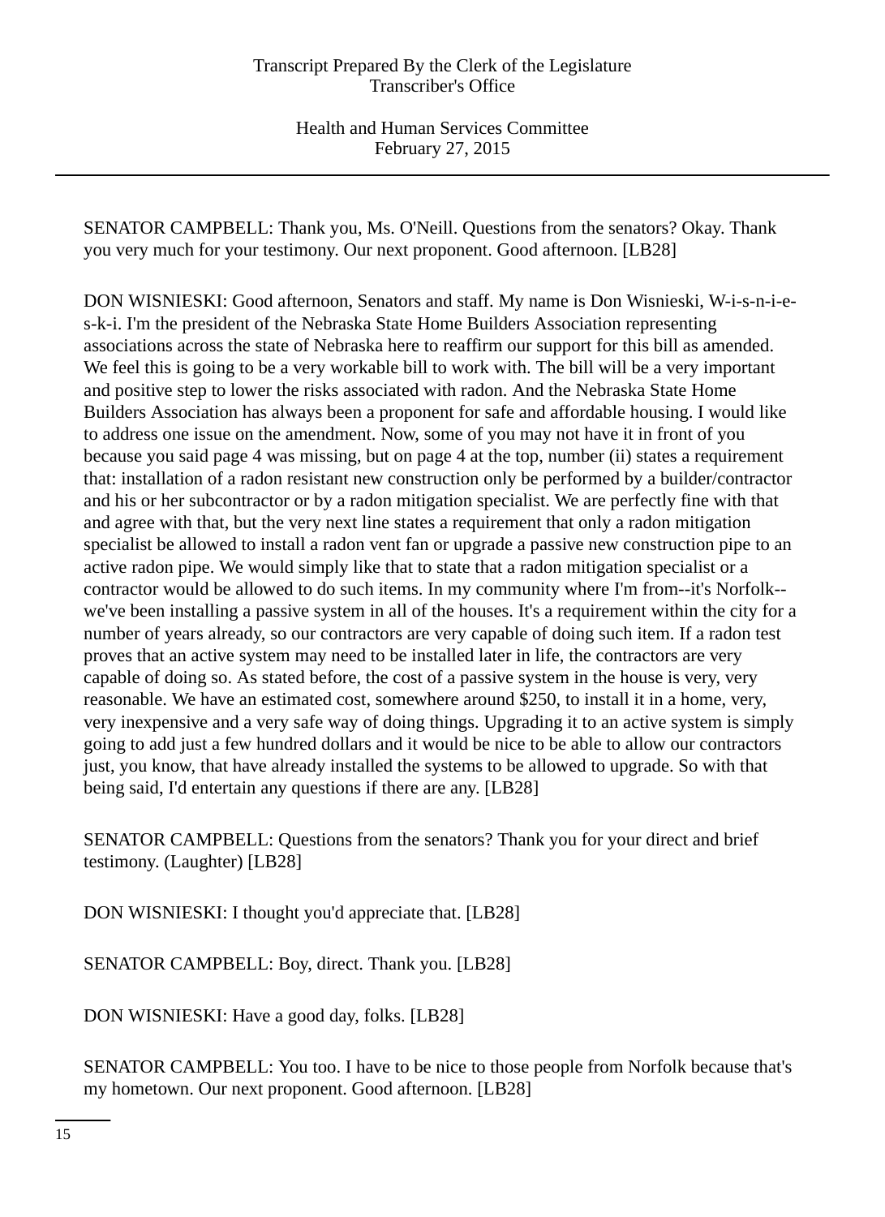SENATOR CAMPBELL: Thank you, Ms. O'Neill. Questions from the senators? Okay. Thank you very much for your testimony. Our next proponent. Good afternoon. [LB28]

DON WISNIESKI: Good afternoon, Senators and staff. My name is Don Wisnieski, W-i-s-n-i-e-s-k-i. I'm the president of the Nebraska State Home Builders Association representing associations across the state of Nebraska here to reaffirm our support for this bill as amended. We feel this is going to be a very workable bill to work with. The bill will be a very important and positive step to lower the risks associated with radon. And the Nebraska State Home Builders Association has always been a proponent for safe and affordable housing. I would like to address one issue on the amendment. Now, some of you may not have it in front of you because you said page 4 was missing, but on page 4 at the top, number (ii) states a requirement that: installation of a radon resistant new construction only be performed by a builder/contractor and his or her subcontractor or by a radon mitigation specialist. We are perfectly fine with that and agree with that, but the very next line states a requirement that only a radon mitigation specialist be allowed to install a radon vent fan or upgrade a passive new construction pipe to an active radon pipe. We would simply like that to state that a radon mitigation specialist or a contractor would be allowed to do such items. In my community where I'm from--it's Norfolk--we've been installing a passive system in all of the houses. It's a requirement within the city for a number of years already, so our contractors are very capable of doing such item. If a radon test proves that an active system may need to be installed later in life, the contractors are very capable of doing so. As stated before, the cost of a passive system in the house is very, very reasonable. We have an estimated cost, somewhere around $250, to install it in a home, very, very inexpensive and a very safe way of doing things. Upgrading it to an active system is simply going to add just a few hundred dollars and it would be nice to be able to allow our contractors just, you know, that have already installed the systems to be allowed to upgrade. So with that being said, I'd entertain any questions if there are any. [LB28]

SENATOR CAMPBELL: Questions from the senators? Thank you for your direct and brief testimony. (Laughter) [LB28]

DON WISNIESKI: I thought you'd appreciate that. [LB28]

SENATOR CAMPBELL: Boy, direct. Thank you. [LB28]

DON WISNIESKI: Have a good day, folks. [LB28]

SENATOR CAMPBELL: You too. I have to be nice to those people from Norfolk because that's my hometown. Our next proponent. Good afternoon. [LB28]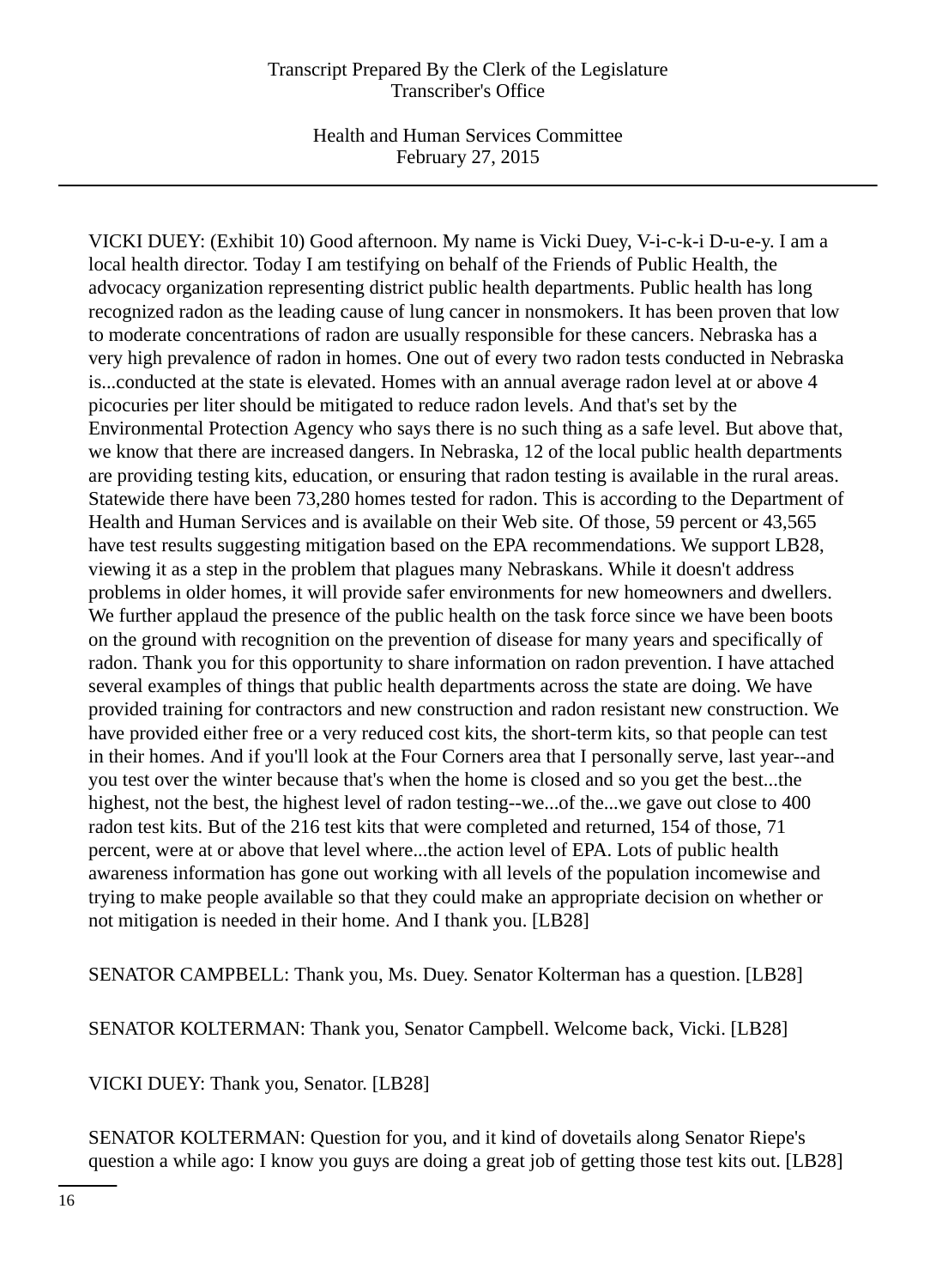VICKI DUEY: (Exhibit 10) Good afternoon. My name is Vicki Duey, V-i-c-k-i D-u-e-y. I am a local health director. Today I am testifying on behalf of the Friends of Public Health, the advocacy organization representing district public health departments. Public health has long recognized radon as the leading cause of lung cancer in nonsmokers. It has been proven that low to moderate concentrations of radon are usually responsible for these cancers. Nebraska has a very high prevalence of radon in homes. One out of every two radon tests conducted in Nebraska is...conducted at the state is elevated. Homes with an annual average radon level at or above 4 picocuries per liter should be mitigated to reduce radon levels. And that's set by the Environmental Protection Agency who says there is no such thing as a safe level. But above that, we know that there are increased dangers. In Nebraska, 12 of the local public health departments are providing testing kits, education, or ensuring that radon testing is available in the rural areas. Statewide there have been 73,280 homes tested for radon. This is according to the Department of Health and Human Services and is available on their Web site. Of those, 59 percent or 43,565 have test results suggesting mitigation based on the EPA recommendations. We support LB28, viewing it as a step in the problem that plagues many Nebraskans. While it doesn't address problems in older homes, it will provide safer environments for new homeowners and dwellers. We further applaud the presence of the public health on the task force since we have been boots on the ground with recognition on the prevention of disease for many years and specifically of radon. Thank you for this opportunity to share information on radon prevention. I have attached several examples of things that public health departments across the state are doing. We have provided training for contractors and new construction and radon resistant new construction. We have provided either free or a very reduced cost kits, the short-term kits, so that people can test in their homes. And if you'll look at the Four Corners area that I personally serve, last year--and you test over the winter because that's when the home is closed and so you get the best...the highest, not the best, the highest level of radon testing--we...of the...we gave out close to 400 radon test kits. But of the 216 test kits that were completed and returned, 154 of those, 71 percent, were at or above that level where...the action level of EPA. Lots of public health awareness information has gone out working with all levels of the population incomewise and trying to make people available so that they could make an appropriate decision on whether or not mitigation is needed in their home. And I thank you. [LB28]

SENATOR CAMPBELL: Thank you, Ms. Duey. Senator Kolterman has a question. [LB28]

SENATOR KOLTERMAN: Thank you, Senator Campbell. Welcome back, Vicki. [LB28]

VICKI DUEY: Thank you, Senator. [LB28]

SENATOR KOLTERMAN: Question for you, and it kind of dovetails along Senator Riepe's question a while ago: I know you guys are doing a great job of getting those test kits out. [LB28]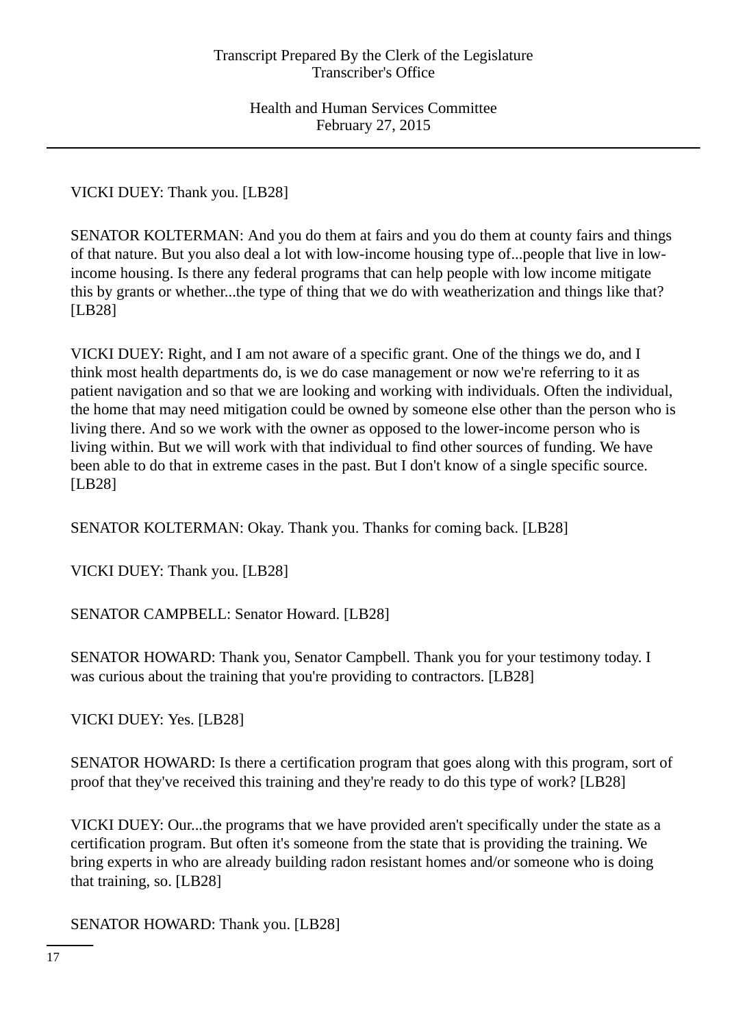VICKI DUEY: Thank you. [LB28]

SENATOR KOLTERMAN: And you do them at fairs and you do them at county fairs and things of that nature. But you also deal a lot with low-income housing type of...people that live in low-income housing. Is there any federal programs that can help people with low income mitigate this by grants or whether...the type of thing that we do with weatherization and things like that? [LB28]

VICKI DUEY: Right, and I am not aware of a specific grant. One of the things we do, and I think most health departments do, is we do case management or now we're referring to it as patient navigation and so that we are looking and working with individuals. Often the individual, the home that may need mitigation could be owned by someone else other than the person who is living there. And so we work with the owner as opposed to the lower-income person who is living within. But we will work with that individual to find other sources of funding. We have been able to do that in extreme cases in the past. But I don't know of a single specific source. [LB28]

SENATOR KOLTERMAN: Okay. Thank you. Thanks for coming back. [LB28]

VICKI DUEY: Thank you. [LB28]

SENATOR CAMPBELL: Senator Howard. [LB28]

SENATOR HOWARD: Thank you, Senator Campbell. Thank you for your testimony today. I was curious about the training that you're providing to contractors. [LB28]

VICKI DUEY: Yes. [LB28]

SENATOR HOWARD: Is there a certification program that goes along with this program, sort of proof that they've received this training and they're ready to do this type of work? [LB28]

VICKI DUEY: Our...the programs that we have provided aren't specifically under the state as a certification program. But often it's someone from the state that is providing the training. We bring experts in who are already building radon resistant homes and/or someone who is doing that training, so. [LB28]

SENATOR HOWARD: Thank you. [LB28]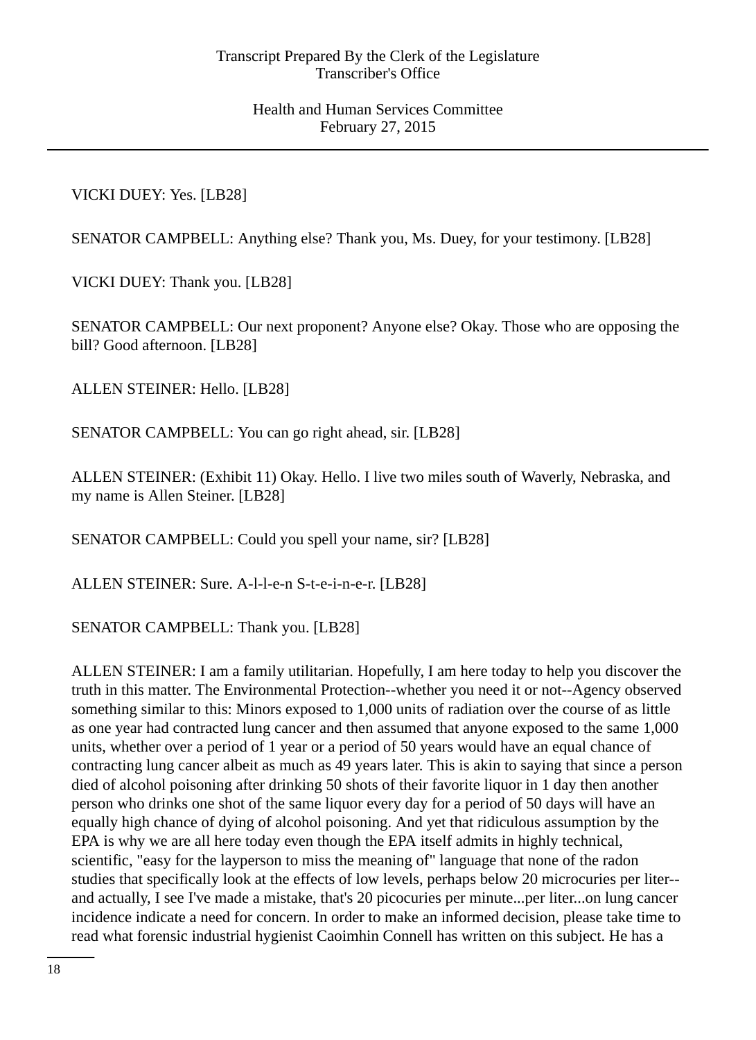VICKI DUEY: Yes. [LB28]

SENATOR CAMPBELL: Anything else? Thank you, Ms. Duey, for your testimony. [LB28]

VICKI DUEY: Thank you. [LB28]

SENATOR CAMPBELL: Our next proponent? Anyone else? Okay. Those who are opposing the bill? Good afternoon. [LB28]

ALLEN STEINER: Hello. [LB28]

SENATOR CAMPBELL: You can go right ahead, sir. [LB28]

ALLEN STEINER: (Exhibit 11) Okay. Hello. I live two miles south of Waverly, Nebraska, and my name is Allen Steiner. [LB28]

SENATOR CAMPBELL: Could you spell your name, sir? [LB28]

ALLEN STEINER: Sure. A-l-l-e-n S-t-e-i-n-e-r. [LB28]

SENATOR CAMPBELL: Thank you. [LB28]

ALLEN STEINER: I am a family utilitarian. Hopefully, I am here today to help you discover the truth in this matter. The Environmental Protection--whether you need it or not--Agency observed something similar to this: Minors exposed to 1,000 units of radiation over the course of as little as one year had contracted lung cancer and then assumed that anyone exposed to the same 1,000 units, whether over a period of 1 year or a period of 50 years would have an equal chance of contracting lung cancer albeit as much as 49 years later. This is akin to saying that since a person died of alcohol poisoning after drinking 50 shots of their favorite liquor in 1 day then another person who drinks one shot of the same liquor every day for a period of 50 days will have an equally high chance of dying of alcohol poisoning. And yet that ridiculous assumption by the EPA is why we are all here today even though the EPA itself admits in highly technical, scientific, "easy for the layperson to miss the meaning of" language that none of the radon studies that specifically look at the effects of low levels, perhaps below 20 microcuries per liter--and actually, I see I've made a mistake, that's 20 picocuries per minute...per liter...on lung cancer incidence indicate a need for concern. In order to make an informed decision, please take time to read what forensic industrial hygienist Caoimhin Connell has written on this subject. He has a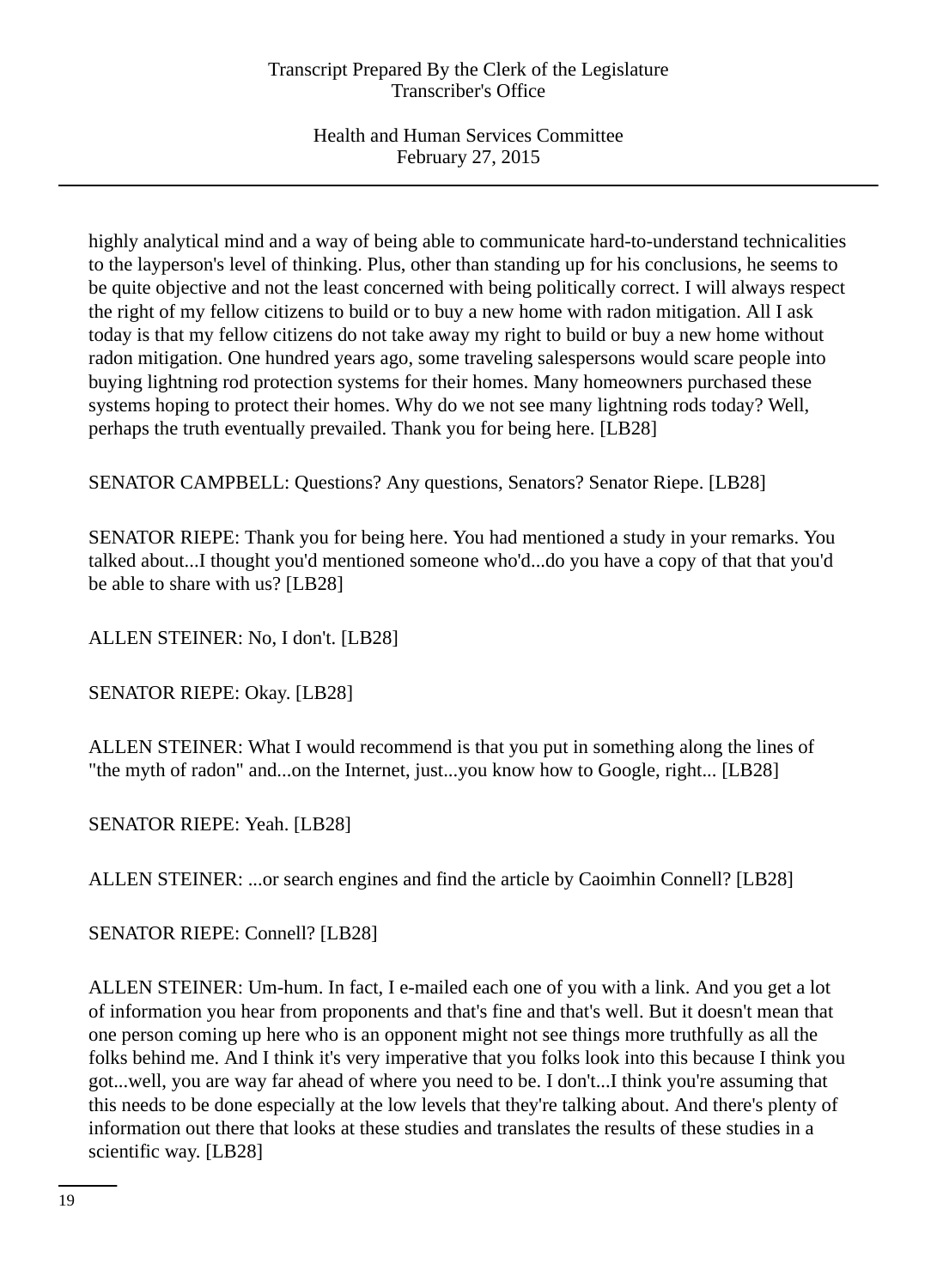highly analytical mind and a way of being able to communicate hard-to-understand technicalities to the layperson's level of thinking. Plus, other than standing up for his conclusions, he seems to be quite objective and not the least concerned with being politically correct. I will always respect the right of my fellow citizens to build or to buy a new home with radon mitigation. All I ask today is that my fellow citizens do not take away my right to build or buy a new home without radon mitigation. One hundred years ago, some traveling salespersons would scare people into buying lightning rod protection systems for their homes. Many homeowners purchased these systems hoping to protect their homes. Why do we not see many lightning rods today? Well, perhaps the truth eventually prevailed. Thank you for being here. [LB28]

SENATOR CAMPBELL: Questions? Any questions, Senators? Senator Riepe. [LB28]

SENATOR RIEPE: Thank you for being here. You had mentioned a study in your remarks. You talked about...I thought you'd mentioned someone who'd...do you have a copy of that that you'd be able to share with us? [LB28]

ALLEN STEINER: No, I don't. [LB28]

SENATOR RIEPE: Okay. [LB28]

ALLEN STEINER: What I would recommend is that you put in something along the lines of "the myth of radon" and...on the Internet, just...you know how to Google, right... [LB28]

SENATOR RIEPE: Yeah. [LB28]

ALLEN STEINER: ...or search engines and find the article by Caoimhin Connell? [LB28]

SENATOR RIEPE: Connell? [LB28]

ALLEN STEINER: Um-hum. In fact, I e-mailed each one of you with a link. And you get a lot of information you hear from proponents and that's fine and that's well. But it doesn't mean that one person coming up here who is an opponent might not see things more truthfully as all the folks behind me. And I think it's very imperative that you folks look into this because I think you got...well, you are way far ahead of where you need to be. I don't...I think you're assuming that this needs to be done especially at the low levels that they're talking about. And there's plenty of information out there that looks at these studies and translates the results of these studies in a scientific way. [LB28]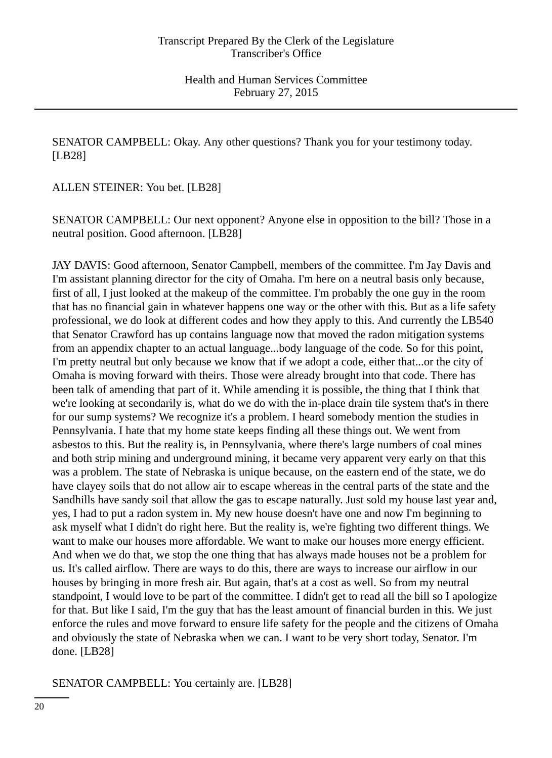SENATOR CAMPBELL: Okay. Any other questions? Thank you for your testimony today. [LB28]

ALLEN STEINER: You bet. [LB28]

SENATOR CAMPBELL: Our next opponent? Anyone else in opposition to the bill? Those in a neutral position. Good afternoon. [LB28]

JAY DAVIS: Good afternoon, Senator Campbell, members of the committee. I'm Jay Davis and I'm assistant planning director for the city of Omaha. I'm here on a neutral basis only because, first of all, I just looked at the makeup of the committee. I'm probably the one guy in the room that has no financial gain in whatever happens one way or the other with this. But as a life safety professional, we do look at different codes and how they apply to this. And currently the LB540 that Senator Crawford has up contains language now that moved the radon mitigation systems from an appendix chapter to an actual language...body language of the code. So for this point, I'm pretty neutral but only because we know that if we adopt a code, either that...or the city of Omaha is moving forward with theirs. Those were already brought into that code. There has been talk of amending that part of it. While amending it is possible, the thing that I think that we're looking at secondarily is, what do we do with the in-place drain tile system that's in there for our sump systems? We recognize it's a problem. I heard somebody mention the studies in Pennsylvania. I hate that my home state keeps finding all these things out. We went from asbestos to this. But the reality is, in Pennsylvania, where there's large numbers of coal mines and both strip mining and underground mining, it became very apparent very early on that this was a problem. The state of Nebraska is unique because, on the eastern end of the state, we do have clayey soils that do not allow air to escape whereas in the central parts of the state and the Sandhills have sandy soil that allow the gas to escape naturally. Just sold my house last year and, yes, I had to put a radon system in. My new house doesn't have one and now I'm beginning to ask myself what I didn't do right here. But the reality is, we're fighting two different things. We want to make our houses more affordable. We want to make our houses more energy efficient. And when we do that, we stop the one thing that has always made houses not be a problem for us. It's called airflow. There are ways to do this, there are ways to increase our airflow in our houses by bringing in more fresh air. But again, that's at a cost as well. So from my neutral standpoint, I would love to be part of the committee. I didn't get to read all the bill so I apologize for that. But like I said, I'm the guy that has the least amount of financial burden in this. We just enforce the rules and move forward to ensure life safety for the people and the citizens of Omaha and obviously the state of Nebraska when we can. I want to be very short today, Senator. I'm done. [LB28]

SENATOR CAMPBELL: You certainly are. [LB28]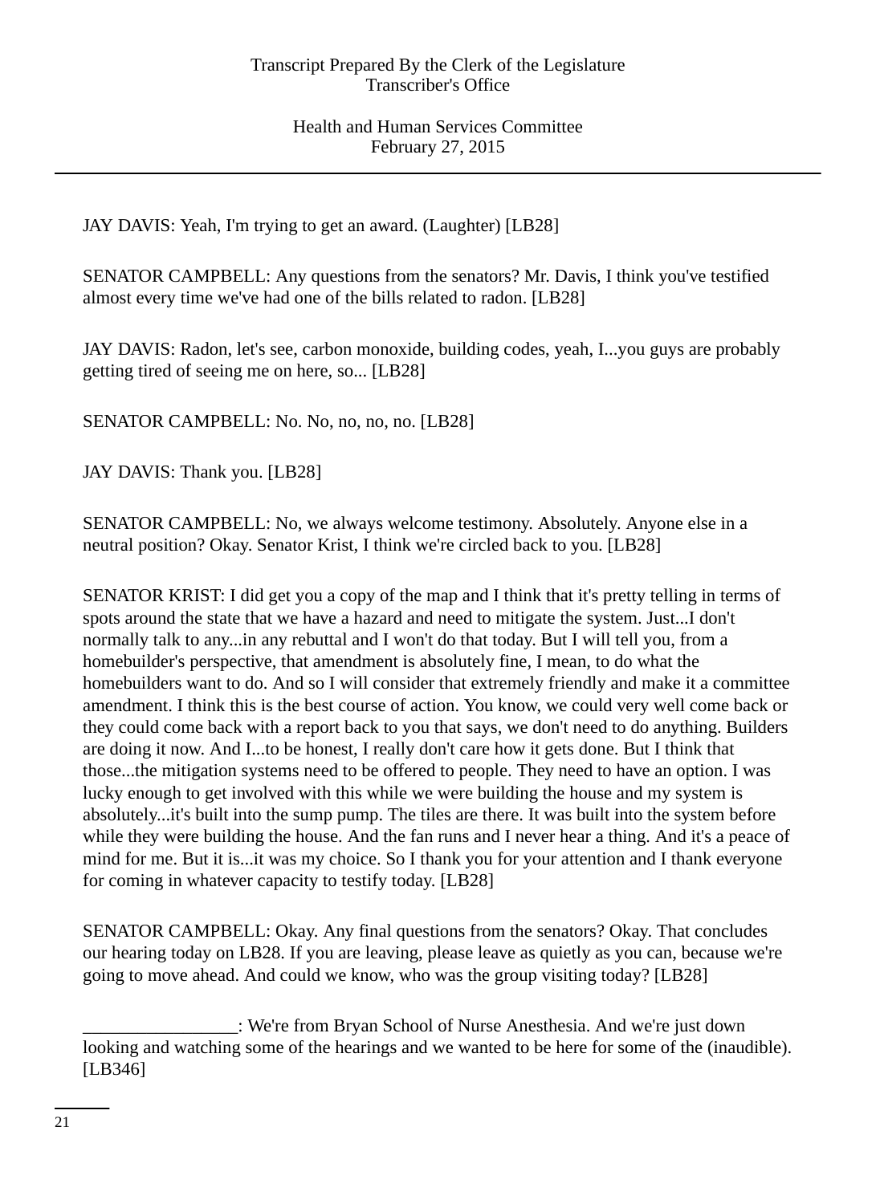JAY DAVIS: Yeah, I'm trying to get an award. (Laughter) [LB28]

SENATOR CAMPBELL: Any questions from the senators? Mr. Davis, I think you've testified almost every time we've had one of the bills related to radon. [LB28]

JAY DAVIS: Radon, let's see, carbon monoxide, building codes, yeah, I...you guys are probably getting tired of seeing me on here, so... [LB28]

SENATOR CAMPBELL: No. No, no, no, no. [LB28]

JAY DAVIS: Thank you. [LB28]

SENATOR CAMPBELL: No, we always welcome testimony. Absolutely. Anyone else in a neutral position? Okay. Senator Krist, I think we're circled back to you. [LB28]

SENATOR KRIST: I did get you a copy of the map and I think that it's pretty telling in terms of spots around the state that we have a hazard and need to mitigate the system. Just...I don't normally talk to any...in any rebuttal and I won't do that today. But I will tell you, from a homebuilder's perspective, that amendment is absolutely fine, I mean, to do what the homebuilders want to do. And so I will consider that extremely friendly and make it a committee amendment. I think this is the best course of action. You know, we could very well come back or they could come back with a report back to you that says, we don't need to do anything. Builders are doing it now. And I...to be honest, I really don't care how it gets done. But I think that those...the mitigation systems need to be offered to people. They need to have an option. I was lucky enough to get involved with this while we were building the house and my system is absolutely...it's built into the sump pump. The tiles are there. It was built into the system before while they were building the house. And the fan runs and I never hear a thing. And it's a peace of mind for me. But it is...it was my choice. So I thank you for your attention and I thank everyone for coming in whatever capacity to testify today. [LB28]

SENATOR CAMPBELL: Okay. Any final questions from the senators? Okay. That concludes our hearing today on LB28. If you are leaving, please leave as quietly as you can, because we're going to move ahead. And could we know, who was the group visiting today? [LB28]

________________: We're from Bryan School of Nurse Anesthesia. And we're just down looking and watching some of the hearings and we wanted to be here for some of the (inaudible). [LB346]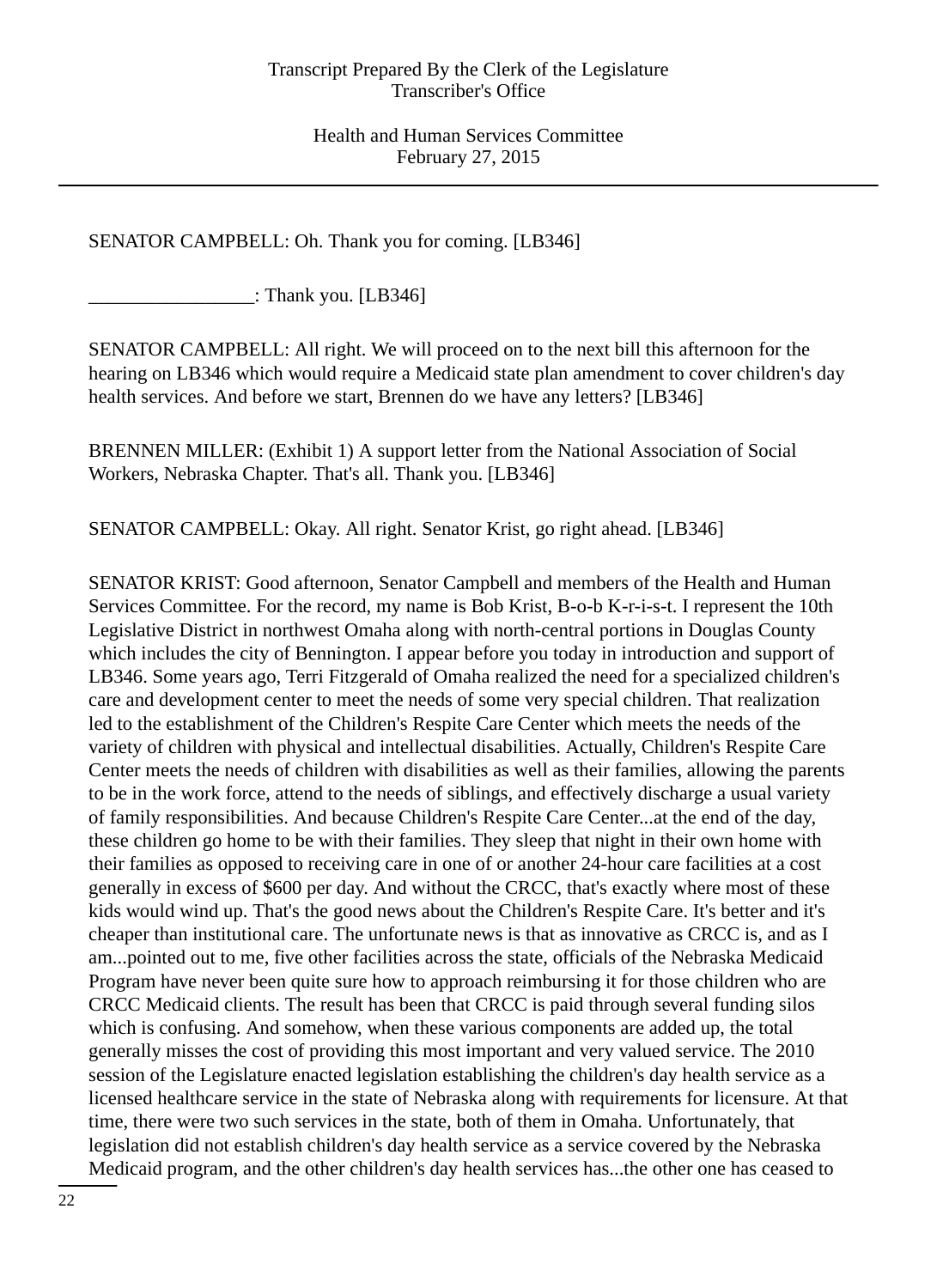SENATOR CAMPBELL: Oh. Thank you for coming. [LB346]

_________________: Thank you. [LB346]

SENATOR CAMPBELL: All right. We will proceed on to the next bill this afternoon for the hearing on LB346 which would require a Medicaid state plan amendment to cover children's day health services. And before we start, Brennen do we have any letters? [LB346]

BRENNEN MILLER: (Exhibit 1) A support letter from the National Association of Social Workers, Nebraska Chapter. That's all. Thank you. [LB346]

SENATOR CAMPBELL: Okay. All right. Senator Krist, go right ahead. [LB346]

SENATOR KRIST: Good afternoon, Senator Campbell and members of the Health and Human Services Committee. For the record, my name is Bob Krist, B-o-b K-r-i-s-t. I represent the 10th Legislative District in northwest Omaha along with north-central portions in Douglas County which includes the city of Bennington. I appear before you today in introduction and support of LB346. Some years ago, Terri Fitzgerald of Omaha realized the need for a specialized children's care and development center to meet the needs of some very special children. That realization led to the establishment of the Children's Respite Care Center which meets the needs of the variety of children with physical and intellectual disabilities. Actually, Children's Respite Care Center meets the needs of children with disabilities as well as their families, allowing the parents to be in the work force, attend to the needs of siblings, and effectively discharge a usual variety of family responsibilities. And because Children's Respite Care Center...at the end of the day, these children go home to be with their families. They sleep that night in their own home with their families as opposed to receiving care in one of or another 24-hour care facilities at a cost generally in excess of $600 per day. And without the CRCC, that's exactly where most of these kids would wind up. That's the good news about the Children's Respite Care. It's better and it's cheaper than institutional care. The unfortunate news is that as innovative as CRCC is, and as I am...pointed out to me, five other facilities across the state, officials of the Nebraska Medicaid Program have never been quite sure how to approach reimbursing it for those children who are CRCC Medicaid clients. The result has been that CRCC is paid through several funding silos which is confusing. And somehow, when these various components are added up, the total generally misses the cost of providing this most important and very valued service. The 2010 session of the Legislature enacted legislation establishing the children's day health service as a licensed healthcare service in the state of Nebraska along with requirements for licensure. At that time, there were two such services in the state, both of them in Omaha. Unfortunately, that legislation did not establish children's day health service as a service covered by the Nebraska Medicaid program, and the other children's day health services has...the other one has ceased to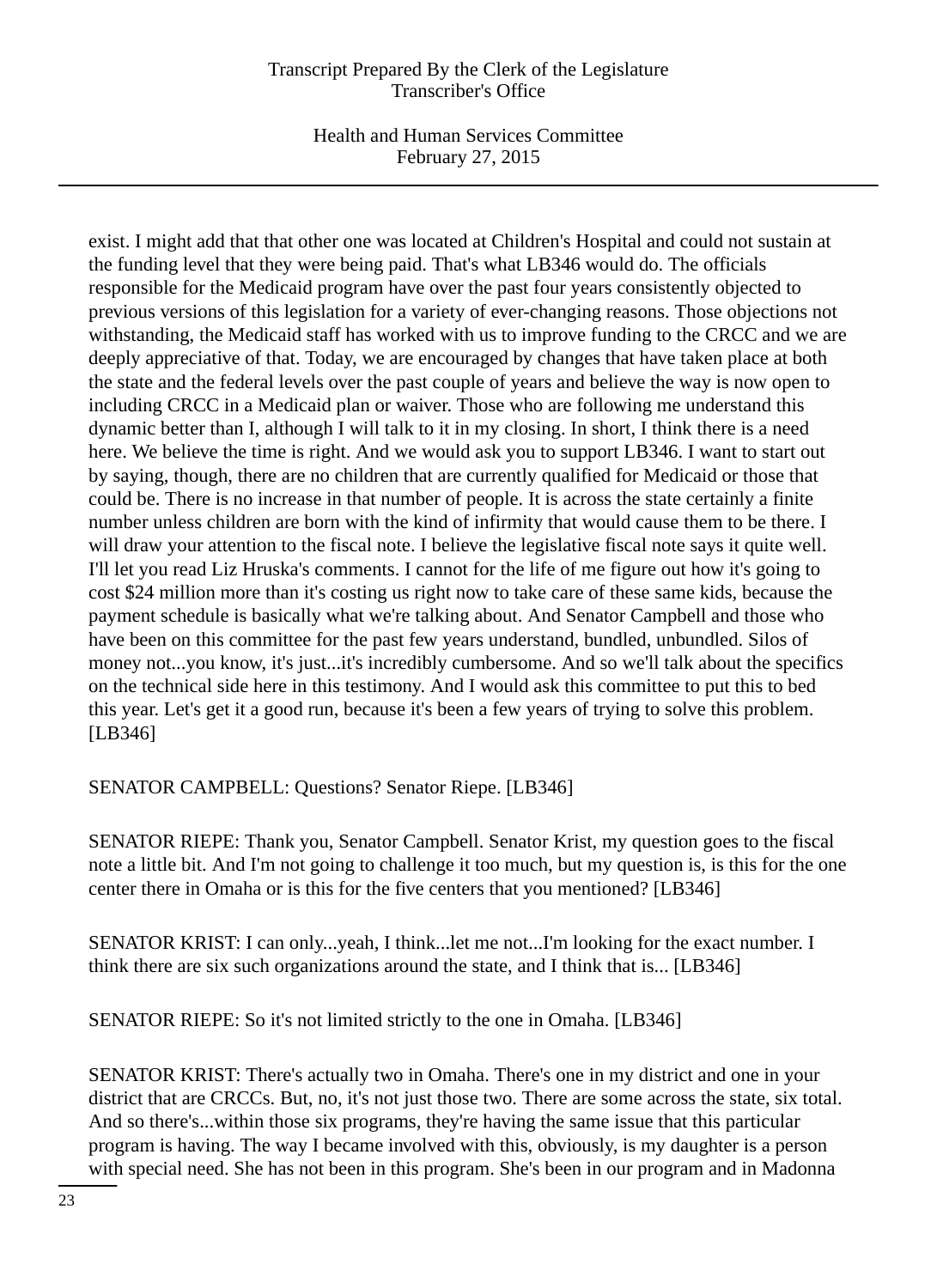exist. I might add that that other one was located at Children's Hospital and could not sustain at the funding level that they were being paid. That's what LB346 would do. The officials responsible for the Medicaid program have over the past four years consistently objected to previous versions of this legislation for a variety of ever-changing reasons. Those objections not withstanding, the Medicaid staff has worked with us to improve funding to the CRCC and we are deeply appreciative of that. Today, we are encouraged by changes that have taken place at both the state and the federal levels over the past couple of years and believe the way is now open to including CRCC in a Medicaid plan or waiver. Those who are following me understand this dynamic better than I, although I will talk to it in my closing. In short, I think there is a need here. We believe the time is right. And we would ask you to support LB346. I want to start out by saying, though, there are no children that are currently qualified for Medicaid or those that could be. There is no increase in that number of people. It is across the state certainly a finite number unless children are born with the kind of infirmity that would cause them to be there. I will draw your attention to the fiscal note. I believe the legislative fiscal note says it quite well. I'll let you read Liz Hruska's comments. I cannot for the life of me figure out how it's going to cost $24 million more than it's costing us right now to take care of these same kids, because the payment schedule is basically what we're talking about. And Senator Campbell and those who have been on this committee for the past few years understand, bundled, unbundled. Silos of money not...you know, it's just...it's incredibly cumbersome. And so we'll talk about the specifics on the technical side here in this testimony. And I would ask this committee to put this to bed this year. Let's get it a good run, because it's been a few years of trying to solve this problem. [LB346]

SENATOR CAMPBELL: Questions? Senator Riepe. [LB346]

SENATOR RIEPE: Thank you, Senator Campbell. Senator Krist, my question goes to the fiscal note a little bit. And I'm not going to challenge it too much, but my question is, is this for the one center there in Omaha or is this for the five centers that you mentioned? [LB346]

SENATOR KRIST: I can only...yeah, I think...let me not...I'm looking for the exact number. I think there are six such organizations around the state, and I think that is... [LB346]

SENATOR RIEPE: So it's not limited strictly to the one in Omaha. [LB346]

SENATOR KRIST: There's actually two in Omaha. There's one in my district and one in your district that are CRCCs. But, no, it's not just those two. There are some across the state, six total. And so there's...within those six programs, they're having the same issue that this particular program is having. The way I became involved with this, obviously, is my daughter is a person with special need. She has not been in this program. She's been in our program and in Madonna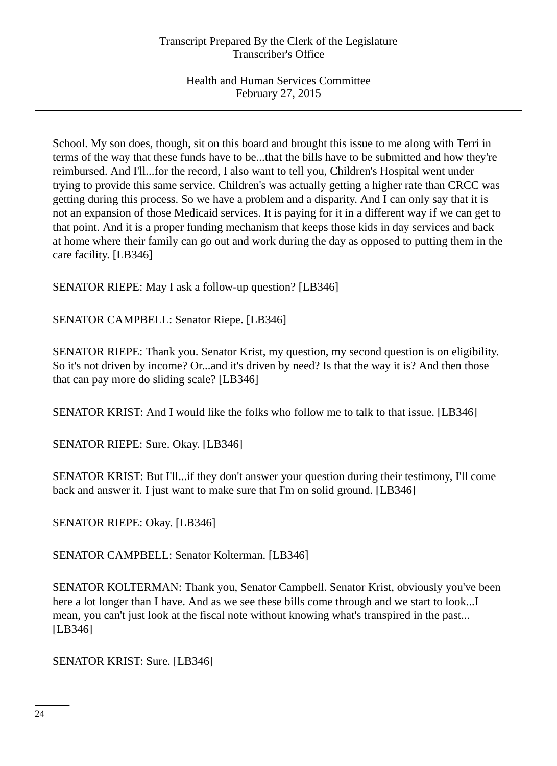School. My son does, though, sit on this board and brought this issue to me along with Terri in terms of the way that these funds have to be...that the bills have to be submitted and how they're reimbursed. And I'll...for the record, I also want to tell you, Children's Hospital went under trying to provide this same service. Children's was actually getting a higher rate than CRCC was getting during this process. So we have a problem and a disparity. And I can only say that it is not an expansion of those Medicaid services. It is paying for it in a different way if we can get to that point. And it is a proper funding mechanism that keeps those kids in day services and back at home where their family can go out and work during the day as opposed to putting them in the care facility. [LB346]

SENATOR RIEPE: May I ask a follow-up question? [LB346]

SENATOR CAMPBELL: Senator Riepe. [LB346]

SENATOR RIEPE: Thank you. Senator Krist, my question, my second question is on eligibility. So it's not driven by income? Or...and it's driven by need? Is that the way it is? And then those that can pay more do sliding scale? [LB346]

SENATOR KRIST: And I would like the folks who follow me to talk to that issue. [LB346]

SENATOR RIEPE: Sure. Okay. [LB346]

SENATOR KRIST: But I'll...if they don't answer your question during their testimony, I'll come back and answer it. I just want to make sure that I'm on solid ground. [LB346]

SENATOR RIEPE: Okay. [LB346]

SENATOR CAMPBELL: Senator Kolterman. [LB346]

SENATOR KOLTERMAN: Thank you, Senator Campbell. Senator Krist, obviously you've been here a lot longer than I have. And as we see these bills come through and we start to look...I mean, you can't just look at the fiscal note without knowing what's transpired in the past... [LB346]

SENATOR KRIST: Sure. [LB346]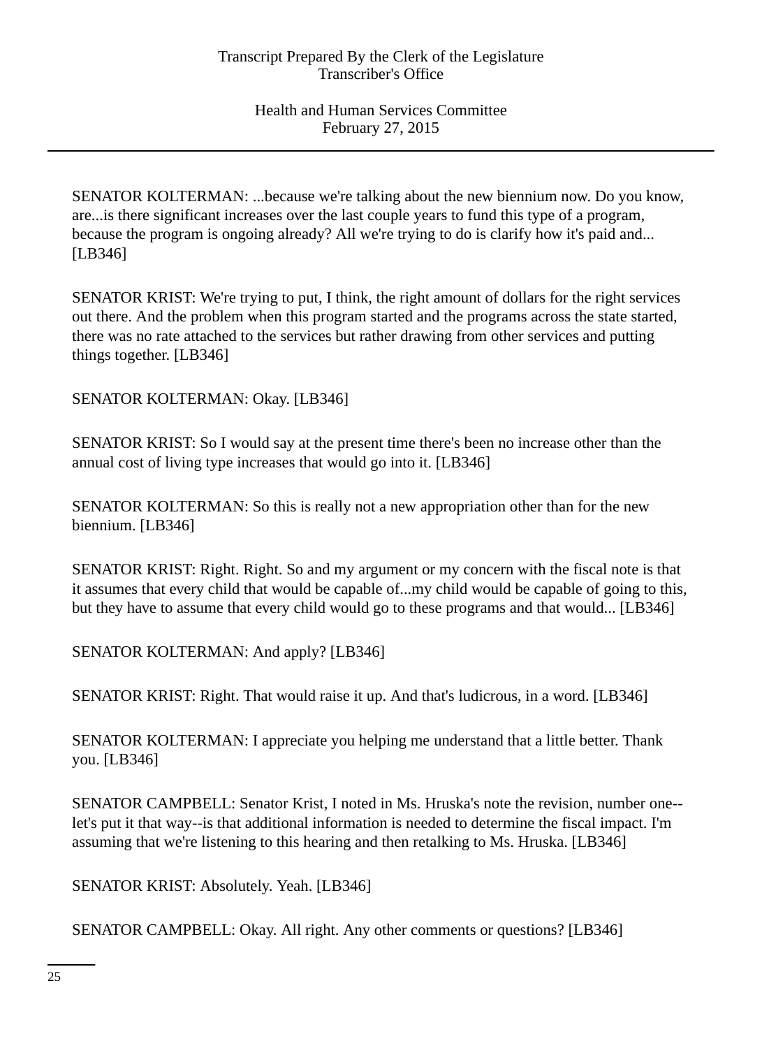SENATOR KOLTERMAN: ...because we're talking about the new biennium now. Do you know, are...is there significant increases over the last couple years to fund this type of a program, because the program is ongoing already? All we're trying to do is clarify how it's paid and... [LB346]

SENATOR KRIST: We're trying to put, I think, the right amount of dollars for the right services out there. And the problem when this program started and the programs across the state started, there was no rate attached to the services but rather drawing from other services and putting things together. [LB346]

SENATOR KOLTERMAN: Okay. [LB346]

SENATOR KRIST: So I would say at the present time there's been no increase other than the annual cost of living type increases that would go into it. [LB346]

SENATOR KOLTERMAN: So this is really not a new appropriation other than for the new biennium. [LB346]

SENATOR KRIST: Right. Right. So and my argument or my concern with the fiscal note is that it assumes that every child that would be capable of...my child would be capable of going to this, but they have to assume that every child would go to these programs and that would... [LB346]

SENATOR KOLTERMAN: And apply? [LB346]

SENATOR KRIST: Right. That would raise it up. And that's ludicrous, in a word. [LB346]

SENATOR KOLTERMAN: I appreciate you helping me understand that a little better. Thank you. [LB346]

SENATOR CAMPBELL: Senator Krist, I noted in Ms. Hruska's note the revision, number one--let's put it that way--is that additional information is needed to determine the fiscal impact. I'm assuming that we're listening to this hearing and then retalking to Ms. Hruska. [LB346]

SENATOR KRIST: Absolutely. Yeah. [LB346]

SENATOR CAMPBELL: Okay. All right. Any other comments or questions? [LB346]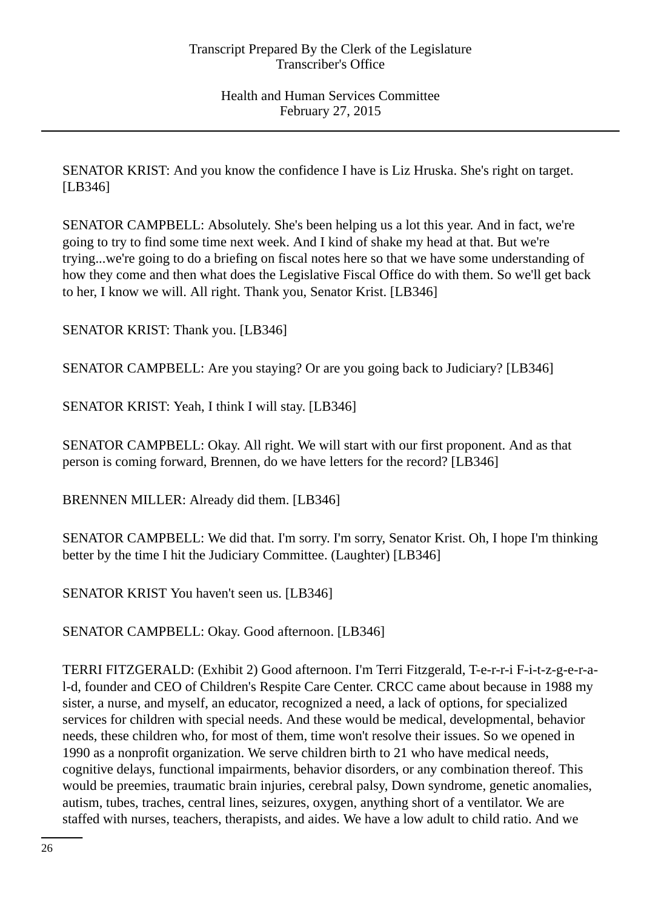SENATOR KRIST: And you know the confidence I have is Liz Hruska. She's right on target. [LB346]

SENATOR CAMPBELL: Absolutely. She's been helping us a lot this year. And in fact, we're going to try to find some time next week. And I kind of shake my head at that. But we're trying...we're going to do a briefing on fiscal notes here so that we have some understanding of how they come and then what does the Legislative Fiscal Office do with them. So we'll get back to her, I know we will. All right. Thank you, Senator Krist. [LB346]

SENATOR KRIST: Thank you. [LB346]

SENATOR CAMPBELL: Are you staying? Or are you going back to Judiciary? [LB346]

SENATOR KRIST: Yeah, I think I will stay. [LB346]

SENATOR CAMPBELL: Okay. All right. We will start with our first proponent. And as that person is coming forward, Brennen, do we have letters for the record? [LB346]

BRENNEN MILLER: Already did them. [LB346]

SENATOR CAMPBELL: We did that. I'm sorry. I'm sorry, Senator Krist. Oh, I hope I'm thinking better by the time I hit the Judiciary Committee. (Laughter) [LB346]

SENATOR KRIST You haven't seen us. [LB346]

SENATOR CAMPBELL: Okay. Good afternoon. [LB346]

TERRI FITZGERALD: (Exhibit 2) Good afternoon. I'm Terri Fitzgerald, T-e-r-r-i F-i-t-z-g-e-r-a-l-d, founder and CEO of Children's Respite Care Center. CRCC came about because in 1988 my sister, a nurse, and myself, an educator, recognized a need, a lack of options, for specialized services for children with special needs. And these would be medical, developmental, behavior needs, these children who, for most of them, time won't resolve their issues. So we opened in 1990 as a nonprofit organization. We serve children birth to 21 who have medical needs, cognitive delays, functional impairments, behavior disorders, or any combination thereof. This would be preemies, traumatic brain injuries, cerebral palsy, Down syndrome, genetic anomalies, autism, tubes, traches, central lines, seizures, oxygen, anything short of a ventilator. We are staffed with nurses, teachers, therapists, and aides. We have a low adult to child ratio. And we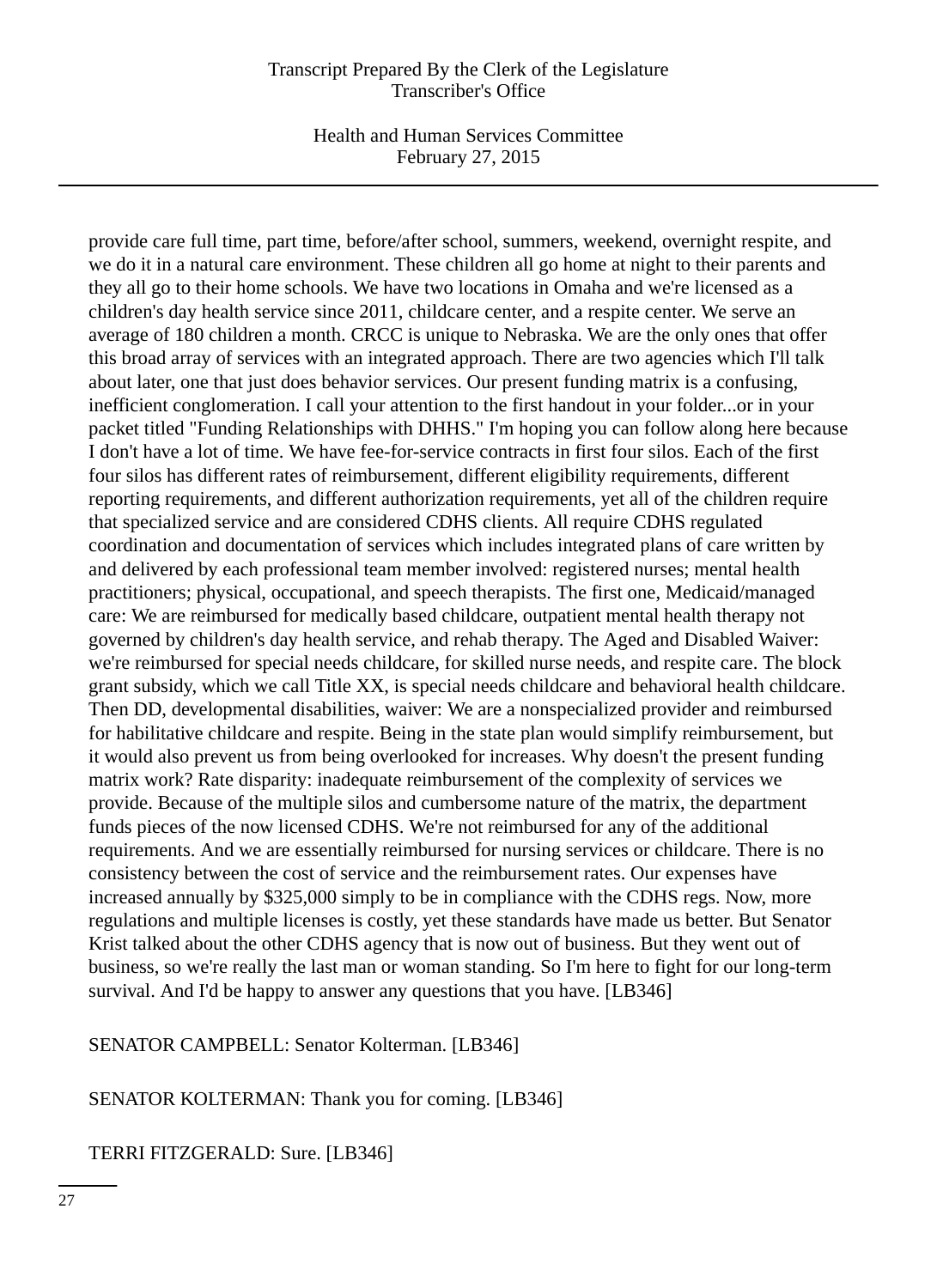provide care full time, part time, before/after school, summers, weekend, overnight respite, and we do it in a natural care environment. These children all go home at night to their parents and they all go to their home schools. We have two locations in Omaha and we're licensed as a children's day health service since 2011, childcare center, and a respite center. We serve an average of 180 children a month. CRCC is unique to Nebraska. We are the only ones that offer this broad array of services with an integrated approach. There are two agencies which I'll talk about later, one that just does behavior services. Our present funding matrix is a confusing, inefficient conglomeration. I call your attention to the first handout in your folder...or in your packet titled "Funding Relationships with DHHS." I'm hoping you can follow along here because I don't have a lot of time. We have fee-for-service contracts in first four silos. Each of the first four silos has different rates of reimbursement, different eligibility requirements, different reporting requirements, and different authorization requirements, yet all of the children require that specialized service and are considered CDHS clients. All require CDHS regulated coordination and documentation of services which includes integrated plans of care written by and delivered by each professional team member involved: registered nurses; mental health practitioners; physical, occupational, and speech therapists. The first one, Medicaid/managed care: We are reimbursed for medically based childcare, outpatient mental health therapy not governed by children's day health service, and rehab therapy. The Aged and Disabled Waiver: we're reimbursed for special needs childcare, for skilled nurse needs, and respite care. The block grant subsidy, which we call Title XX, is special needs childcare and behavioral health childcare. Then DD, developmental disabilities, waiver: We are a nonspecialized provider and reimbursed for habilitative childcare and respite. Being in the state plan would simplify reimbursement, but it would also prevent us from being overlooked for increases. Why doesn't the present funding matrix work? Rate disparity: inadequate reimbursement of the complexity of services we provide. Because of the multiple silos and cumbersome nature of the matrix, the department funds pieces of the now licensed CDHS. We're not reimbursed for any of the additional requirements. And we are essentially reimbursed for nursing services or childcare. There is no consistency between the cost of service and the reimbursement rates. Our expenses have increased annually by $325,000 simply to be in compliance with the CDHS regs. Now, more regulations and multiple licenses is costly, yet these standards have made us better. But Senator Krist talked about the other CDHS agency that is now out of business. But they went out of business, so we're really the last man or woman standing. So I'm here to fight for our long-term survival. And I'd be happy to answer any questions that you have. [LB346]

SENATOR CAMPBELL: Senator Kolterman. [LB346]

SENATOR KOLTERMAN: Thank you for coming. [LB346]

TERRI FITZGERALD: Sure. [LB346]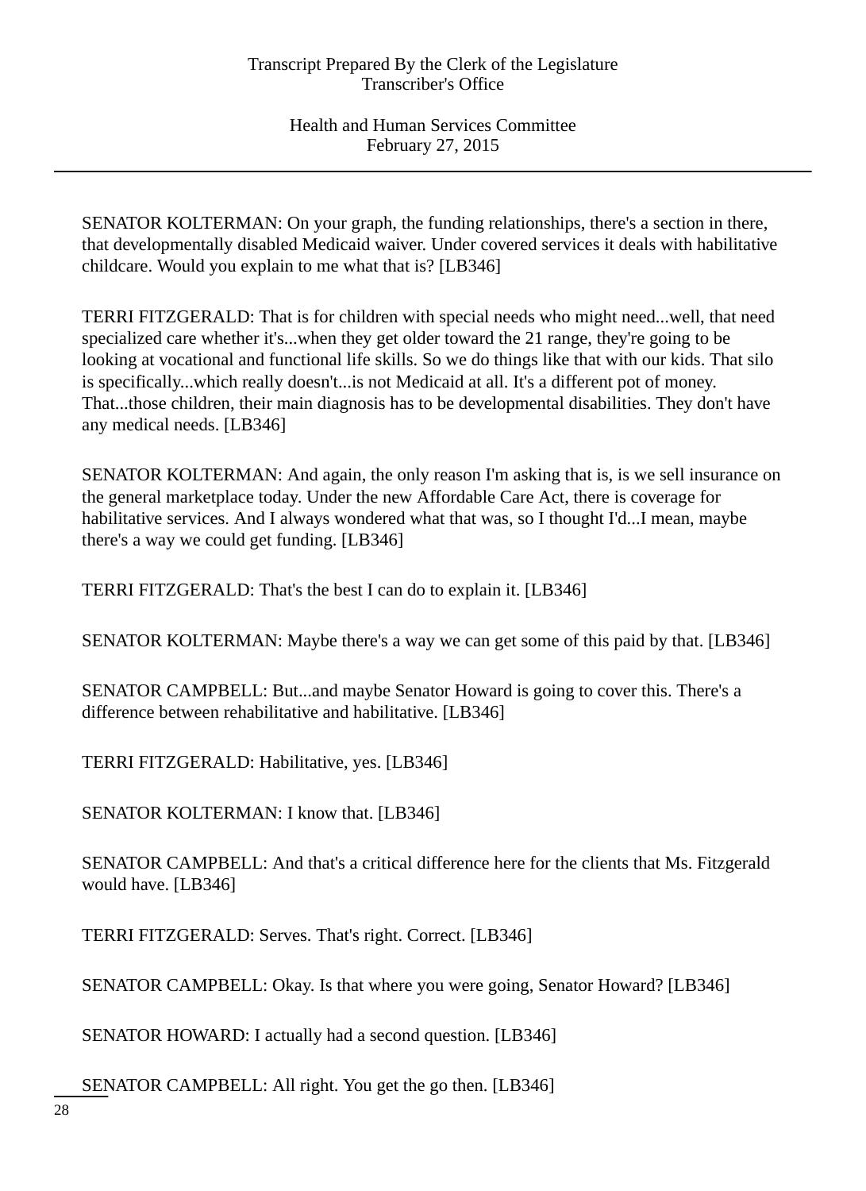SENATOR KOLTERMAN: On your graph, the funding relationships, there's a section in there, that developmentally disabled Medicaid waiver. Under covered services it deals with habilitative childcare. Would you explain to me what that is? [LB346]

TERRI FITZGERALD: That is for children with special needs who might need...well, that need specialized care whether it's...when they get older toward the 21 range, they're going to be looking at vocational and functional life skills. So we do things like that with our kids. That silo is specifically...which really doesn't...is not Medicaid at all. It's a different pot of money. That...those children, their main diagnosis has to be developmental disabilities. They don't have any medical needs. [LB346]

SENATOR KOLTERMAN: And again, the only reason I'm asking that is, is we sell insurance on the general marketplace today. Under the new Affordable Care Act, there is coverage for habilitative services. And I always wondered what that was, so I thought I'd...I mean, maybe there's a way we could get funding. [LB346]

TERRI FITZGERALD: That's the best I can do to explain it. [LB346]

SENATOR KOLTERMAN: Maybe there's a way we can get some of this paid by that. [LB346]

SENATOR CAMPBELL: But...and maybe Senator Howard is going to cover this. There's a difference between rehabilitative and habilitative. [LB346]

TERRI FITZGERALD: Habilitative, yes. [LB346]

SENATOR KOLTERMAN: I know that. [LB346]

SENATOR CAMPBELL: And that's a critical difference here for the clients that Ms. Fitzgerald would have. [LB346]

TERRI FITZGERALD: Serves. That's right. Correct. [LB346]

SENATOR CAMPBELL: Okay. Is that where you were going, Senator Howard? [LB346]

SENATOR HOWARD: I actually had a second question. [LB346]

SENATOR CAMPBELL: All right. You get the go then. [LB346]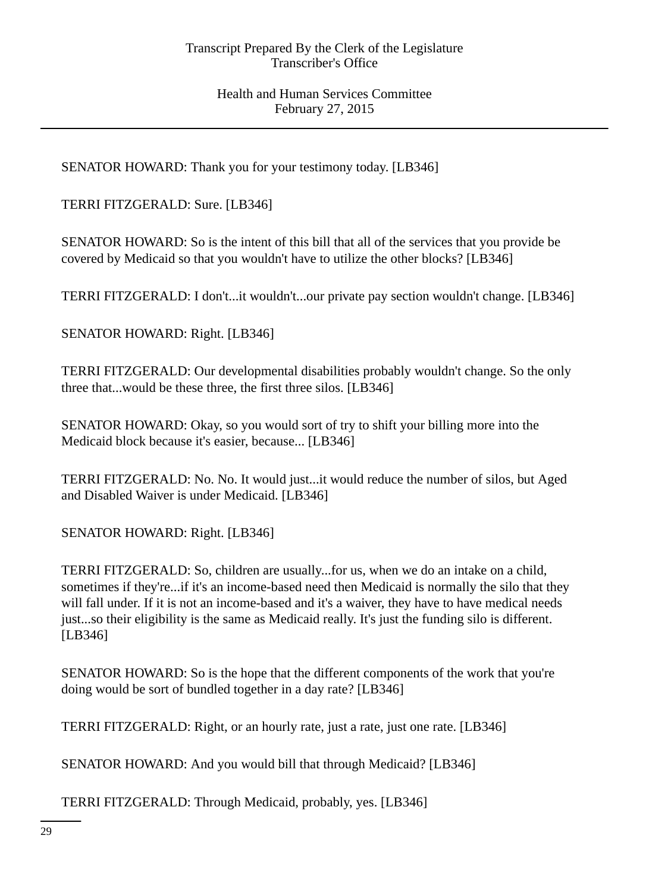SENATOR HOWARD: Thank you for your testimony today. [LB346]

TERRI FITZGERALD: Sure. [LB346]

SENATOR HOWARD: So is the intent of this bill that all of the services that you provide be covered by Medicaid so that you wouldn't have to utilize the other blocks? [LB346]

TERRI FITZGERALD: I don't...it wouldn't...our private pay section wouldn't change. [LB346]

SENATOR HOWARD: Right. [LB346]

TERRI FITZGERALD: Our developmental disabilities probably wouldn't change. So the only three that...would be these three, the first three silos. [LB346]

SENATOR HOWARD: Okay, so you would sort of try to shift your billing more into the Medicaid block because it's easier, because... [LB346]

TERRI FITZGERALD: No. No. It would just...it would reduce the number of silos, but Aged and Disabled Waiver is under Medicaid. [LB346]

SENATOR HOWARD: Right. [LB346]

TERRI FITZGERALD: So, children are usually...for us, when we do an intake on a child, sometimes if they're...if it's an income-based need then Medicaid is normally the silo that they will fall under. If it is not an income-based and it's a waiver, they have to have medical needs just...so their eligibility is the same as Medicaid really. It's just the funding silo is different. [LB346]

SENATOR HOWARD: So is the hope that the different components of the work that you're doing would be sort of bundled together in a day rate? [LB346]

TERRI FITZGERALD: Right, or an hourly rate, just a rate, just one rate. [LB346]

SENATOR HOWARD: And you would bill that through Medicaid? [LB346]

TERRI FITZGERALD: Through Medicaid, probably, yes. [LB346]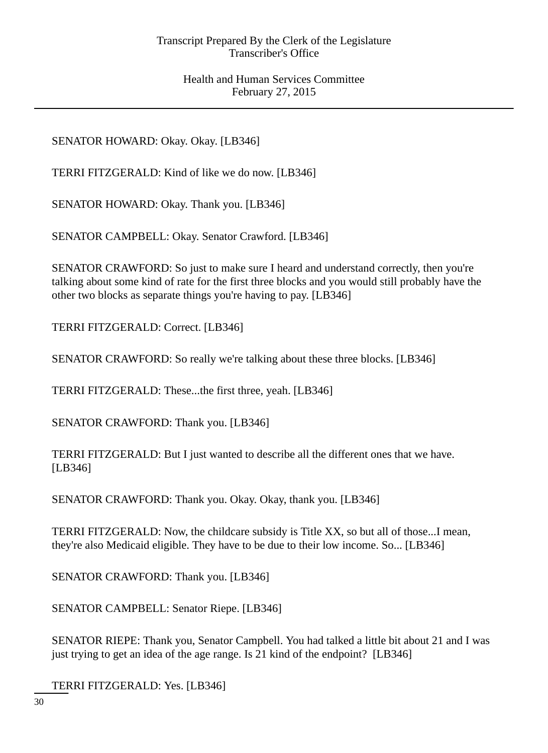SENATOR HOWARD: Okay. Okay. [LB346]

TERRI FITZGERALD: Kind of like we do now. [LB346]

SENATOR HOWARD: Okay. Thank you. [LB346]

SENATOR CAMPBELL: Okay. Senator Crawford. [LB346]

SENATOR CRAWFORD: So just to make sure I heard and understand correctly, then you're talking about some kind of rate for the first three blocks and you would still probably have the other two blocks as separate things you're having to pay. [LB346]

TERRI FITZGERALD: Correct. [LB346]

SENATOR CRAWFORD: So really we're talking about these three blocks. [LB346]

TERRI FITZGERALD: These...the first three, yeah. [LB346]

SENATOR CRAWFORD: Thank you. [LB346]

TERRI FITZGERALD: But I just wanted to describe all the different ones that we have. [LB346]

SENATOR CRAWFORD: Thank you. Okay. Okay, thank you. [LB346]

TERRI FITZGERALD: Now, the childcare subsidy is Title XX, so but all of those...I mean, they're also Medicaid eligible. They have to be due to their low income. So... [LB346]

SENATOR CRAWFORD: Thank you. [LB346]

SENATOR CAMPBELL: Senator Riepe. [LB346]

SENATOR RIEPE: Thank you, Senator Campbell. You had talked a little bit about 21 and I was just trying to get an idea of the age range. Is 21 kind of the endpoint? [LB346]

TERRI FITZGERALD: Yes. [LB346]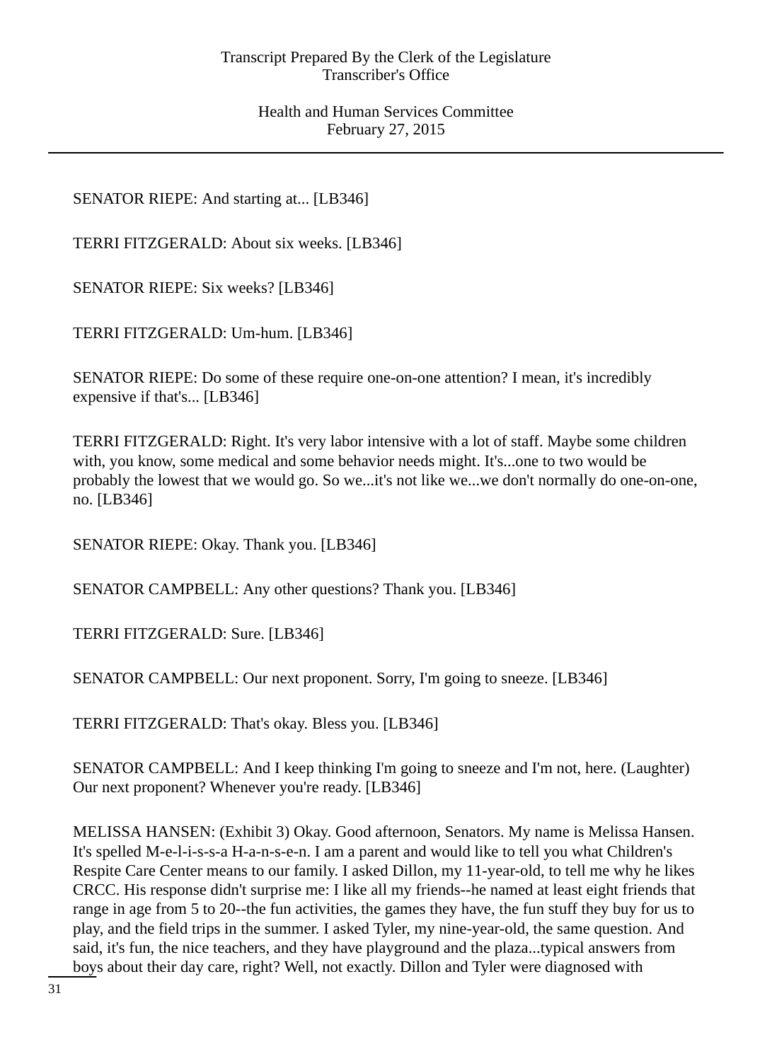SENATOR RIEPE: And starting at... [LB346]

TERRI FITZGERALD: About six weeks. [LB346]

SENATOR RIEPE: Six weeks? [LB346]

TERRI FITZGERALD: Um-hum. [LB346]

SENATOR RIEPE: Do some of these require one-on-one attention? I mean, it's incredibly expensive if that's... [LB346]

TERRI FITZGERALD: Right. It's very labor intensive with a lot of staff. Maybe some children with, you know, some medical and some behavior needs might. It's...one to two would be probably the lowest that we would go. So we...it's not like we...we don't normally do one-on-one, no. [LB346]

SENATOR RIEPE: Okay. Thank you. [LB346]

SENATOR CAMPBELL: Any other questions? Thank you. [LB346]

TERRI FITZGERALD: Sure. [LB346]

SENATOR CAMPBELL: Our next proponent. Sorry, I'm going to sneeze. [LB346]

TERRI FITZGERALD: That's okay. Bless you. [LB346]

SENATOR CAMPBELL: And I keep thinking I'm going to sneeze and I'm not, here. (Laughter) Our next proponent? Whenever you're ready. [LB346]

MELISSA HANSEN: (Exhibit 3) Okay. Good afternoon, Senators. My name is Melissa Hansen. It's spelled M-e-l-i-s-s-a H-a-n-s-e-n. I am a parent and would like to tell you what Children's Respite Care Center means to our family. I asked Dillon, my 11-year-old, to tell me why he likes CRCC. His response didn't surprise me: I like all my friends--he named at least eight friends that range in age from 5 to 20--the fun activities, the games they have, the fun stuff they buy for us to play, and the field trips in the summer. I asked Tyler, my nine-year-old, the same question. And said, it's fun, the nice teachers, and they have playground and the plaza...typical answers from boys about their day care, right? Well, not exactly. Dillon and Tyler were diagnosed with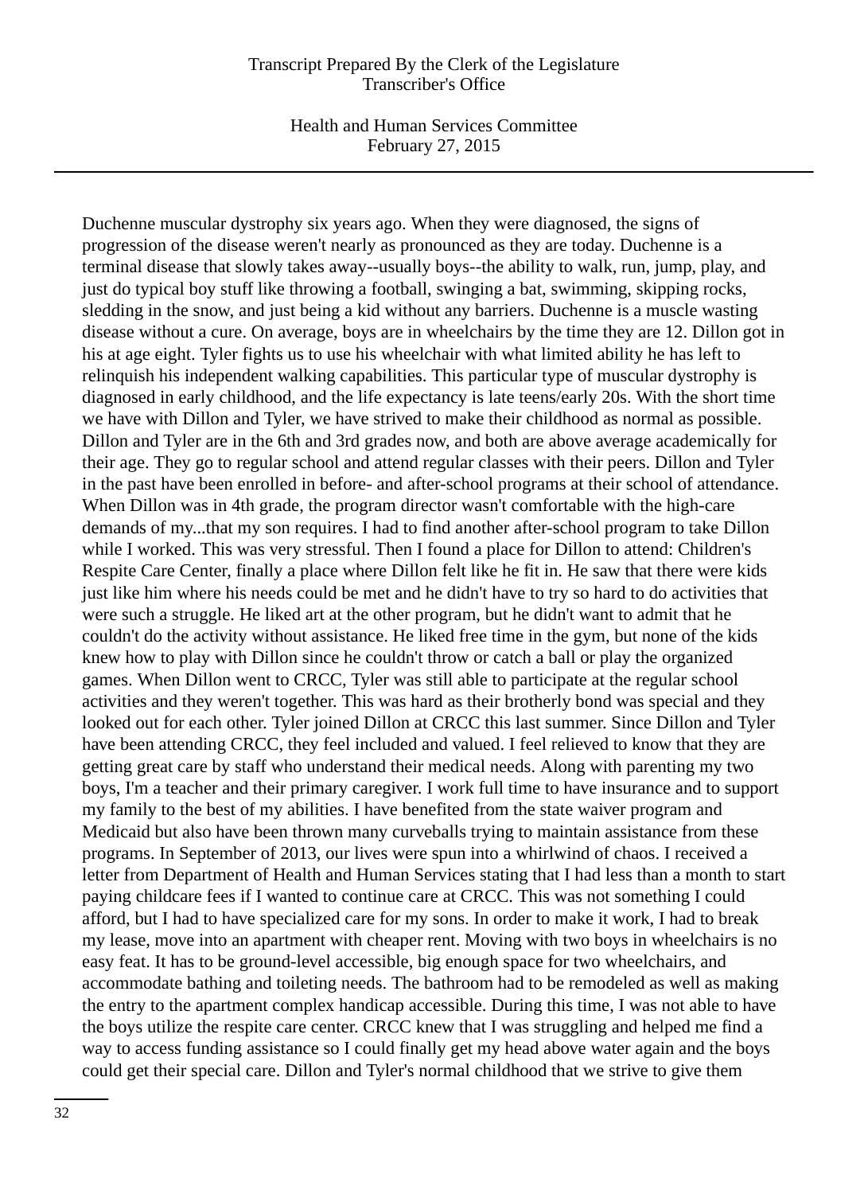Duchenne muscular dystrophy six years ago. When they were diagnosed, the signs of progression of the disease weren't nearly as pronounced as they are today. Duchenne is a terminal disease that slowly takes away--usually boys--the ability to walk, run, jump, play, and just do typical boy stuff like throwing a football, swinging a bat, swimming, skipping rocks, sledding in the snow, and just being a kid without any barriers. Duchenne is a muscle wasting disease without a cure. On average, boys are in wheelchairs by the time they are 12. Dillon got in his at age eight. Tyler fights us to use his wheelchair with what limited ability he has left to relinquish his independent walking capabilities. This particular type of muscular dystrophy is diagnosed in early childhood, and the life expectancy is late teens/early 20s. With the short time we have with Dillon and Tyler, we have strived to make their childhood as normal as possible. Dillon and Tyler are in the 6th and 3rd grades now, and both are above average academically for their age. They go to regular school and attend regular classes with their peers. Dillon and Tyler in the past have been enrolled in before- and after-school programs at their school of attendance. When Dillon was in 4th grade, the program director wasn't comfortable with the high-care demands of my...that my son requires. I had to find another after-school program to take Dillon while I worked. This was very stressful. Then I found a place for Dillon to attend: Children's Respite Care Center, finally a place where Dillon felt like he fit in. He saw that there were kids just like him where his needs could be met and he didn't have to try so hard to do activities that were such a struggle. He liked art at the other program, but he didn't want to admit that he couldn't do the activity without assistance. He liked free time in the gym, but none of the kids knew how to play with Dillon since he couldn't throw or catch a ball or play the organized games. When Dillon went to CRCC, Tyler was still able to participate at the regular school activities and they weren't together. This was hard as their brotherly bond was special and they looked out for each other. Tyler joined Dillon at CRCC this last summer. Since Dillon and Tyler have been attending CRCC, they feel included and valued. I feel relieved to know that they are getting great care by staff who understand their medical needs. Along with parenting my two boys, I'm a teacher and their primary caregiver. I work full time to have insurance and to support my family to the best of my abilities. I have benefited from the state waiver program and Medicaid but also have been thrown many curveballs trying to maintain assistance from these programs. In September of 2013, our lives were spun into a whirlwind of chaos. I received a letter from Department of Health and Human Services stating that I had less than a month to start paying childcare fees if I wanted to continue care at CRCC. This was not something I could afford, but I had to have specialized care for my sons. In order to make it work, I had to break my lease, move into an apartment with cheaper rent. Moving with two boys in wheelchairs is no easy feat. It has to be ground-level accessible, big enough space for two wheelchairs, and accommodate bathing and toileting needs. The bathroom had to be remodeled as well as making the entry to the apartment complex handicap accessible. During this time, I was not able to have the boys utilize the respite care center. CRCC knew that I was struggling and helped me find a way to access funding assistance so I could finally get my head above water again and the boys could get their special care. Dillon and Tyler's normal childhood that we strive to give them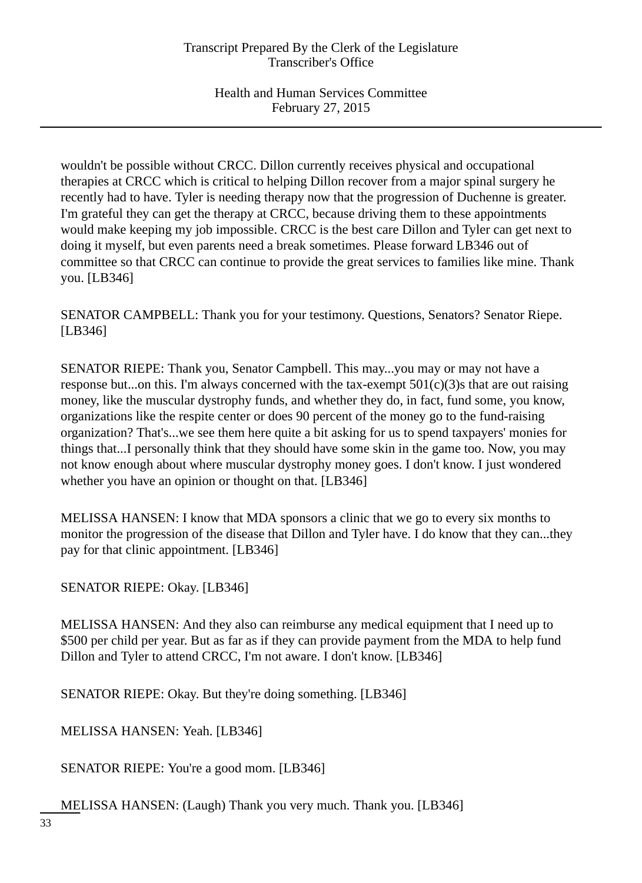wouldn't be possible without CRCC. Dillon currently receives physical and occupational therapies at CRCC which is critical to helping Dillon recover from a major spinal surgery he recently had to have. Tyler is needing therapy now that the progression of Duchenne is greater. I'm grateful they can get the therapy at CRCC, because driving them to these appointments would make keeping my job impossible. CRCC is the best care Dillon and Tyler can get next to doing it myself, but even parents need a break sometimes. Please forward LB346 out of committee so that CRCC can continue to provide the great services to families like mine. Thank you. [LB346]

SENATOR CAMPBELL: Thank you for your testimony. Questions, Senators? Senator Riepe. [LB346]

SENATOR RIEPE: Thank you, Senator Campbell. This may...you may or may not have a response but...on this. I'm always concerned with the tax-exempt 501(c)(3)s that are out raising money, like the muscular dystrophy funds, and whether they do, in fact, fund some, you know, organizations like the respite center or does 90 percent of the money go to the fund-raising organization? That's...we see them here quite a bit asking for us to spend taxpayers' monies for things that...I personally think that they should have some skin in the game too. Now, you may not know enough about where muscular dystrophy money goes. I don't know. I just wondered whether you have an opinion or thought on that. [LB346]

MELISSA HANSEN: I know that MDA sponsors a clinic that we go to every six months to monitor the progression of the disease that Dillon and Tyler have. I do know that they can...they pay for that clinic appointment. [LB346]

SENATOR RIEPE: Okay. [LB346]

MELISSA HANSEN: And they also can reimburse any medical equipment that I need up to $500 per child per year. But as far as if they can provide payment from the MDA to help fund Dillon and Tyler to attend CRCC, I'm not aware. I don't know. [LB346]

SENATOR RIEPE: Okay. But they're doing something. [LB346]

MELISSA HANSEN: Yeah. [LB346]

SENATOR RIEPE: You're a good mom. [LB346]

MELISSA HANSEN: (Laugh) Thank you very much. Thank you. [LB346]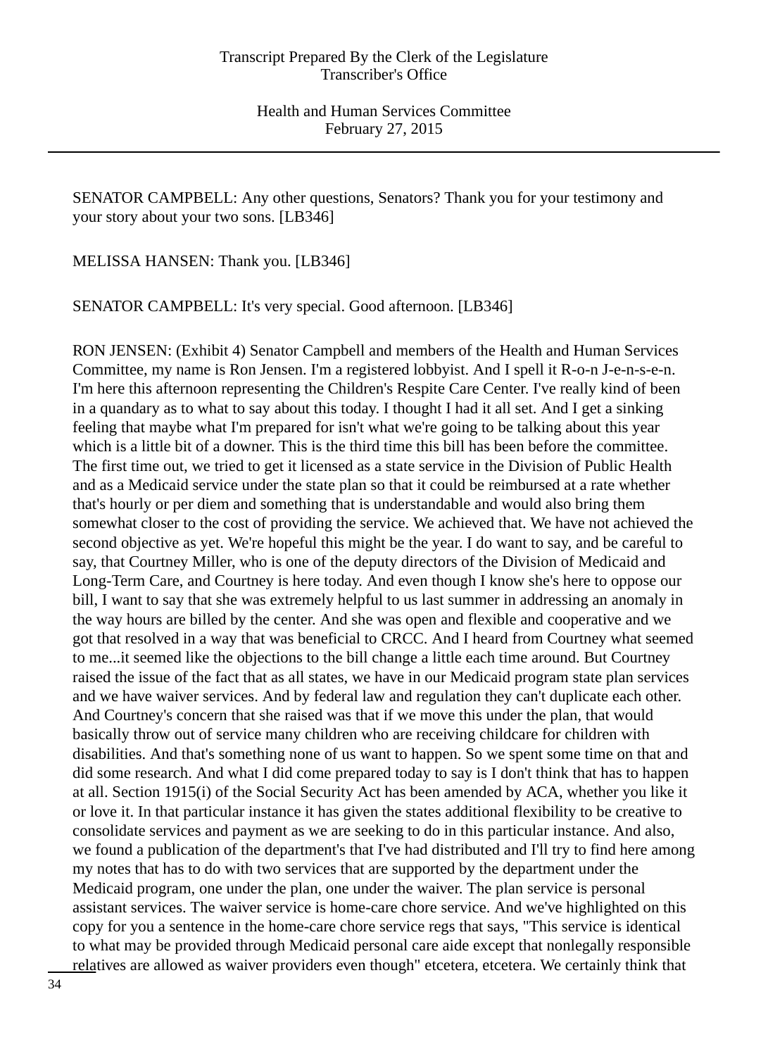SENATOR CAMPBELL: Any other questions, Senators? Thank you for your testimony and your story about your two sons. [LB346]

MELISSA HANSEN: Thank you. [LB346]

SENATOR CAMPBELL: It's very special. Good afternoon. [LB346]

RON JENSEN: (Exhibit 4) Senator Campbell and members of the Health and Human Services Committee, my name is Ron Jensen. I'm a registered lobbyist. And I spell it R-o-n J-e-n-s-e-n. I'm here this afternoon representing the Children's Respite Care Center. I've really kind of been in a quandary as to what to say about this today. I thought I had it all set. And I get a sinking feeling that maybe what I'm prepared for isn't what we're going to be talking about this year which is a little bit of a downer. This is the third time this bill has been before the committee. The first time out, we tried to get it licensed as a state service in the Division of Public Health and as a Medicaid service under the state plan so that it could be reimbursed at a rate whether that's hourly or per diem and something that is understandable and would also bring them somewhat closer to the cost of providing the service. We achieved that. We have not achieved the second objective as yet. We're hopeful this might be the year. I do want to say, and be careful to say, that Courtney Miller, who is one of the deputy directors of the Division of Medicaid and Long-Term Care, and Courtney is here today. And even though I know she's here to oppose our bill, I want to say that she was extremely helpful to us last summer in addressing an anomaly in the way hours are billed by the center. And she was open and flexible and cooperative and we got that resolved in a way that was beneficial to CRCC. And I heard from Courtney what seemed to me...it seemed like the objections to the bill change a little each time around. But Courtney raised the issue of the fact that as all states, we have in our Medicaid program state plan services and we have waiver services. And by federal law and regulation they can't duplicate each other. And Courtney's concern that she raised was that if we move this under the plan, that would basically throw out of service many children who are receiving childcare for children with disabilities. And that's something none of us want to happen. So we spent some time on that and did some research. And what I did come prepared today to say is I don't think that has to happen at all. Section 1915(i) of the Social Security Act has been amended by ACA, whether you like it or love it. In that particular instance it has given the states additional flexibility to be creative to consolidate services and payment as we are seeking to do in this particular instance. And also, we found a publication of the department's that I've had distributed and I'll try to find here among my notes that has to do with two services that are supported by the department under the Medicaid program, one under the plan, one under the waiver. The plan service is personal assistant services. The waiver service is home-care chore service. And we've highlighted on this copy for you a sentence in the home-care chore service regs that says, "This service is identical to what may be provided through Medicaid personal care aide except that nonlegally responsible relatives are allowed as waiver providers even though" etcetera, etcetera. We certainly think that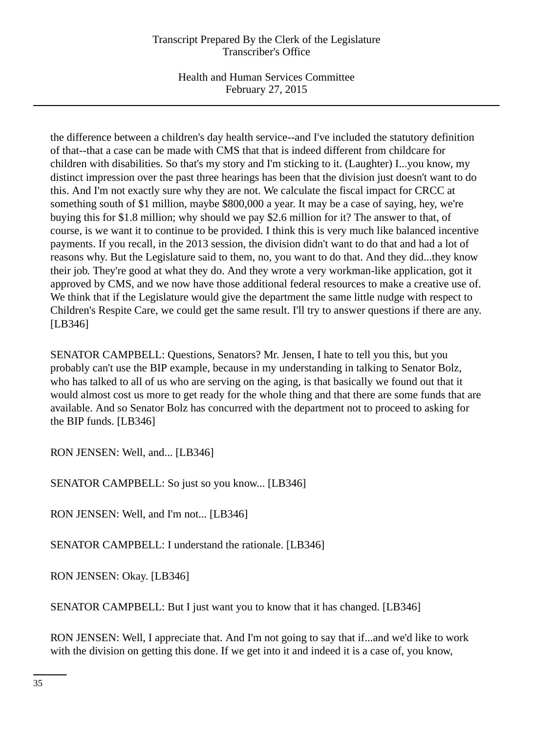the difference between a children's day health service--and I've included the statutory definition of that--that a case can be made with CMS that that is indeed different from childcare for children with disabilities. So that's my story and I'm sticking to it. (Laughter) I...you know, my distinct impression over the past three hearings has been that the division just doesn't want to do this. And I'm not exactly sure why they are not. We calculate the fiscal impact for CRCC at something south of $1 million, maybe $800,000 a year. It may be a case of saying, hey, we're buying this for $1.8 million; why should we pay $2.6 million for it? The answer to that, of course, is we want it to continue to be provided. I think this is very much like balanced incentive payments. If you recall, in the 2013 session, the division didn't want to do that and had a lot of reasons why. But the Legislature said to them, no, you want to do that. And they did...they know their job. They're good at what they do. And they wrote a very workman-like application, got it approved by CMS, and we now have those additional federal resources to make a creative use of. We think that if the Legislature would give the department the same little nudge with respect to Children's Respite Care, we could get the same result. I'll try to answer questions if there are any. [LB346]

SENATOR CAMPBELL: Questions, Senators? Mr. Jensen, I hate to tell you this, but you probably can't use the BIP example, because in my understanding in talking to Senator Bolz, who has talked to all of us who are serving on the aging, is that basically we found out that it would almost cost us more to get ready for the whole thing and that there are some funds that are available. And so Senator Bolz has concurred with the department not to proceed to asking for the BIP funds. [LB346]

RON JENSEN: Well, and... [LB346]

SENATOR CAMPBELL: So just so you know... [LB346]

RON JENSEN: Well, and I'm not... [LB346]

SENATOR CAMPBELL: I understand the rationale. [LB346]

RON JENSEN: Okay. [LB346]

SENATOR CAMPBELL: But I just want you to know that it has changed. [LB346]

RON JENSEN: Well, I appreciate that. And I'm not going to say that if...and we'd like to work with the division on getting this done. If we get into it and indeed it is a case of, you know,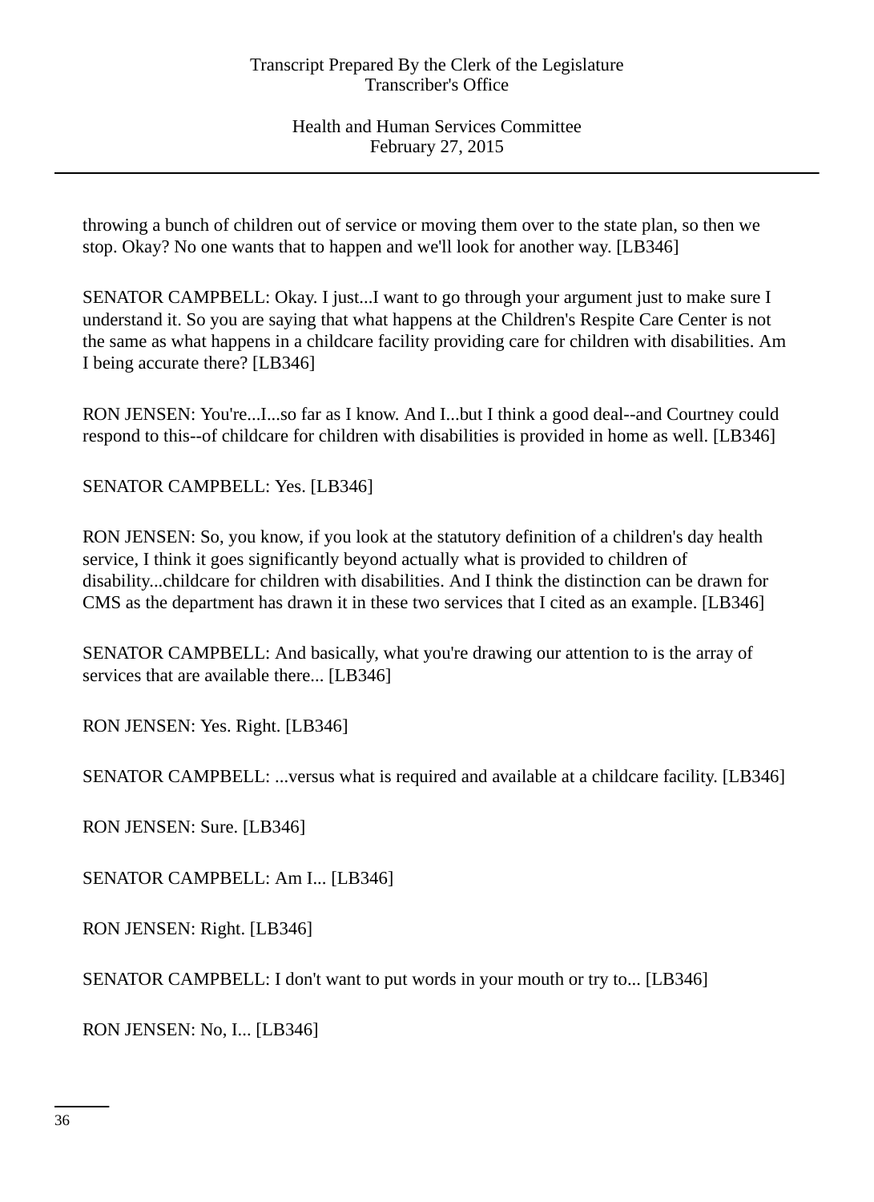throwing a bunch of children out of service or moving them over to the state plan, so then we stop. Okay? No one wants that to happen and we'll look for another way. [LB346]

SENATOR CAMPBELL: Okay. I just...I want to go through your argument just to make sure I understand it. So you are saying that what happens at the Children's Respite Care Center is not the same as what happens in a childcare facility providing care for children with disabilities. Am I being accurate there? [LB346]

RON JENSEN: You're...I...so far as I know. And I...but I think a good deal--and Courtney could respond to this--of childcare for children with disabilities is provided in home as well. [LB346]

SENATOR CAMPBELL: Yes. [LB346]

RON JENSEN: So, you know, if you look at the statutory definition of a children's day health service, I think it goes significantly beyond actually what is provided to children of disability...childcare for children with disabilities. And I think the distinction can be drawn for CMS as the department has drawn it in these two services that I cited as an example. [LB346]

SENATOR CAMPBELL: And basically, what you're drawing our attention to is the array of services that are available there... [LB346]

RON JENSEN: Yes. Right. [LB346]

SENATOR CAMPBELL: ...versus what is required and available at a childcare facility. [LB346]

RON JENSEN: Sure. [LB346]

SENATOR CAMPBELL: Am I... [LB346]

RON JENSEN: Right. [LB346]

SENATOR CAMPBELL: I don't want to put words in your mouth or try to... [LB346]

RON JENSEN: No, I... [LB346]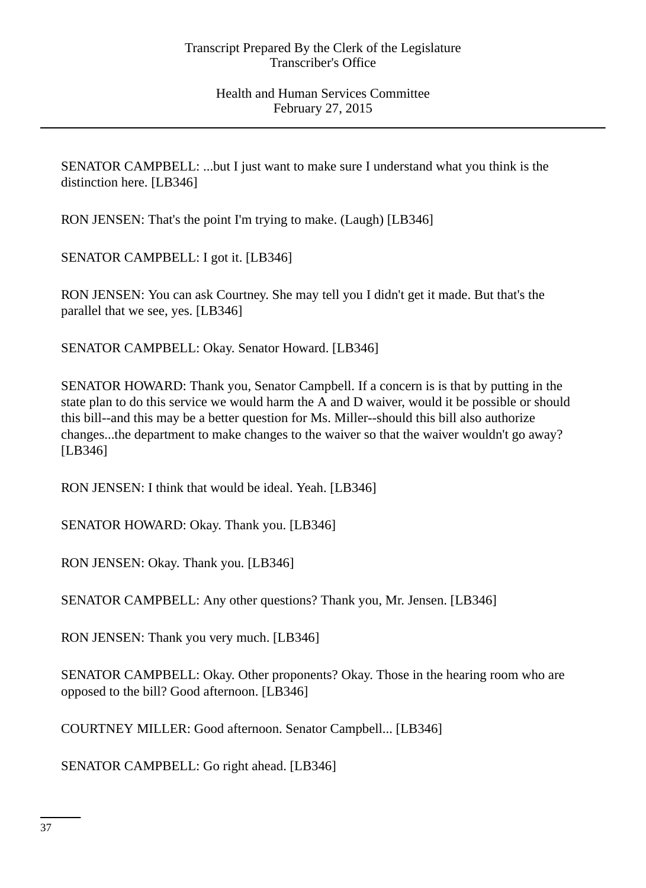SENATOR CAMPBELL: ...but I just want to make sure I understand what you think is the distinction here. [LB346]

RON JENSEN: That's the point I'm trying to make. (Laugh) [LB346]

SENATOR CAMPBELL: I got it. [LB346]

RON JENSEN: You can ask Courtney. She may tell you I didn't get it made. But that's the parallel that we see, yes. [LB346]

SENATOR CAMPBELL: Okay. Senator Howard. [LB346]

SENATOR HOWARD: Thank you, Senator Campbell. If a concern is is that by putting in the state plan to do this service we would harm the A and D waiver, would it be possible or should this bill--and this may be a better question for Ms. Miller--should this bill also authorize changes...the department to make changes to the waiver so that the waiver wouldn't go away? [LB346]

RON JENSEN: I think that would be ideal. Yeah. [LB346]

SENATOR HOWARD: Okay. Thank you. [LB346]

RON JENSEN: Okay. Thank you. [LB346]

SENATOR CAMPBELL: Any other questions? Thank you, Mr. Jensen. [LB346]

RON JENSEN: Thank you very much. [LB346]

SENATOR CAMPBELL: Okay. Other proponents? Okay. Those in the hearing room who are opposed to the bill? Good afternoon. [LB346]

COURTNEY MILLER: Good afternoon. Senator Campbell... [LB346]

SENATOR CAMPBELL: Go right ahead. [LB346]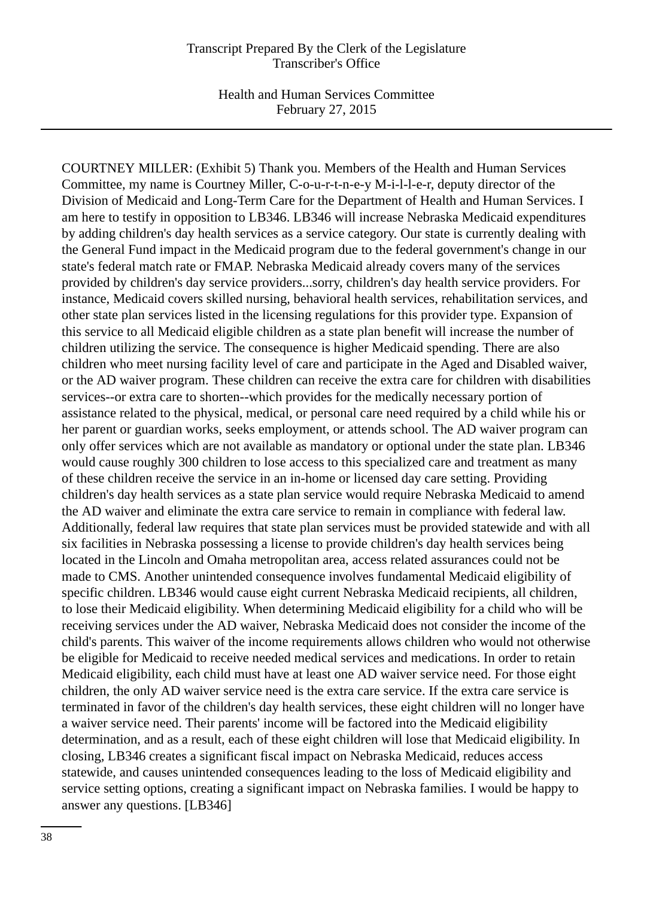COURTNEY MILLER: (Exhibit 5) Thank you. Members of the Health and Human Services Committee, my name is Courtney Miller, C-o-u-r-t-n-e-y M-i-l-l-e-r, deputy director of the Division of Medicaid and Long-Term Care for the Department of Health and Human Services. I am here to testify in opposition to LB346. LB346 will increase Nebraska Medicaid expenditures by adding children's day health services as a service category. Our state is currently dealing with the General Fund impact in the Medicaid program due to the federal government's change in our state's federal match rate or FMAP. Nebraska Medicaid already covers many of the services provided by children's day service providers...sorry, children's day health service providers. For instance, Medicaid covers skilled nursing, behavioral health services, rehabilitation services, and other state plan services listed in the licensing regulations for this provider type. Expansion of this service to all Medicaid eligible children as a state plan benefit will increase the number of children utilizing the service. The consequence is higher Medicaid spending. There are also children who meet nursing facility level of care and participate in the Aged and Disabled waiver, or the AD waiver program. These children can receive the extra care for children with disabilities services--or extra care to shorten--which provides for the medically necessary portion of assistance related to the physical, medical, or personal care need required by a child while his or her parent or guardian works, seeks employment, or attends school. The AD waiver program can only offer services which are not available as mandatory or optional under the state plan. LB346 would cause roughly 300 children to lose access to this specialized care and treatment as many of these children receive the service in an in-home or licensed day care setting. Providing children's day health services as a state plan service would require Nebraska Medicaid to amend the AD waiver and eliminate the extra care service to remain in compliance with federal law. Additionally, federal law requires that state plan services must be provided statewide and with all six facilities in Nebraska possessing a license to provide children's day health services being located in the Lincoln and Omaha metropolitan area, access related assurances could not be made to CMS. Another unintended consequence involves fundamental Medicaid eligibility of specific children. LB346 would cause eight current Nebraska Medicaid recipients, all children, to lose their Medicaid eligibility. When determining Medicaid eligibility for a child who will be receiving services under the AD waiver, Nebraska Medicaid does not consider the income of the child's parents. This waiver of the income requirements allows children who would not otherwise be eligible for Medicaid to receive needed medical services and medications. In order to retain Medicaid eligibility, each child must have at least one AD waiver service need. For those eight children, the only AD waiver service need is the extra care service. If the extra care service is terminated in favor of the children's day health services, these eight children will no longer have a waiver service need. Their parents' income will be factored into the Medicaid eligibility determination, and as a result, each of these eight children will lose that Medicaid eligibility. In closing, LB346 creates a significant fiscal impact on Nebraska Medicaid, reduces access statewide, and causes unintended consequences leading to the loss of Medicaid eligibility and service setting options, creating a significant impact on Nebraska families. I would be happy to answer any questions. [LB346]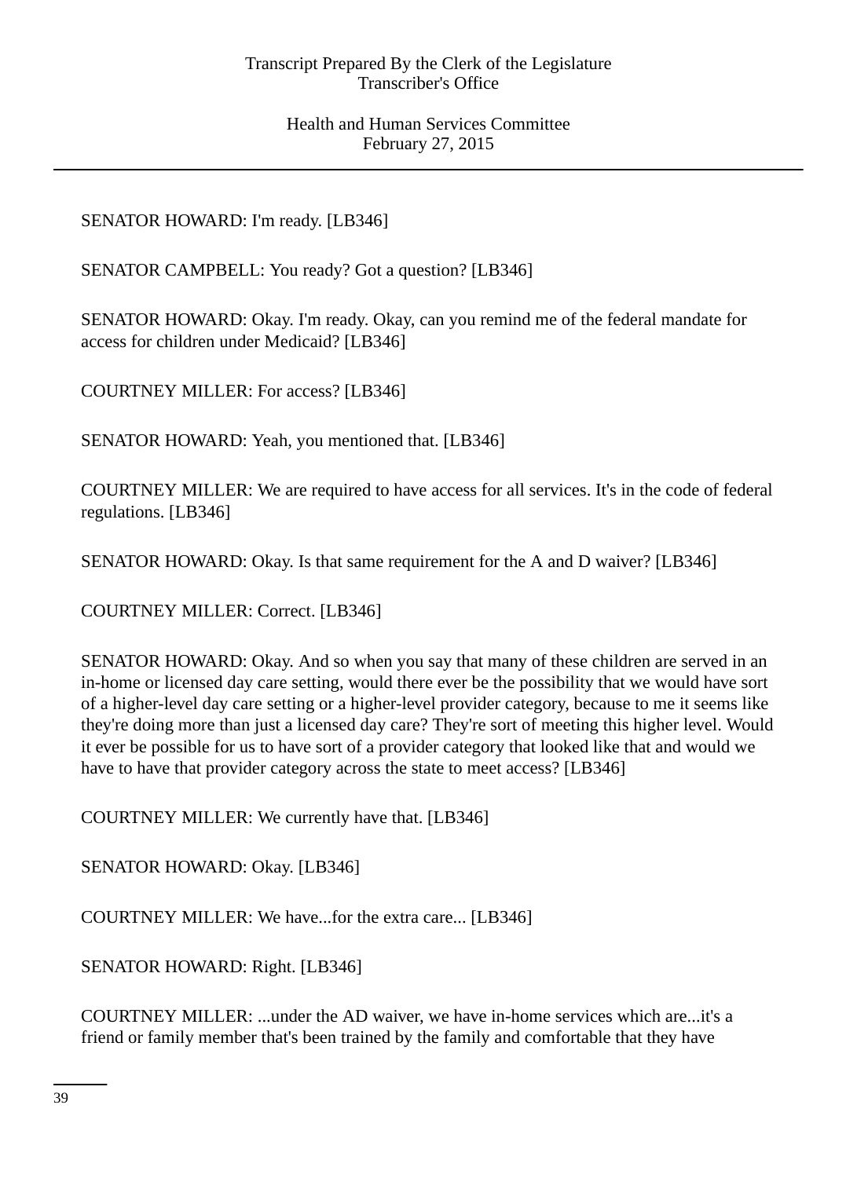SENATOR HOWARD: I'm ready. [LB346]

SENATOR CAMPBELL: You ready? Got a question? [LB346]

SENATOR HOWARD: Okay. I'm ready. Okay, can you remind me of the federal mandate for access for children under Medicaid? [LB346]

COURTNEY MILLER: For access? [LB346]

SENATOR HOWARD: Yeah, you mentioned that. [LB346]

COURTNEY MILLER: We are required to have access for all services. It's in the code of federal regulations. [LB346]

SENATOR HOWARD: Okay. Is that same requirement for the A and D waiver? [LB346]

COURTNEY MILLER: Correct. [LB346]

SENATOR HOWARD: Okay. And so when you say that many of these children are served in an in-home or licensed day care setting, would there ever be the possibility that we would have sort of a higher-level day care setting or a higher-level provider category, because to me it seems like they're doing more than just a licensed day care? They're sort of meeting this higher level. Would it ever be possible for us to have sort of a provider category that looked like that and would we have to have that provider category across the state to meet access? [LB346]

COURTNEY MILLER: We currently have that. [LB346]

SENATOR HOWARD: Okay. [LB346]

COURTNEY MILLER: We have...for the extra care... [LB346]

SENATOR HOWARD: Right. [LB346]

COURTNEY MILLER: ...under the AD waiver, we have in-home services which are...it's a friend or family member that's been trained by the family and comfortable that they have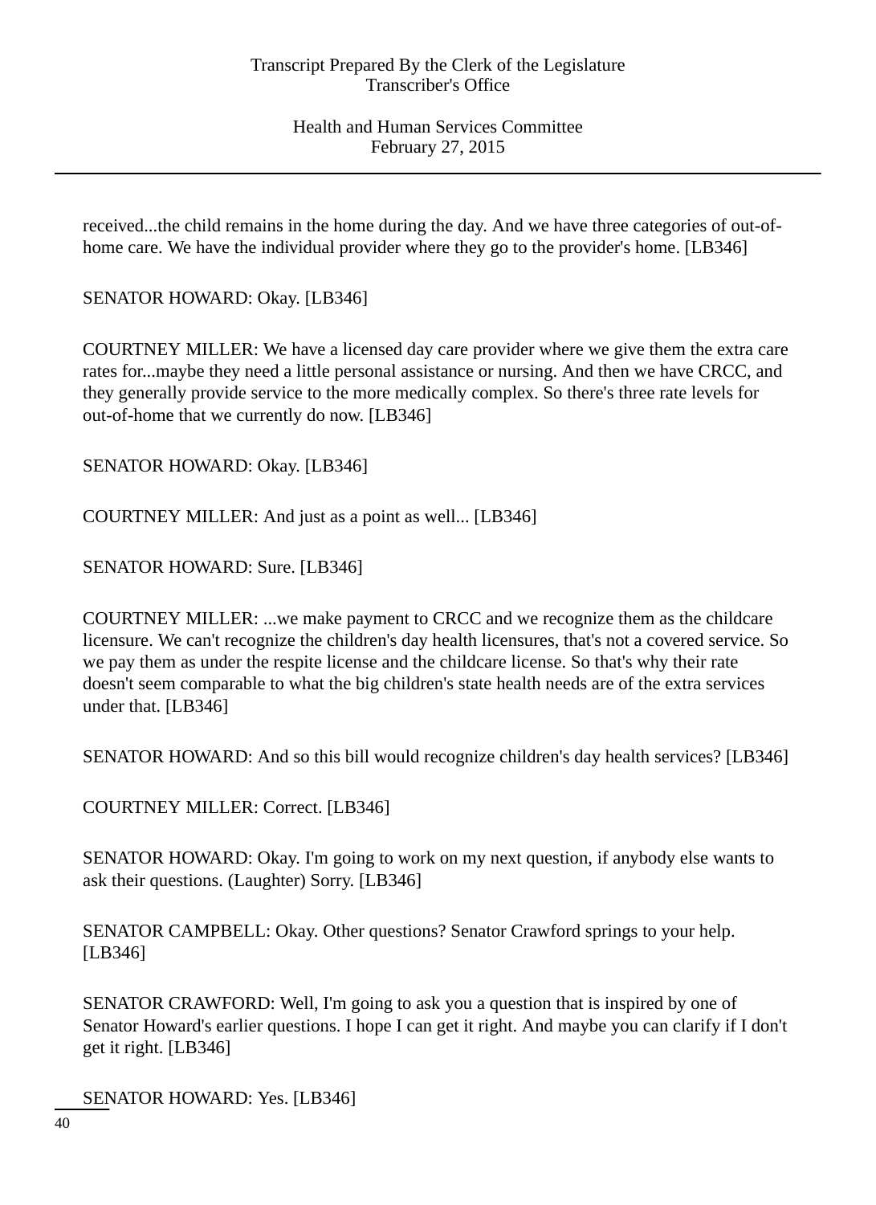received...the child remains in the home during the day. And we have three categories of out-of-home care. We have the individual provider where they go to the provider's home. [LB346]

SENATOR HOWARD: Okay. [LB346]

COURTNEY MILLER: We have a licensed day care provider where we give them the extra care rates for...maybe they need a little personal assistance or nursing. And then we have CRCC, and they generally provide service to the more medically complex. So there's three rate levels for out-of-home that we currently do now. [LB346]

SENATOR HOWARD: Okay. [LB346]

COURTNEY MILLER: And just as a point as well... [LB346]

SENATOR HOWARD: Sure. [LB346]

COURTNEY MILLER: ...we make payment to CRCC and we recognize them as the childcare licensure. We can't recognize the children's day health licensures, that's not a covered service. So we pay them as under the respite license and the childcare license. So that's why their rate doesn't seem comparable to what the big children's state health needs are of the extra services under that. [LB346]

SENATOR HOWARD: And so this bill would recognize children's day health services? [LB346]

COURTNEY MILLER: Correct. [LB346]

SENATOR HOWARD: Okay. I'm going to work on my next question, if anybody else wants to ask their questions. (Laughter) Sorry. [LB346]

SENATOR CAMPBELL: Okay. Other questions? Senator Crawford springs to your help. [LB346]

SENATOR CRAWFORD: Well, I'm going to ask you a question that is inspired by one of Senator Howard's earlier questions. I hope I can get it right. And maybe you can clarify if I don't get it right. [LB346]

SENATOR HOWARD: Yes. [LB346]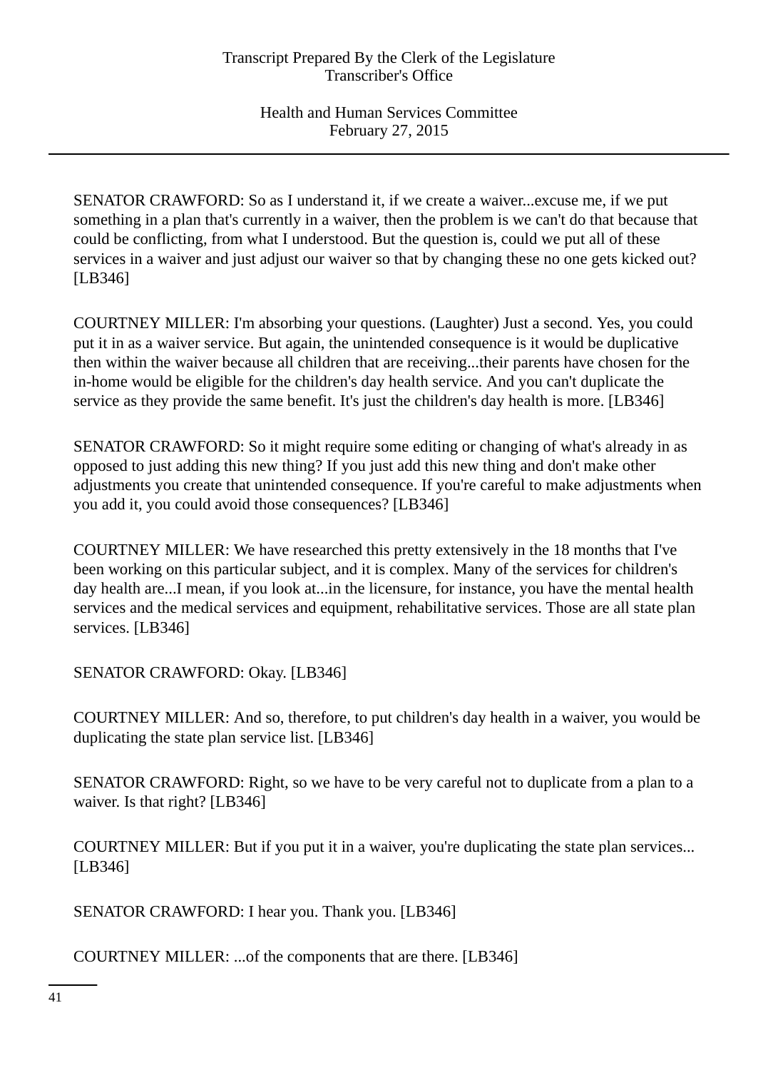SENATOR CRAWFORD: So as I understand it, if we create a waiver...excuse me, if we put something in a plan that's currently in a waiver, then the problem is we can't do that because that could be conflicting, from what I understood. But the question is, could we put all of these services in a waiver and just adjust our waiver so that by changing these no one gets kicked out? [LB346]

COURTNEY MILLER: I'm absorbing your questions. (Laughter) Just a second. Yes, you could put it in as a waiver service. But again, the unintended consequence is it would be duplicative then within the waiver because all children that are receiving...their parents have chosen for the in-home would be eligible for the children's day health service. And you can't duplicate the service as they provide the same benefit. It's just the children's day health is more. [LB346]

SENATOR CRAWFORD: So it might require some editing or changing of what's already in as opposed to just adding this new thing? If you just add this new thing and don't make other adjustments you create that unintended consequence. If you're careful to make adjustments when you add it, you could avoid those consequences? [LB346]

COURTNEY MILLER: We have researched this pretty extensively in the 18 months that I've been working on this particular subject, and it is complex. Many of the services for children's day health are...I mean, if you look at...in the licensure, for instance, you have the mental health services and the medical services and equipment, rehabilitative services. Those are all state plan services. [LB346]

SENATOR CRAWFORD: Okay. [LB346]

COURTNEY MILLER: And so, therefore, to put children's day health in a waiver, you would be duplicating the state plan service list. [LB346]

SENATOR CRAWFORD: Right, so we have to be very careful not to duplicate from a plan to a waiver. Is that right? [LB346]

COURTNEY MILLER: But if you put it in a waiver, you're duplicating the state plan services... [LB346]

SENATOR CRAWFORD: I hear you. Thank you. [LB346]

COURTNEY MILLER: ...of the components that are there. [LB346]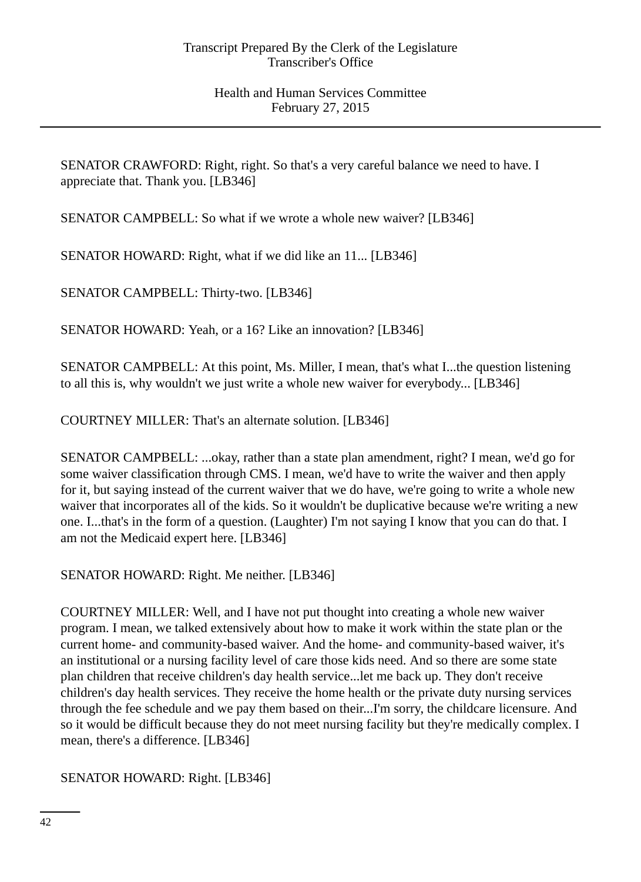SENATOR CRAWFORD: Right, right. So that's a very careful balance we need to have. I appreciate that. Thank you. [LB346]

SENATOR CAMPBELL: So what if we wrote a whole new waiver? [LB346]

SENATOR HOWARD: Right, what if we did like an 11... [LB346]

SENATOR CAMPBELL: Thirty-two. [LB346]

SENATOR HOWARD: Yeah, or a 16? Like an innovation? [LB346]

SENATOR CAMPBELL: At this point, Ms. Miller, I mean, that's what I...the question listening to all this is, why wouldn't we just write a whole new waiver for everybody... [LB346]

COURTNEY MILLER: That's an alternate solution. [LB346]

SENATOR CAMPBELL: ...okay, rather than a state plan amendment, right? I mean, we'd go for some waiver classification through CMS. I mean, we'd have to write the waiver and then apply for it, but saying instead of the current waiver that we do have, we're going to write a whole new waiver that incorporates all of the kids. So it wouldn't be duplicative because we're writing a new one. I...that's in the form of a question. (Laughter) I'm not saying I know that you can do that. I am not the Medicaid expert here. [LB346]

SENATOR HOWARD: Right. Me neither. [LB346]

COURTNEY MILLER: Well, and I have not put thought into creating a whole new waiver program. I mean, we talked extensively about how to make it work within the state plan or the current home- and community-based waiver. And the home- and community-based waiver, it's an institutional or a nursing facility level of care those kids need. And so there are some state plan children that receive children's day health service...let me back up. They don't receive children's day health services. They receive the home health or the private duty nursing services through the fee schedule and we pay them based on their...I'm sorry, the childcare licensure. And so it would be difficult because they do not meet nursing facility but they're medically complex. I mean, there's a difference. [LB346]

SENATOR HOWARD: Right. [LB346]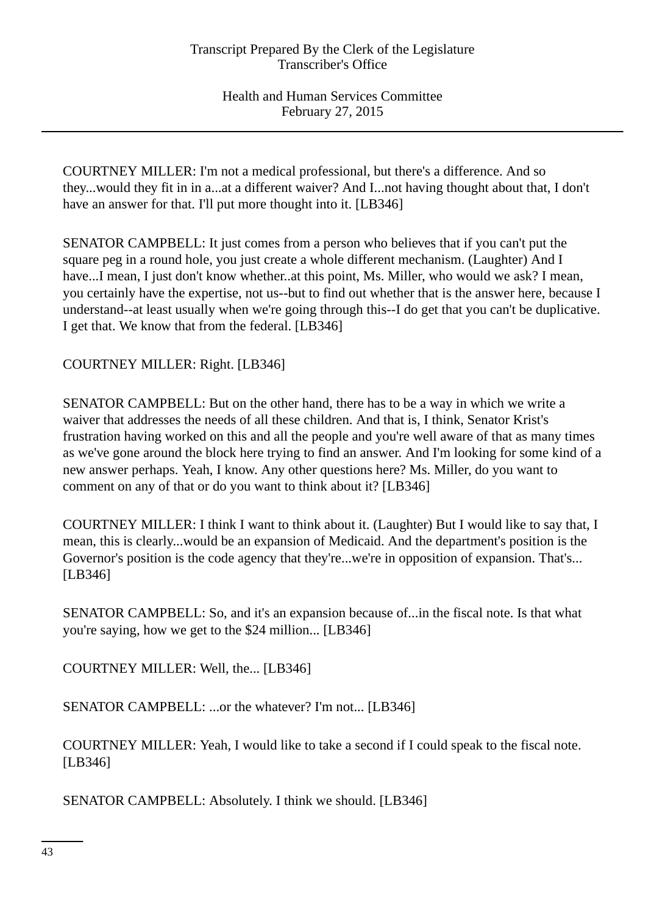COURTNEY MILLER: I'm not a medical professional, but there's a difference. And so they...would they fit in in a...at a different waiver? And I...not having thought about that, I don't have an answer for that. I'll put more thought into it. [LB346]

SENATOR CAMPBELL: It just comes from a person who believes that if you can't put the square peg in a round hole, you just create a whole different mechanism. (Laughter) And I have...I mean, I just don't know whether..at this point, Ms. Miller, who would we ask? I mean, you certainly have the expertise, not us--but to find out whether that is the answer here, because I understand--at least usually when we're going through this--I do get that you can't be duplicative. I get that. We know that from the federal. [LB346]

COURTNEY MILLER: Right. [LB346]

SENATOR CAMPBELL: But on the other hand, there has to be a way in which we write a waiver that addresses the needs of all these children. And that is, I think, Senator Krist's frustration having worked on this and all the people and you're well aware of that as many times as we've gone around the block here trying to find an answer. And I'm looking for some kind of a new answer perhaps. Yeah, I know. Any other questions here? Ms. Miller, do you want to comment on any of that or do you want to think about it? [LB346]

COURTNEY MILLER: I think I want to think about it. (Laughter) But I would like to say that, I mean, this is clearly...would be an expansion of Medicaid. And the department's position is the Governor's position is the code agency that they're...we're in opposition of expansion. That's... [LB346]

SENATOR CAMPBELL: So, and it's an expansion because of...in the fiscal note. Is that what you're saying, how we get to the $24 million... [LB346]

COURTNEY MILLER: Well, the... [LB346]

SENATOR CAMPBELL: ...or the whatever? I'm not... [LB346]

COURTNEY MILLER: Yeah, I would like to take a second if I could speak to the fiscal note. [LB346]

SENATOR CAMPBELL: Absolutely. I think we should. [LB346]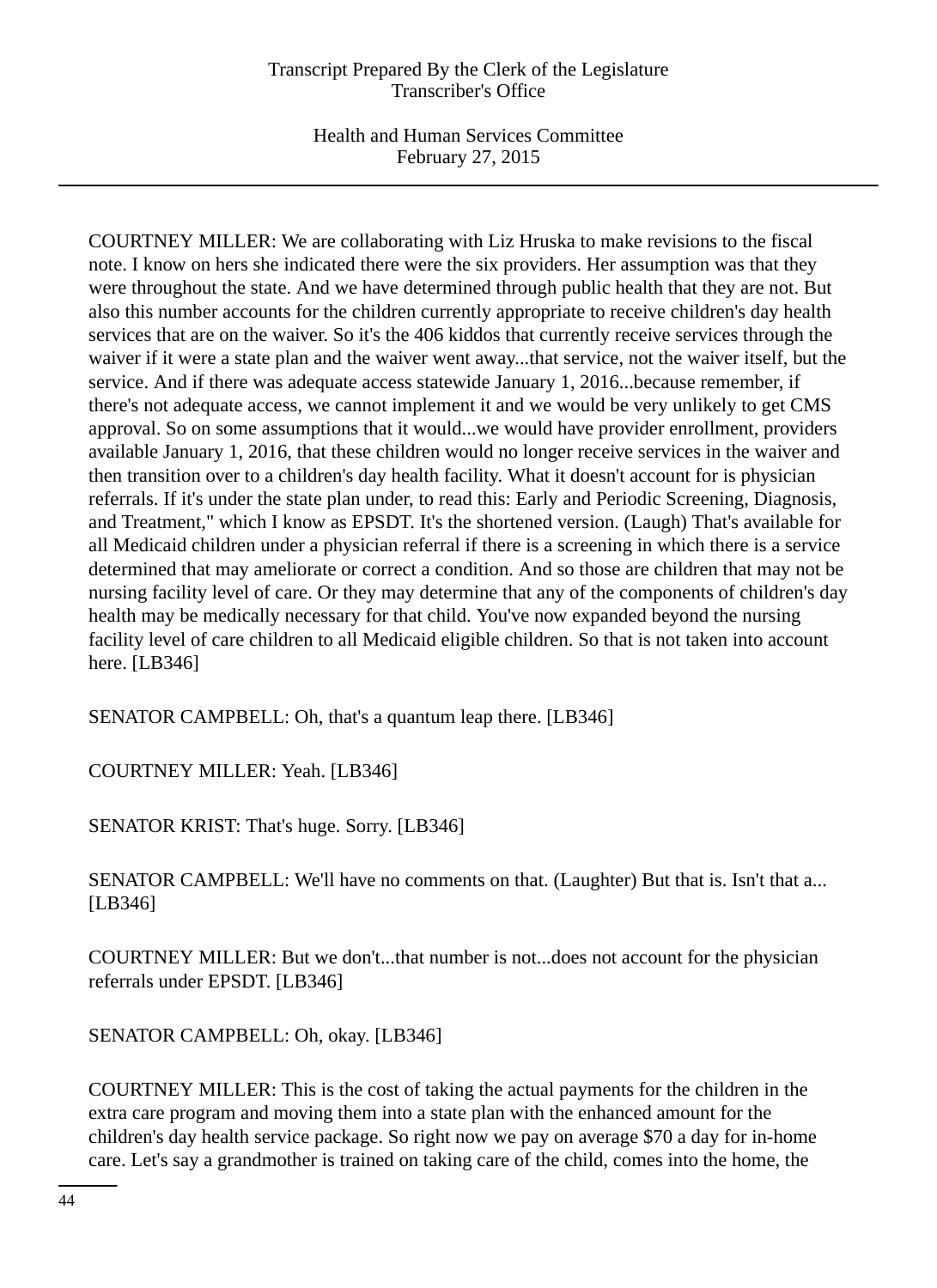COURTNEY MILLER: We are collaborating with Liz Hruska to make revisions to the fiscal note. I know on hers she indicated there were the six providers. Her assumption was that they were throughout the state. And we have determined through public health that they are not. But also this number accounts for the children currently appropriate to receive children's day health services that are on the waiver. So it's the 406 kiddos that currently receive services through the waiver if it were a state plan and the waiver went away...that service, not the waiver itself, but the service. And if there was adequate access statewide January 1, 2016...because remember, if there's not adequate access, we cannot implement it and we would be very unlikely to get CMS approval. So on some assumptions that it would...we would have provider enrollment, providers available January 1, 2016, that these children would no longer receive services in the waiver and then transition over to a children's day health facility. What it doesn't account for is physician referrals. If it's under the state plan under, to read this: Early and Periodic Screening, Diagnosis, and Treatment," which I know as EPSDT. It's the shortened version. (Laugh) That's available for all Medicaid children under a physician referral if there is a screening in which there is a service determined that may ameliorate or correct a condition. And so those are children that may not be nursing facility level of care. Or they may determine that any of the components of children's day health may be medically necessary for that child. You've now expanded beyond the nursing facility level of care children to all Medicaid eligible children. So that is not taken into account here. [LB346]

SENATOR CAMPBELL: Oh, that's a quantum leap there. [LB346]

COURTNEY MILLER: Yeah. [LB346]

SENATOR KRIST: That's huge. Sorry. [LB346]

SENATOR CAMPBELL: We'll have no comments on that. (Laughter) But that is. Isn't that a... [LB346]

COURTNEY MILLER: But we don't...that number is not...does not account for the physician referrals under EPSDT. [LB346]

SENATOR CAMPBELL: Oh, okay. [LB346]

COURTNEY MILLER: This is the cost of taking the actual payments for the children in the extra care program and moving them into a state plan with the enhanced amount for the children's day health service package. So right now we pay on average $70 a day for in-home care. Let's say a grandmother is trained on taking care of the child, comes into the home, the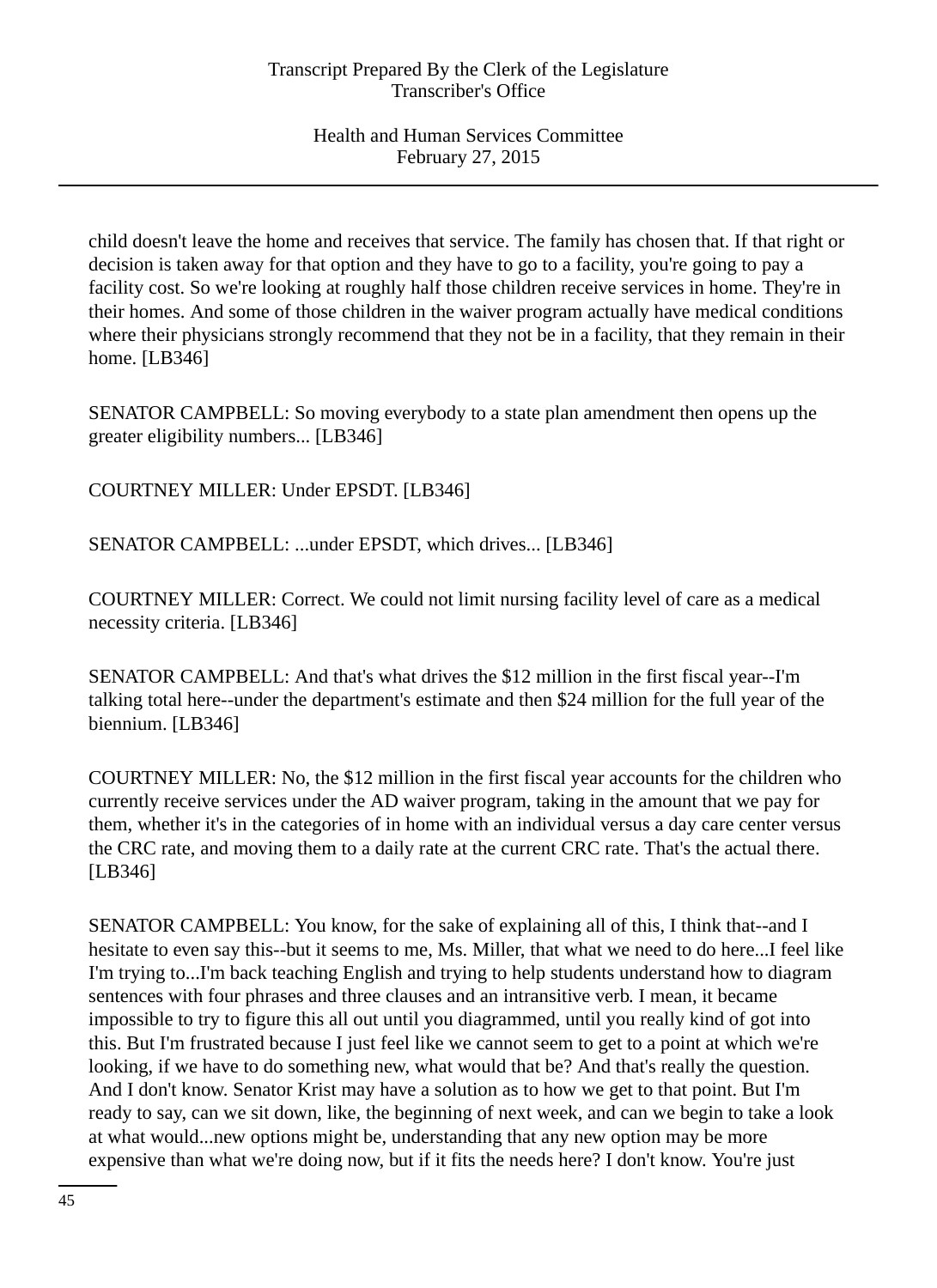child doesn't leave the home and receives that service. The family has chosen that. If that right or decision is taken away for that option and they have to go to a facility, you're going to pay a facility cost. So we're looking at roughly half those children receive services in home. They're in their homes. And some of those children in the waiver program actually have medical conditions where their physicians strongly recommend that they not be in a facility, that they remain in their home. [LB346]

SENATOR CAMPBELL: So moving everybody to a state plan amendment then opens up the greater eligibility numbers... [LB346]

COURTNEY MILLER: Under EPSDT. [LB346]

SENATOR CAMPBELL: ...under EPSDT, which drives... [LB346]

COURTNEY MILLER: Correct. We could not limit nursing facility level of care as a medical necessity criteria. [LB346]

SENATOR CAMPBELL: And that's what drives the $12 million in the first fiscal year--I'm talking total here--under the department's estimate and then $24 million for the full year of the biennium. [LB346]

COURTNEY MILLER: No, the $12 million in the first fiscal year accounts for the children who currently receive services under the AD waiver program, taking in the amount that we pay for them, whether it's in the categories of in home with an individual versus a day care center versus the CRC rate, and moving them to a daily rate at the current CRC rate. That's the actual there. [LB346]

SENATOR CAMPBELL: You know, for the sake of explaining all of this, I think that--and I hesitate to even say this--but it seems to me, Ms. Miller, that what we need to do here...I feel like I'm trying to...I'm back teaching English and trying to help students understand how to diagram sentences with four phrases and three clauses and an intransitive verb. I mean, it became impossible to try to figure this all out until you diagrammed, until you really kind of got into this. But I'm frustrated because I just feel like we cannot seem to get to a point at which we're looking, if we have to do something new, what would that be? And that's really the question. And I don't know. Senator Krist may have a solution as to how we get to that point. But I'm ready to say, can we sit down, like, the beginning of next week, and can we begin to take a look at what would...new options might be, understanding that any new option may be more expensive than what we're doing now, but if it fits the needs here? I don't know. You're just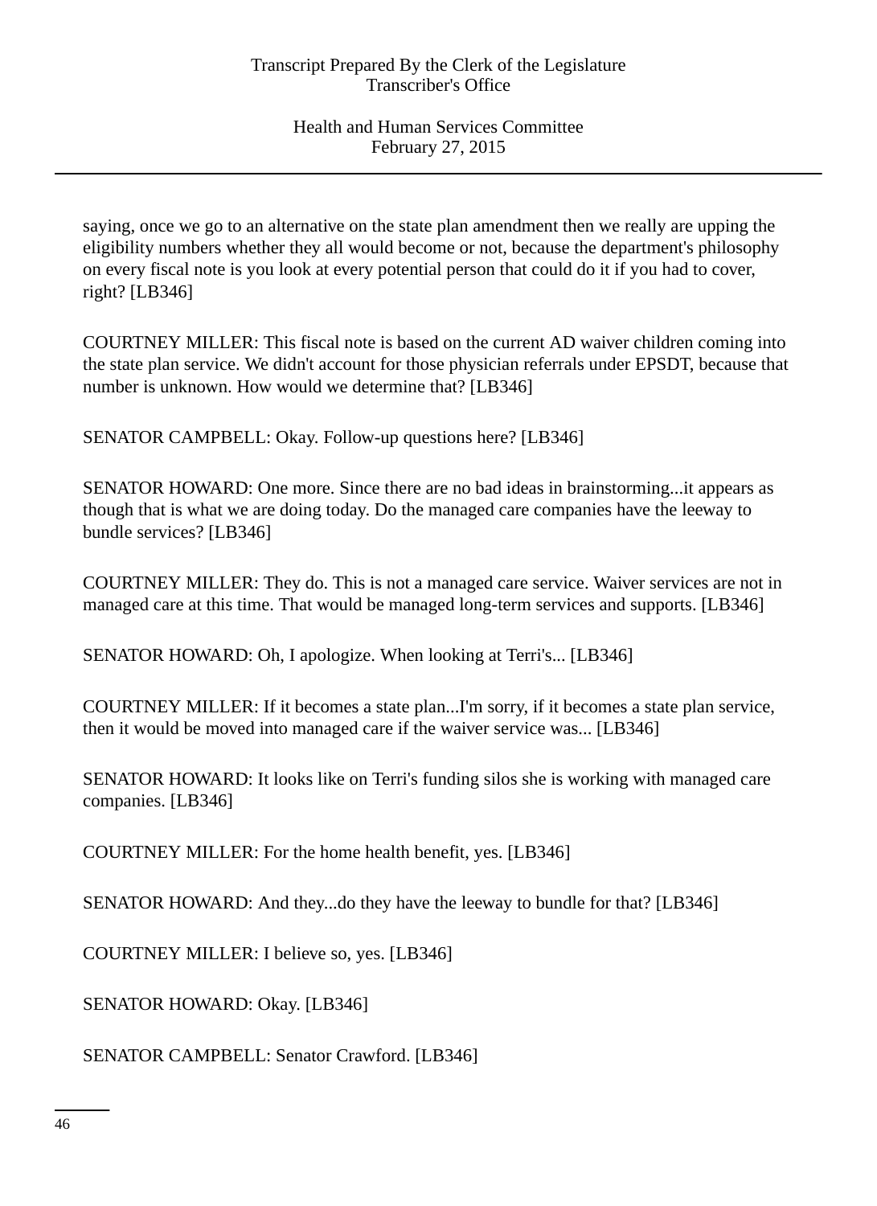saying, once we go to an alternative on the state plan amendment then we really are upping the eligibility numbers whether they all would become or not, because the department's philosophy on every fiscal note is you look at every potential person that could do it if you had to cover, right? [LB346]

COURTNEY MILLER: This fiscal note is based on the current AD waiver children coming into the state plan service. We didn't account for those physician referrals under EPSDT, because that number is unknown. How would we determine that? [LB346]

SENATOR CAMPBELL: Okay. Follow-up questions here? [LB346]

SENATOR HOWARD: One more. Since there are no bad ideas in brainstorming...it appears as though that is what we are doing today. Do the managed care companies have the leeway to bundle services? [LB346]

COURTNEY MILLER: They do. This is not a managed care service. Waiver services are not in managed care at this time. That would be managed long-term services and supports. [LB346]

SENATOR HOWARD: Oh, I apologize. When looking at Terri's... [LB346]

COURTNEY MILLER: If it becomes a state plan...I'm sorry, if it becomes a state plan service, then it would be moved into managed care if the waiver service was... [LB346]

SENATOR HOWARD: It looks like on Terri's funding silos she is working with managed care companies. [LB346]

COURTNEY MILLER: For the home health benefit, yes. [LB346]

SENATOR HOWARD: And they...do they have the leeway to bundle for that? [LB346]

COURTNEY MILLER: I believe so, yes. [LB346]

SENATOR HOWARD: Okay. [LB346]

SENATOR CAMPBELL: Senator Crawford. [LB346]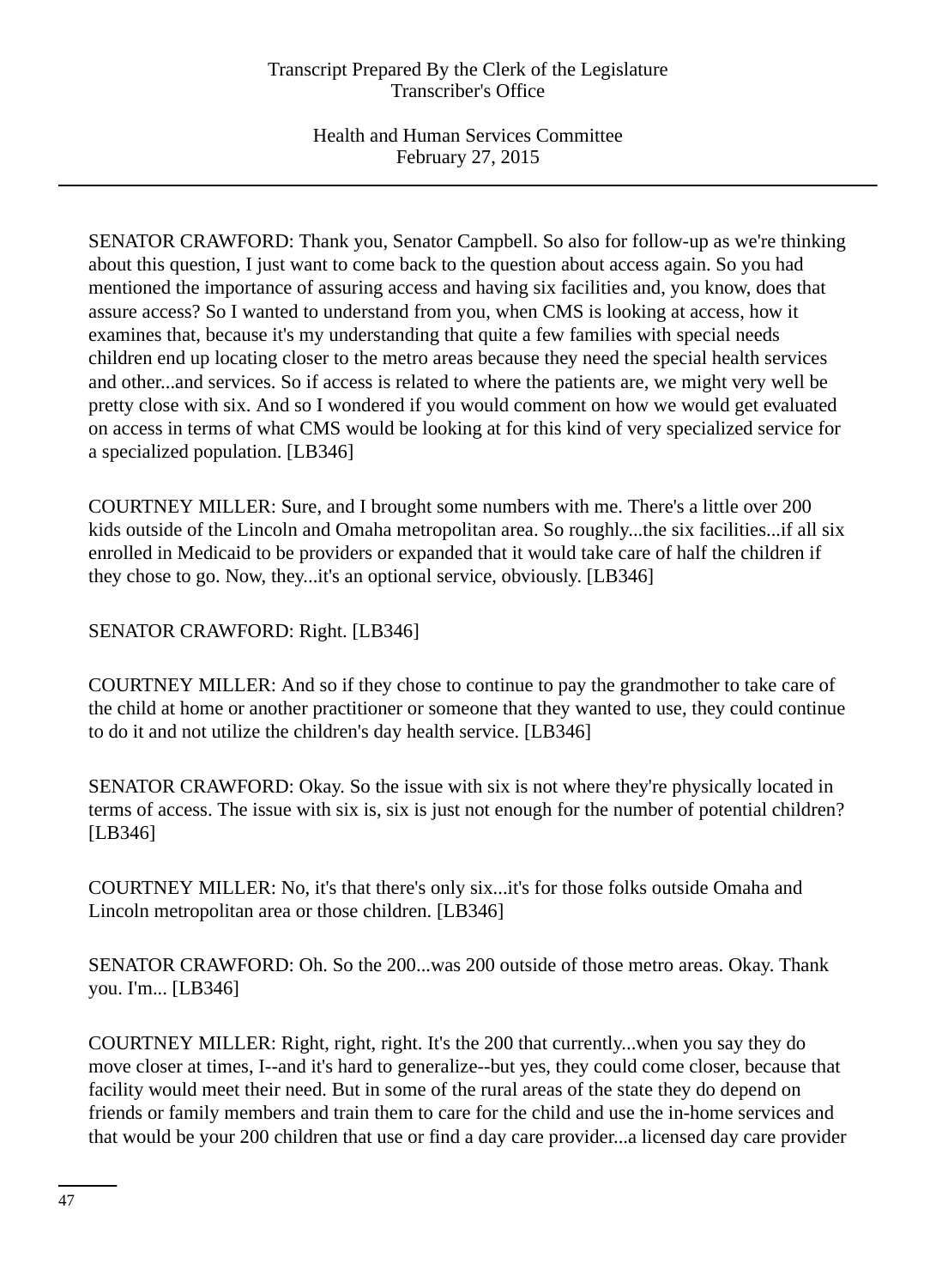SENATOR CRAWFORD: Thank you, Senator Campbell. So also for follow-up as we're thinking about this question, I just want to come back to the question about access again. So you had mentioned the importance of assuring access and having six facilities and, you know, does that assure access? So I wanted to understand from you, when CMS is looking at access, how it examines that, because it's my understanding that quite a few families with special needs children end up locating closer to the metro areas because they need the special health services and other...and services. So if access is related to where the patients are, we might very well be pretty close with six. And so I wondered if you would comment on how we would get evaluated on access in terms of what CMS would be looking at for this kind of very specialized service for a specialized population. [LB346]

COURTNEY MILLER: Sure, and I brought some numbers with me. There's a little over 200 kids outside of the Lincoln and Omaha metropolitan area. So roughly...the six facilities...if all six enrolled in Medicaid to be providers or expanded that it would take care of half the children if they chose to go. Now, they...it's an optional service, obviously. [LB346]

SENATOR CRAWFORD: Right. [LB346]

COURTNEY MILLER: And so if they chose to continue to pay the grandmother to take care of the child at home or another practitioner or someone that they wanted to use, they could continue to do it and not utilize the children's day health service. [LB346]

SENATOR CRAWFORD: Okay. So the issue with six is not where they're physically located in terms of access. The issue with six is, six is just not enough for the number of potential children? [LB346]

COURTNEY MILLER: No, it's that there's only six...it's for those folks outside Omaha and Lincoln metropolitan area or those children. [LB346]

SENATOR CRAWFORD: Oh. So the 200...was 200 outside of those metro areas. Okay. Thank you. I'm... [LB346]

COURTNEY MILLER: Right, right, right. It's the 200 that currently...when you say they do move closer at times, I--and it's hard to generalize--but yes, they could come closer, because that facility would meet their need. But in some of the rural areas of the state they do depend on friends or family members and train them to care for the child and use the in-home services and that would be your 200 children that use or find a day care provider...a licensed day care provider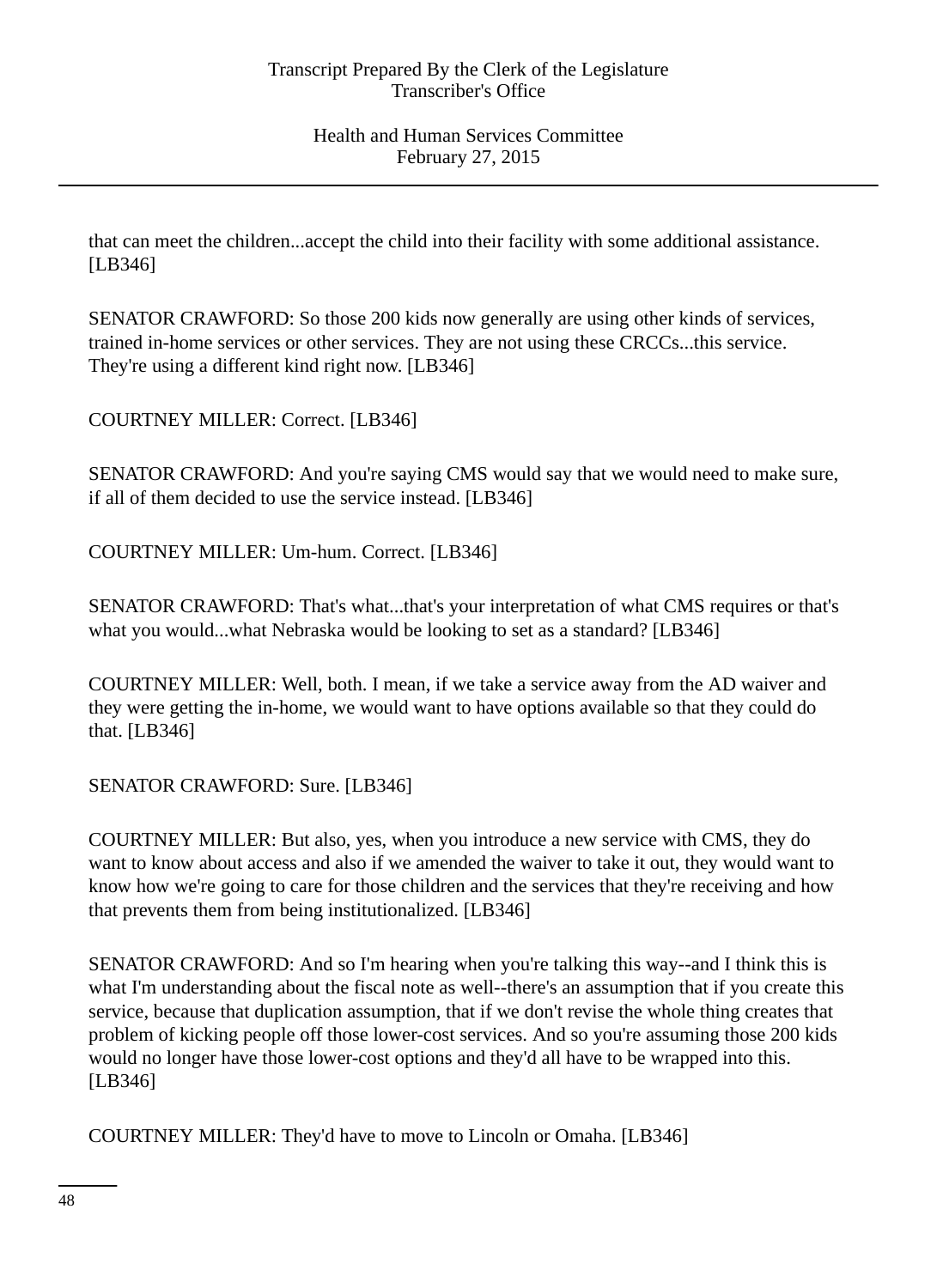that can meet the children...accept the child into their facility with some additional assistance. [LB346]

SENATOR CRAWFORD: So those 200 kids now generally are using other kinds of services, trained in-home services or other services. They are not using these CRCCs...this service. They're using a different kind right now. [LB346]

COURTNEY MILLER: Correct. [LB346]

SENATOR CRAWFORD: And you're saying CMS would say that we would need to make sure, if all of them decided to use the service instead. [LB346]

COURTNEY MILLER: Um-hum. Correct. [LB346]

SENATOR CRAWFORD: That's what...that's your interpretation of what CMS requires or that's what you would...what Nebraska would be looking to set as a standard? [LB346]

COURTNEY MILLER: Well, both. I mean, if we take a service away from the AD waiver and they were getting the in-home, we would want to have options available so that they could do that. [LB346]

SENATOR CRAWFORD: Sure. [LB346]

COURTNEY MILLER: But also, yes, when you introduce a new service with CMS, they do want to know about access and also if we amended the waiver to take it out, they would want to know how we're going to care for those children and the services that they're receiving and how that prevents them from being institutionalized. [LB346]

SENATOR CRAWFORD: And so I'm hearing when you're talking this way--and I think this is what I'm understanding about the fiscal note as well--there's an assumption that if you create this service, because that duplication assumption, that if we don't revise the whole thing creates that problem of kicking people off those lower-cost services. And so you're assuming those 200 kids would no longer have those lower-cost options and they'd all have to be wrapped into this. [LB346]

COURTNEY MILLER: They'd have to move to Lincoln or Omaha. [LB346]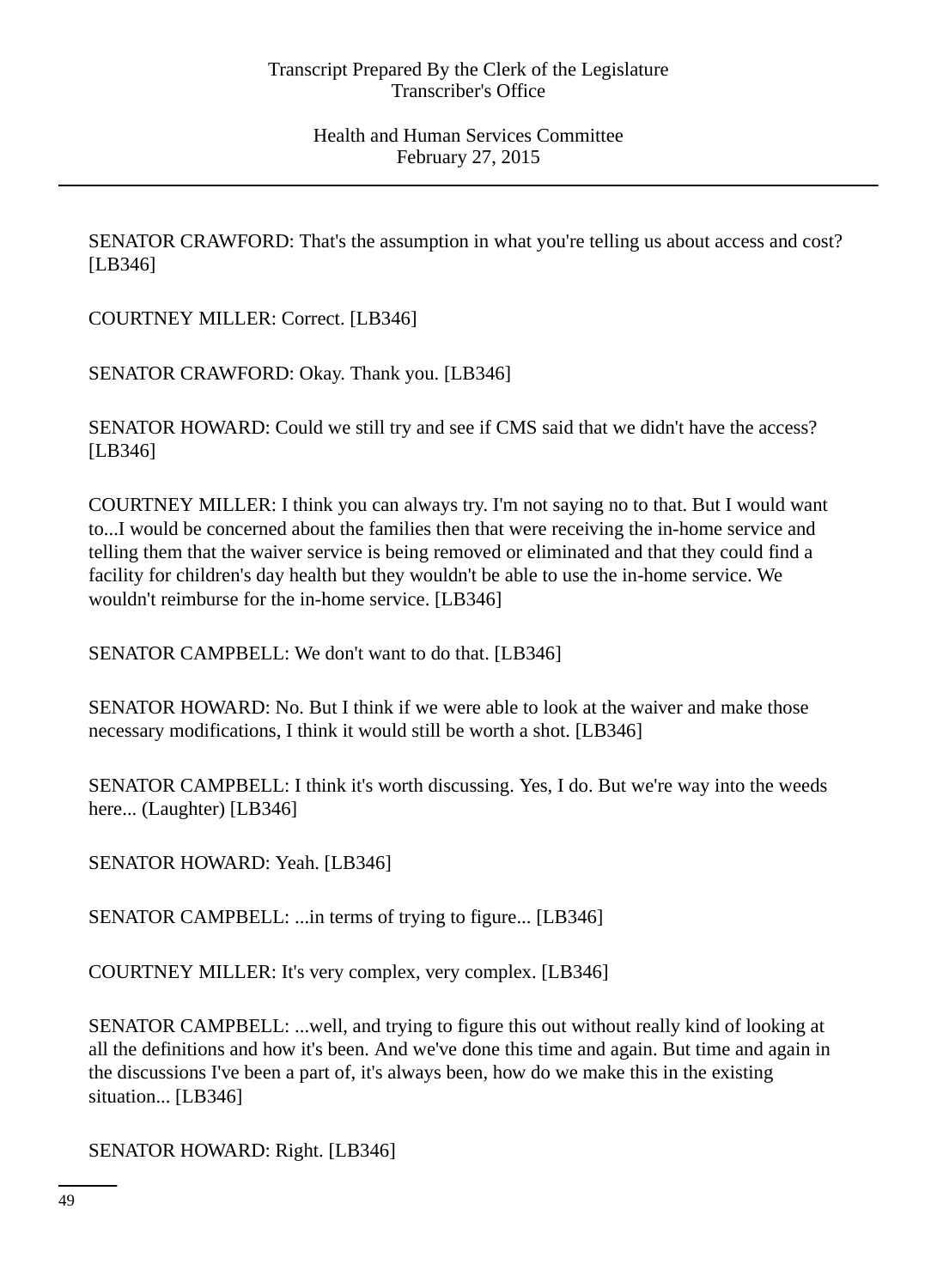SENATOR CRAWFORD: That's the assumption in what you're telling us about access and cost? [LB346]

COURTNEY MILLER: Correct. [LB346]

SENATOR CRAWFORD: Okay. Thank you. [LB346]

SENATOR HOWARD: Could we still try and see if CMS said that we didn't have the access? [LB346]

COURTNEY MILLER: I think you can always try. I'm not saying no to that. But I would want to...I would be concerned about the families then that were receiving the in-home service and telling them that the waiver service is being removed or eliminated and that they could find a facility for children's day health but they wouldn't be able to use the in-home service. We wouldn't reimburse for the in-home service. [LB346]

SENATOR CAMPBELL: We don't want to do that. [LB346]

SENATOR HOWARD: No. But I think if we were able to look at the waiver and make those necessary modifications, I think it would still be worth a shot. [LB346]

SENATOR CAMPBELL: I think it's worth discussing. Yes, I do. But we're way into the weeds here... (Laughter) [LB346]

SENATOR HOWARD: Yeah. [LB346]

SENATOR CAMPBELL: ...in terms of trying to figure... [LB346]

COURTNEY MILLER: It's very complex, very complex. [LB346]

SENATOR CAMPBELL: ...well, and trying to figure this out without really kind of looking at all the definitions and how it's been. And we've done this time and again. But time and again in the discussions I've been a part of, it's always been, how do we make this in the existing situation... [LB346]

SENATOR HOWARD: Right. [LB346]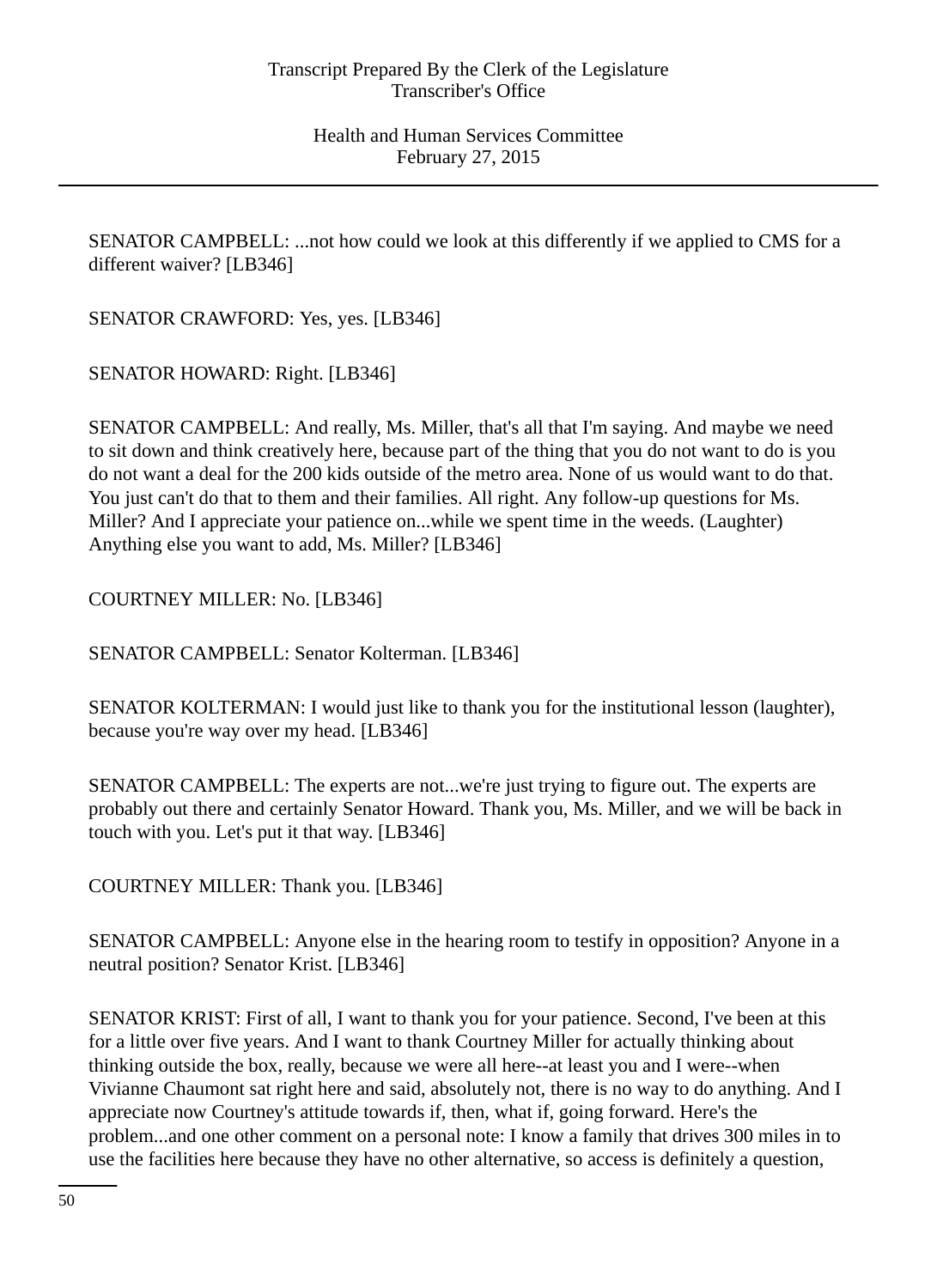SENATOR CAMPBELL: ...not how could we look at this differently if we applied to CMS for a different waiver? [LB346]

SENATOR CRAWFORD: Yes, yes. [LB346]

SENATOR HOWARD: Right. [LB346]

SENATOR CAMPBELL: And really, Ms. Miller, that's all that I'm saying. And maybe we need to sit down and think creatively here, because part of the thing that you do not want to do is you do not want a deal for the 200 kids outside of the metro area. None of us would want to do that. You just can't do that to them and their families. All right. Any follow-up questions for Ms. Miller? And I appreciate your patience on...while we spent time in the weeds. (Laughter) Anything else you want to add, Ms. Miller? [LB346]

COURTNEY MILLER: No. [LB346]

SENATOR CAMPBELL: Senator Kolterman. [LB346]

SENATOR KOLTERMAN: I would just like to thank you for the institutional lesson (laughter), because you're way over my head. [LB346]

SENATOR CAMPBELL: The experts are not...we're just trying to figure out. The experts are probably out there and certainly Senator Howard. Thank you, Ms. Miller, and we will be back in touch with you. Let's put it that way. [LB346]

COURTNEY MILLER: Thank you. [LB346]

SENATOR CAMPBELL: Anyone else in the hearing room to testify in opposition? Anyone in a neutral position? Senator Krist. [LB346]

SENATOR KRIST: First of all, I want to thank you for your patience. Second, I've been at this for a little over five years. And I want to thank Courtney Miller for actually thinking about thinking outside the box, really, because we were all here--at least you and I were--when Vivianne Chaumont sat right here and said, absolutely not, there is no way to do anything. And I appreciate now Courtney's attitude towards if, then, what if, going forward. Here's the problem...and one other comment on a personal note: I know a family that drives 300 miles in to use the facilities here because they have no other alternative, so access is definitely a question,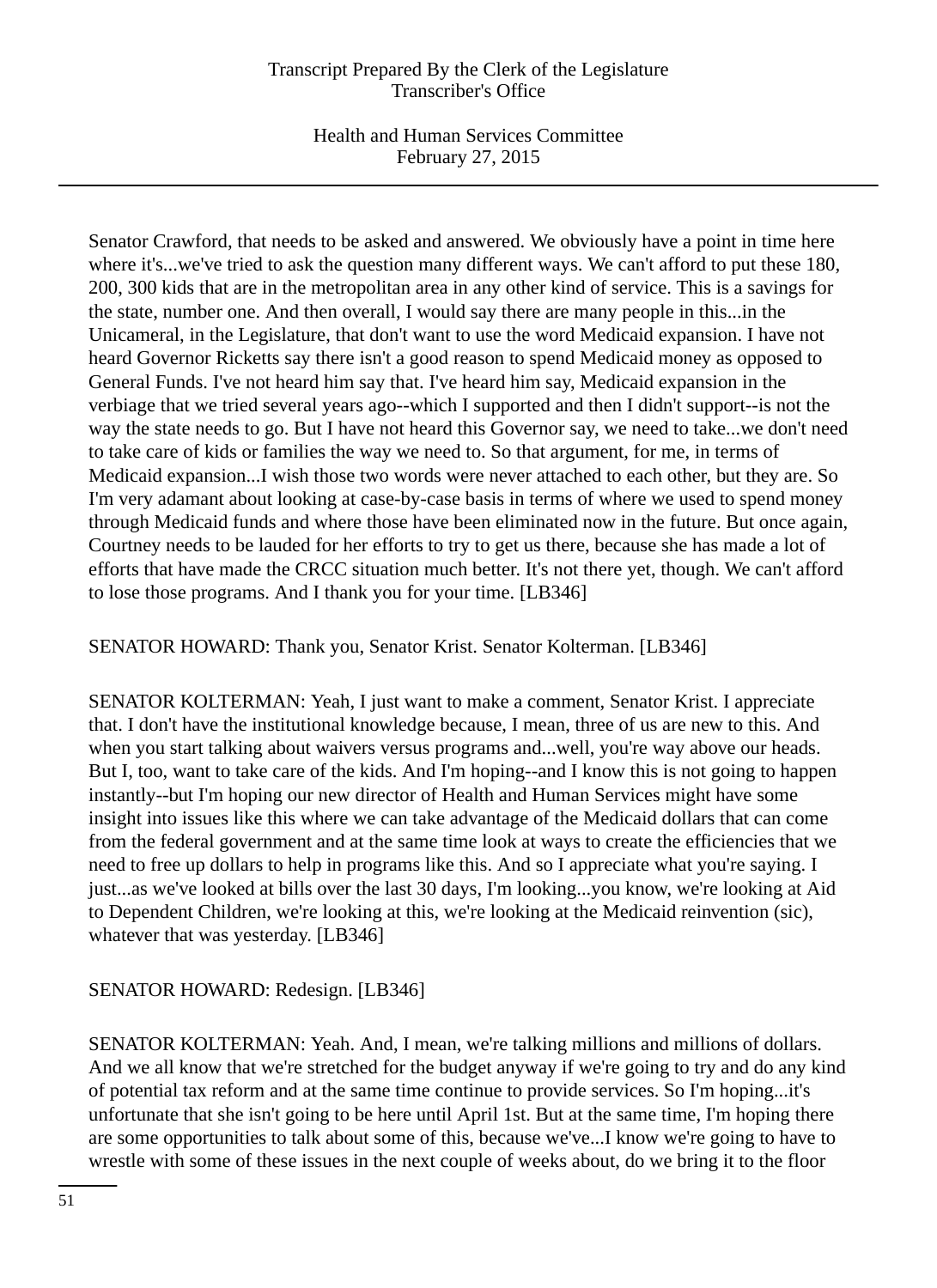Senator Crawford, that needs to be asked and answered. We obviously have a point in time here where it's...we've tried to ask the question many different ways. We can't afford to put these 180, 200, 300 kids that are in the metropolitan area in any other kind of service. This is a savings for the state, number one. And then overall, I would say there are many people in this...in the Unicameral, in the Legislature, that don't want to use the word Medicaid expansion. I have not heard Governor Ricketts say there isn't a good reason to spend Medicaid money as opposed to General Funds. I've not heard him say that. I've heard him say, Medicaid expansion in the verbiage that we tried several years ago--which I supported and then I didn't support--is not the way the state needs to go. But I have not heard this Governor say, we need to take...we don't need to take care of kids or families the way we need to. So that argument, for me, in terms of Medicaid expansion...I wish those two words were never attached to each other, but they are. So I'm very adamant about looking at case-by-case basis in terms of where we used to spend money through Medicaid funds and where those have been eliminated now in the future. But once again, Courtney needs to be lauded for her efforts to try to get us there, because she has made a lot of efforts that have made the CRCC situation much better. It's not there yet, though. We can't afford to lose those programs. And I thank you for your time. [LB346]

SENATOR HOWARD: Thank you, Senator Krist. Senator Kolterman. [LB346]

SENATOR KOLTERMAN: Yeah, I just want to make a comment, Senator Krist. I appreciate that. I don't have the institutional knowledge because, I mean, three of us are new to this. And when you start talking about waivers versus programs and...well, you're way above our heads. But I, too, want to take care of the kids. And I'm hoping--and I know this is not going to happen instantly--but I'm hoping our new director of Health and Human Services might have some insight into issues like this where we can take advantage of the Medicaid dollars that can come from the federal government and at the same time look at ways to create the efficiencies that we need to free up dollars to help in programs like this. And so I appreciate what you're saying. I just...as we've looked at bills over the last 30 days, I'm looking...you know, we're looking at Aid to Dependent Children, we're looking at this, we're looking at the Medicaid reinvention (sic), whatever that was yesterday. [LB346]

SENATOR HOWARD: Redesign. [LB346]

SENATOR KOLTERMAN: Yeah. And, I mean, we're talking millions and millions of dollars. And we all know that we're stretched for the budget anyway if we're going to try and do any kind of potential tax reform and at the same time continue to provide services. So I'm hoping...it's unfortunate that she isn't going to be here until April 1st. But at the same time, I'm hoping there are some opportunities to talk about some of this, because we've...I know we're going to have to wrestle with some of these issues in the next couple of weeks about, do we bring it to the floor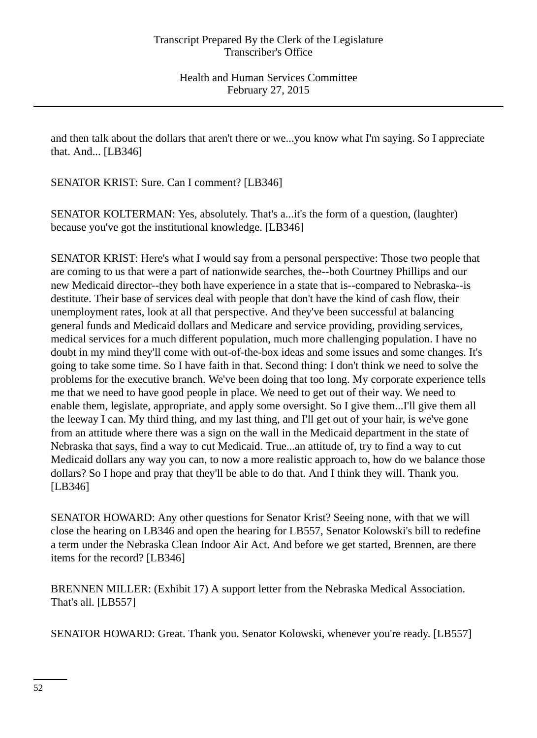and then talk about the dollars that aren't there or we...you know what I'm saying. So I appreciate that. And... [LB346]

SENATOR KRIST: Sure. Can I comment? [LB346]

SENATOR KOLTERMAN: Yes, absolutely. That's a...it's the form of a question, (laughter) because you've got the institutional knowledge. [LB346]

SENATOR KRIST: Here's what I would say from a personal perspective: Those two people that are coming to us that were a part of nationwide searches, the--both Courtney Phillips and our new Medicaid director--they both have experience in a state that is--compared to Nebraska--is destitute. Their base of services deal with people that don't have the kind of cash flow, their unemployment rates, look at all that perspective. And they've been successful at balancing general funds and Medicaid dollars and Medicare and service providing, providing services, medical services for a much different population, much more challenging population. I have no doubt in my mind they'll come with out-of-the-box ideas and some issues and some changes. It's going to take some time. So I have faith in that. Second thing: I don't think we need to solve the problems for the executive branch. We've been doing that too long. My corporate experience tells me that we need to have good people in place. We need to get out of their way. We need to enable them, legislate, appropriate, and apply some oversight. So I give them...I'll give them all the leeway I can. My third thing, and my last thing, and I'll get out of your hair, is we've gone from an attitude where there was a sign on the wall in the Medicaid department in the state of Nebraska that says, find a way to cut Medicaid. True...an attitude of, try to find a way to cut Medicaid dollars any way you can, to now a more realistic approach to, how do we balance those dollars? So I hope and pray that they'll be able to do that. And I think they will. Thank you. [LB346]

SENATOR HOWARD: Any other questions for Senator Krist? Seeing none, with that we will close the hearing on LB346 and open the hearing for LB557, Senator Kolowski's bill to redefine a term under the Nebraska Clean Indoor Air Act. And before we get started, Brennen, are there items for the record? [LB346]

BRENNEN MILLER: (Exhibit 17) A support letter from the Nebraska Medical Association. That's all. [LB557]

SENATOR HOWARD: Great. Thank you. Senator Kolowski, whenever you're ready. [LB557]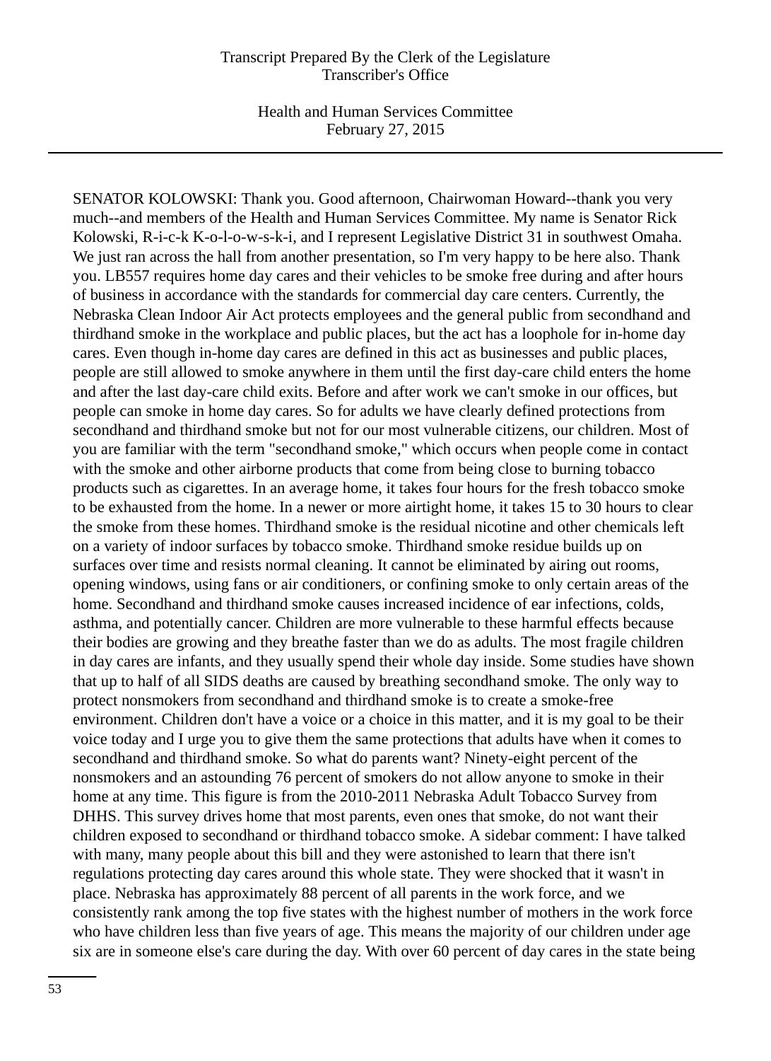SENATOR KOLOWSKI: Thank you. Good afternoon, Chairwoman Howard--thank you very much--and members of the Health and Human Services Committee. My name is Senator Rick Kolowski, R-i-c-k K-o-l-o-w-s-k-i, and I represent Legislative District 31 in southwest Omaha. We just ran across the hall from another presentation, so I'm very happy to be here also. Thank you. LB557 requires home day cares and their vehicles to be smoke free during and after hours of business in accordance with the standards for commercial day care centers. Currently, the Nebraska Clean Indoor Air Act protects employees and the general public from secondhand and thirdhand smoke in the workplace and public places, but the act has a loophole for in-home day cares. Even though in-home day cares are defined in this act as businesses and public places, people are still allowed to smoke anywhere in them until the first day-care child enters the home and after the last day-care child exits. Before and after work we can't smoke in our offices, but people can smoke in home day cares. So for adults we have clearly defined protections from secondhand and thirdhand smoke but not for our most vulnerable citizens, our children. Most of you are familiar with the term "secondhand smoke," which occurs when people come in contact with the smoke and other airborne products that come from being close to burning tobacco products such as cigarettes. In an average home, it takes four hours for the fresh tobacco smoke to be exhausted from the home. In a newer or more airtight home, it takes 15 to 30 hours to clear the smoke from these homes. Thirdhand smoke is the residual nicotine and other chemicals left on a variety of indoor surfaces by tobacco smoke. Thirdhand smoke residue builds up on surfaces over time and resists normal cleaning. It cannot be eliminated by airing out rooms, opening windows, using fans or air conditioners, or confining smoke to only certain areas of the home. Secondhand and thirdhand smoke causes increased incidence of ear infections, colds, asthma, and potentially cancer. Children are more vulnerable to these harmful effects because their bodies are growing and they breathe faster than we do as adults. The most fragile children in day cares are infants, and they usually spend their whole day inside. Some studies have shown that up to half of all SIDS deaths are caused by breathing secondhand smoke. The only way to protect nonsmokers from secondhand and thirdhand smoke is to create a smoke-free environment. Children don't have a voice or a choice in this matter, and it is my goal to be their voice today and I urge you to give them the same protections that adults have when it comes to secondhand and thirdhand smoke. So what do parents want? Ninety-eight percent of the nonsmokers and an astounding 76 percent of smokers do not allow anyone to smoke in their home at any time. This figure is from the 2010-2011 Nebraska Adult Tobacco Survey from DHHS. This survey drives home that most parents, even ones that smoke, do not want their children exposed to secondhand or thirdhand tobacco smoke. A sidebar comment: I have talked with many, many people about this bill and they were astonished to learn that there isn't regulations protecting day cares around this whole state. They were shocked that it wasn't in place. Nebraska has approximately 88 percent of all parents in the work force, and we consistently rank among the top five states with the highest number of mothers in the work force who have children less than five years of age. This means the majority of our children under age six are in someone else's care during the day. With over 60 percent of day cares in the state being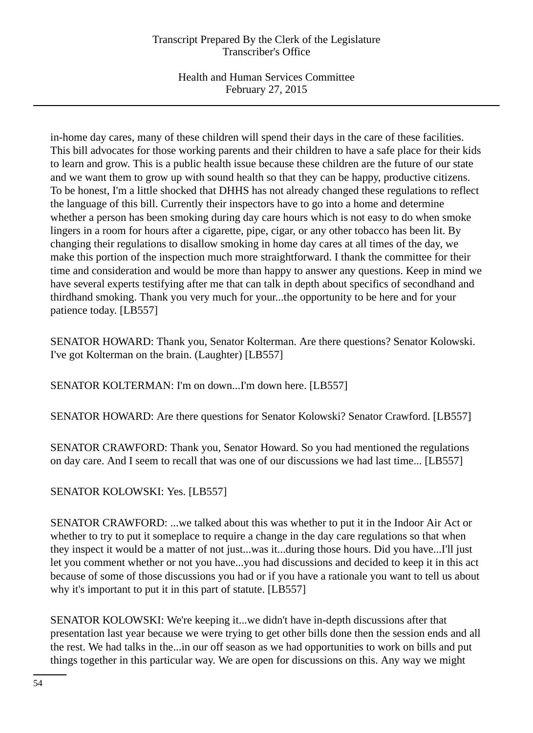in-home day cares, many of these children will spend their days in the care of these facilities. This bill advocates for those working parents and their children to have a safe place for their kids to learn and grow. This is a public health issue because these children are the future of our state and we want them to grow up with sound health so that they can be happy, productive citizens. To be honest, I'm a little shocked that DHHS has not already changed these regulations to reflect the language of this bill. Currently their inspectors have to go into a home and determine whether a person has been smoking during day care hours which is not easy to do when smoke lingers in a room for hours after a cigarette, pipe, cigar, or any other tobacco has been lit. By changing their regulations to disallow smoking in home day cares at all times of the day, we make this portion of the inspection much more straightforward. I thank the committee for their time and consideration and would be more than happy to answer any questions. Keep in mind we have several experts testifying after me that can talk in depth about specifics of secondhand and thirdhand smoking. Thank you very much for your...the opportunity to be here and for your patience today. [LB557]

SENATOR HOWARD: Thank you, Senator Kolterman. Are there questions? Senator Kolowski. I've got Kolterman on the brain. (Laughter) [LB557]

SENATOR KOLTERMAN: I'm on down...I'm down here. [LB557]

SENATOR HOWARD: Are there questions for Senator Kolowski? Senator Crawford. [LB557]

SENATOR CRAWFORD: Thank you, Senator Howard. So you had mentioned the regulations on day care. And I seem to recall that was one of our discussions we had last time... [LB557]

SENATOR KOLOWSKI: Yes. [LB557]

SENATOR CRAWFORD: ...we talked about this was whether to put it in the Indoor Air Act or whether to try to put it someplace to require a change in the day care regulations so that when they inspect it would be a matter of not just...was it...during those hours. Did you have...I'll just let you comment whether or not you have...you had discussions and decided to keep it in this act because of some of those discussions you had or if you have a rationale you want to tell us about why it's important to put it in this part of statute. [LB557]

SENATOR KOLOWSKI: We're keeping it...we didn't have in-depth discussions after that presentation last year because we were trying to get other bills done then the session ends and all the rest. We had talks in the...in our off season as we had opportunities to work on bills and put things together in this particular way. We are open for discussions on this. Any way we might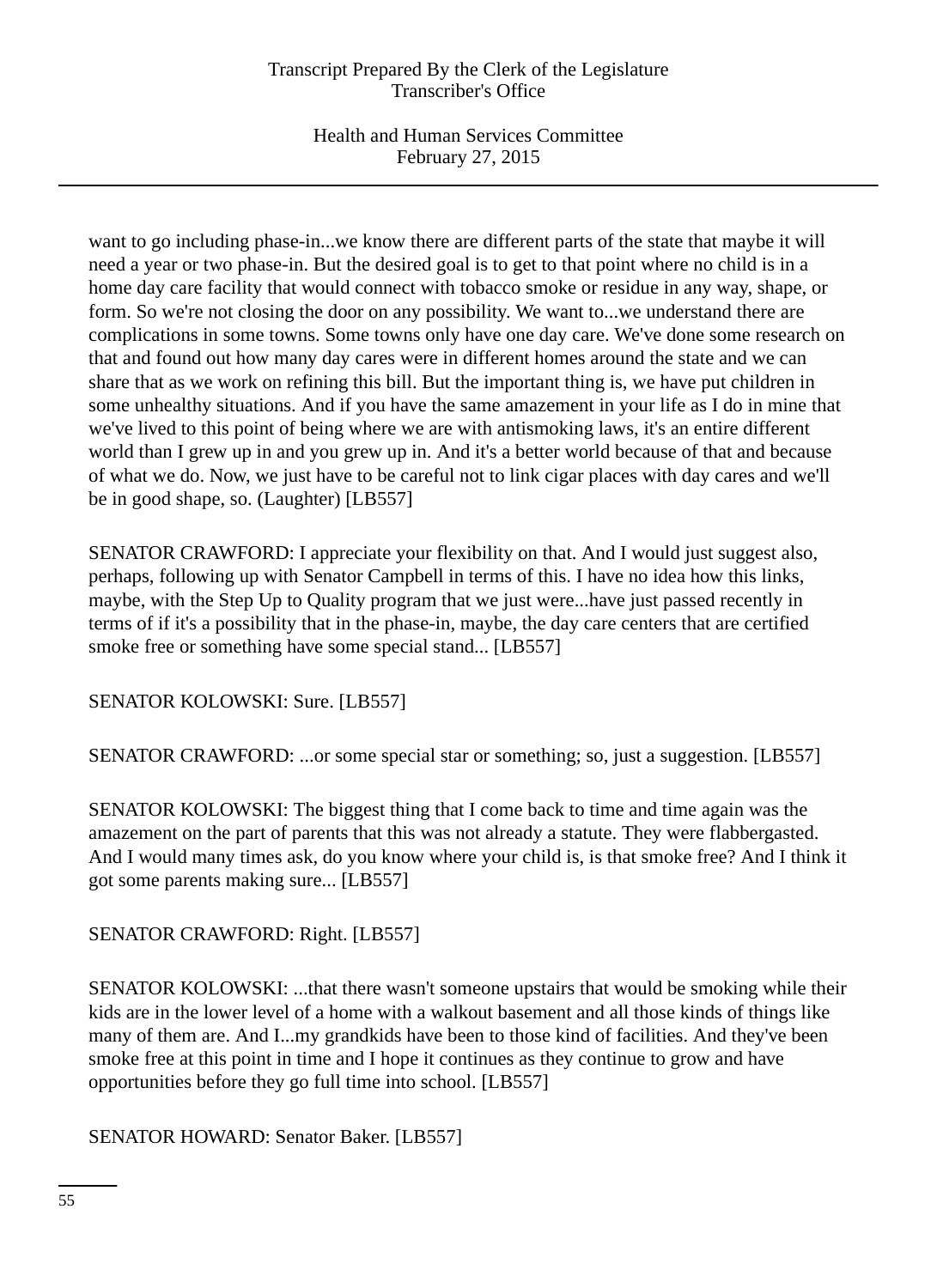want to go including phase-in...we know there are different parts of the state that maybe it will need a year or two phase-in. But the desired goal is to get to that point where no child is in a home day care facility that would connect with tobacco smoke or residue in any way, shape, or form. So we're not closing the door on any possibility. We want to...we understand there are complications in some towns. Some towns only have one day care. We've done some research on that and found out how many day cares were in different homes around the state and we can share that as we work on refining this bill. But the important thing is, we have put children in some unhealthy situations. And if you have the same amazement in your life as I do in mine that we've lived to this point of being where we are with antismoking laws, it's an entire different world than I grew up in and you grew up in. And it's a better world because of that and because of what we do. Now, we just have to be careful not to link cigar places with day cares and we'll be in good shape, so. (Laughter) [LB557]

SENATOR CRAWFORD: I appreciate your flexibility on that. And I would just suggest also, perhaps, following up with Senator Campbell in terms of this. I have no idea how this links, maybe, with the Step Up to Quality program that we just were...have just passed recently in terms of if it's a possibility that in the phase-in, maybe, the day care centers that are certified smoke free or something have some special stand... [LB557]

SENATOR KOLOWSKI: Sure. [LB557]

SENATOR CRAWFORD: ...or some special star or something; so, just a suggestion. [LB557]

SENATOR KOLOWSKI: The biggest thing that I come back to time and time again was the amazement on the part of parents that this was not already a statute. They were flabbergasted. And I would many times ask, do you know where your child is, is that smoke free? And I think it got some parents making sure... [LB557]

SENATOR CRAWFORD: Right. [LB557]

SENATOR KOLOWSKI: ...that there wasn't someone upstairs that would be smoking while their kids are in the lower level of a home with a walkout basement and all those kinds of things like many of them are. And I...my grandkids have been to those kind of facilities. And they've been smoke free at this point in time and I hope it continues as they continue to grow and have opportunities before they go full time into school. [LB557]

SENATOR HOWARD: Senator Baker. [LB557]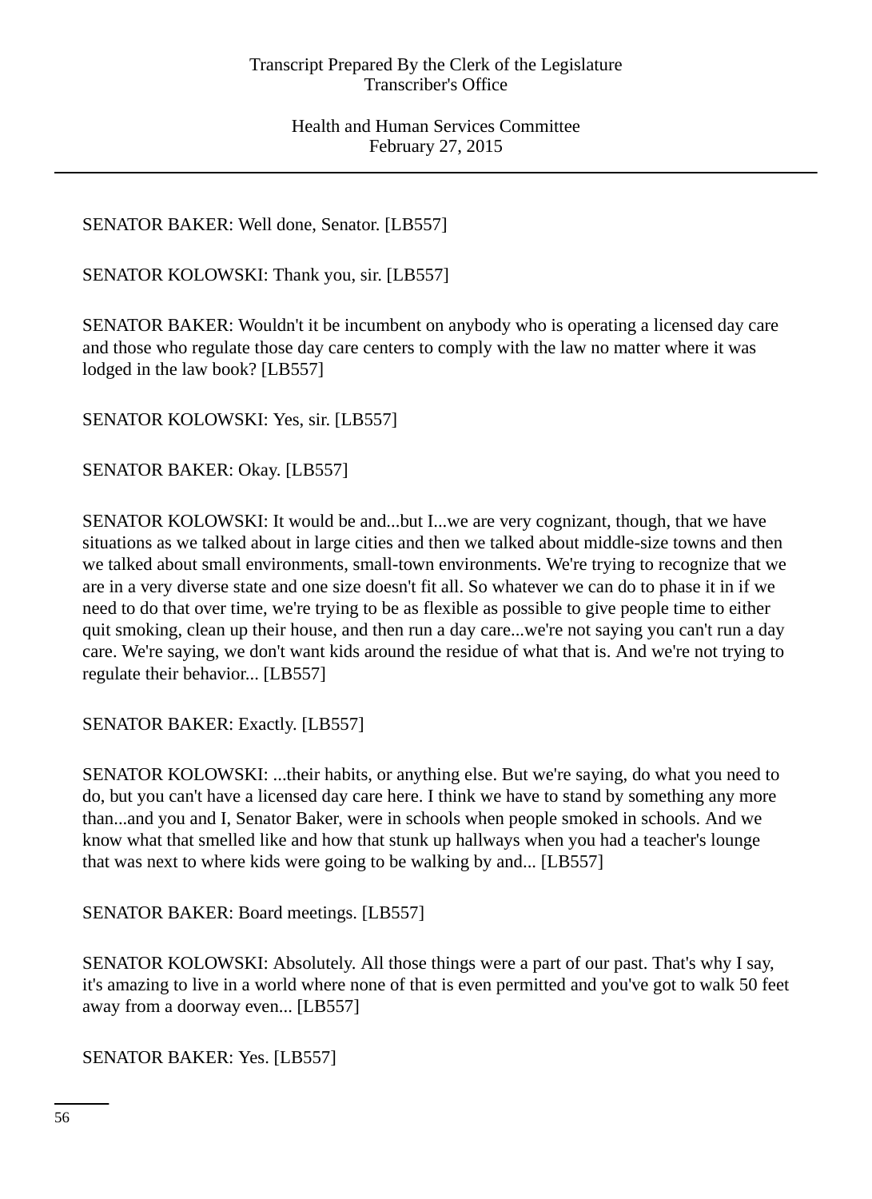SENATOR BAKER: Well done, Senator. [LB557]

SENATOR KOLOWSKI: Thank you, sir. [LB557]

SENATOR BAKER: Wouldn't it be incumbent on anybody who is operating a licensed day care and those who regulate those day care centers to comply with the law no matter where it was lodged in the law book? [LB557]

SENATOR KOLOWSKI: Yes, sir. [LB557]

SENATOR BAKER: Okay. [LB557]

SENATOR KOLOWSKI: It would be and...but I...we are very cognizant, though, that we have situations as we talked about in large cities and then we talked about middle-size towns and then we talked about small environments, small-town environments. We're trying to recognize that we are in a very diverse state and one size doesn't fit all. So whatever we can do to phase it in if we need to do that over time, we're trying to be as flexible as possible to give people time to either quit smoking, clean up their house, and then run a day care...we're not saying you can't run a day care. We're saying, we don't want kids around the residue of what that is. And we're not trying to regulate their behavior... [LB557]

SENATOR BAKER: Exactly. [LB557]

SENATOR KOLOWSKI: ...their habits, or anything else. But we're saying, do what you need to do, but you can't have a licensed day care here. I think we have to stand by something any more than...and you and I, Senator Baker, were in schools when people smoked in schools. And we know what that smelled like and how that stunk up hallways when you had a teacher's lounge that was next to where kids were going to be walking by and... [LB557]

SENATOR BAKER: Board meetings. [LB557]

SENATOR KOLOWSKI: Absolutely. All those things were a part of our past. That's why I say, it's amazing to live in a world where none of that is even permitted and you've got to walk 50 feet away from a doorway even... [LB557]

SENATOR BAKER: Yes. [LB557]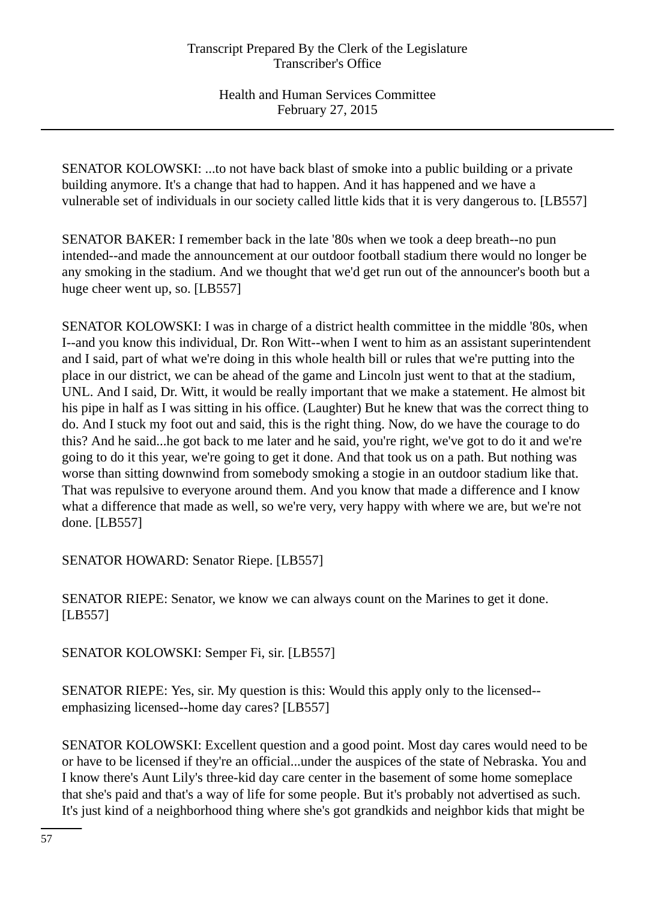SENATOR KOLOWSKI: ...to not have back blast of smoke into a public building or a private building anymore. It's a change that had to happen. And it has happened and we have a vulnerable set of individuals in our society called little kids that it is very dangerous to. [LB557]

SENATOR BAKER: I remember back in the late '80s when we took a deep breath--no pun intended--and made the announcement at our outdoor football stadium there would no longer be any smoking in the stadium. And we thought that we'd get run out of the announcer's booth but a huge cheer went up, so. [LB557]

SENATOR KOLOWSKI: I was in charge of a district health committee in the middle '80s, when I--and you know this individual, Dr. Ron Witt--when I went to him as an assistant superintendent and I said, part of what we're doing in this whole health bill or rules that we're putting into the place in our district, we can be ahead of the game and Lincoln just went to that at the stadium, UNL. And I said, Dr. Witt, it would be really important that we make a statement. He almost bit his pipe in half as I was sitting in his office. (Laughter) But he knew that was the correct thing to do. And I stuck my foot out and said, this is the right thing. Now, do we have the courage to do this? And he said...he got back to me later and he said, you're right, we've got to do it and we're going to do it this year, we're going to get it done. And that took us on a path. But nothing was worse than sitting downwind from somebody smoking a stogie in an outdoor stadium like that. That was repulsive to everyone around them. And you know that made a difference and I know what a difference that made as well, so we're very, very happy with where we are, but we're not done. [LB557]

SENATOR HOWARD: Senator Riepe. [LB557]

SENATOR RIEPE: Senator, we know we can always count on the Marines to get it done. [LB557]

SENATOR KOLOWSKI: Semper Fi, sir. [LB557]

SENATOR RIEPE: Yes, sir. My question is this: Would this apply only to the licensed--emphasizing licensed--home day cares? [LB557]

SENATOR KOLOWSKI: Excellent question and a good point. Most day cares would need to be or have to be licensed if they're an official...under the auspices of the state of Nebraska. You and I know there's Aunt Lily's three-kid day care center in the basement of some home someplace that she's paid and that's a way of life for some people. But it's probably not advertised as such. It's just kind of a neighborhood thing where she's got grandkids and neighbor kids that might be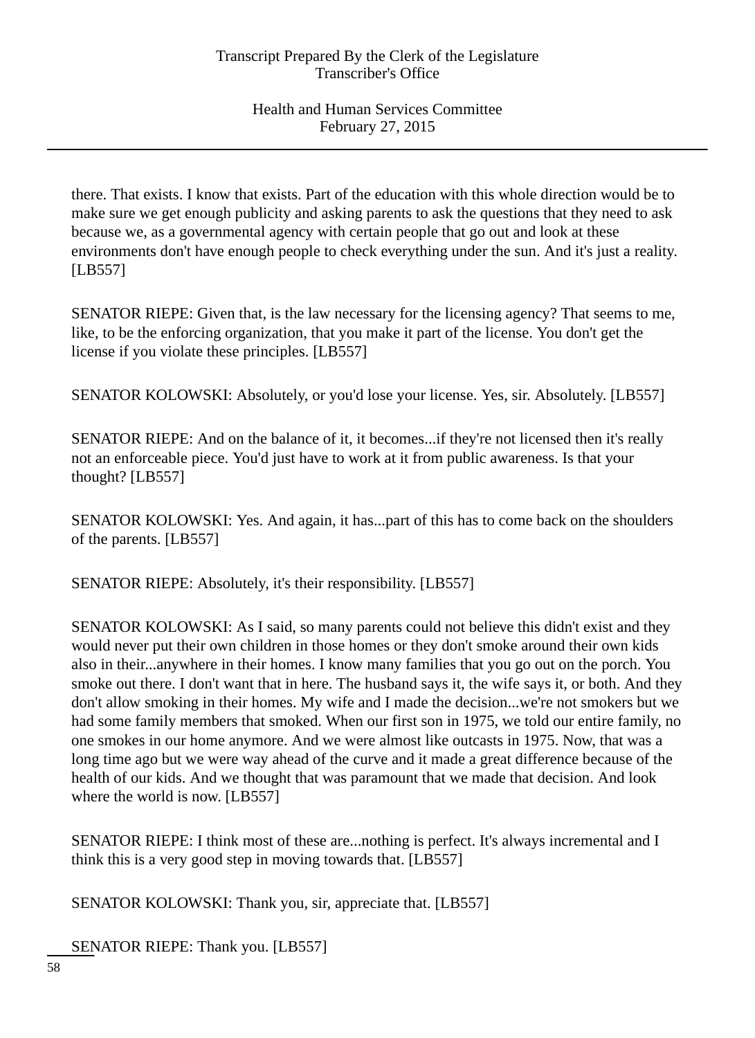there. That exists. I know that exists. Part of the education with this whole direction would be to make sure we get enough publicity and asking parents to ask the questions that they need to ask because we, as a governmental agency with certain people that go out and look at these environments don't have enough people to check everything under the sun. And it's just a reality. [LB557]

SENATOR RIEPE: Given that, is the law necessary for the licensing agency? That seems to me, like, to be the enforcing organization, that you make it part of the license. You don't get the license if you violate these principles. [LB557]

SENATOR KOLOWSKI: Absolutely, or you'd lose your license. Yes, sir. Absolutely. [LB557]

SENATOR RIEPE: And on the balance of it, it becomes...if they're not licensed then it's really not an enforceable piece. You'd just have to work at it from public awareness. Is that your thought? [LB557]

SENATOR KOLOWSKI: Yes. And again, it has...part of this has to come back on the shoulders of the parents. [LB557]

SENATOR RIEPE: Absolutely, it's their responsibility. [LB557]

SENATOR KOLOWSKI: As I said, so many parents could not believe this didn't exist and they would never put their own children in those homes or they don't smoke around their own kids also in their...anywhere in their homes. I know many families that you go out on the porch. You smoke out there. I don't want that in here. The husband says it, the wife says it, or both. And they don't allow smoking in their homes. My wife and I made the decision...we're not smokers but we had some family members that smoked. When our first son in 1975, we told our entire family, no one smokes in our home anymore. And we were almost like outcasts in 1975. Now, that was a long time ago but we were way ahead of the curve and it made a great difference because of the health of our kids. And we thought that was paramount that we made that decision. And look where the world is now. [LB557]

SENATOR RIEPE: I think most of these are...nothing is perfect. It's always incremental and I think this is a very good step in moving towards that. [LB557]

SENATOR KOLOWSKI: Thank you, sir, appreciate that. [LB557]

SENATOR RIEPE: Thank you. [LB557]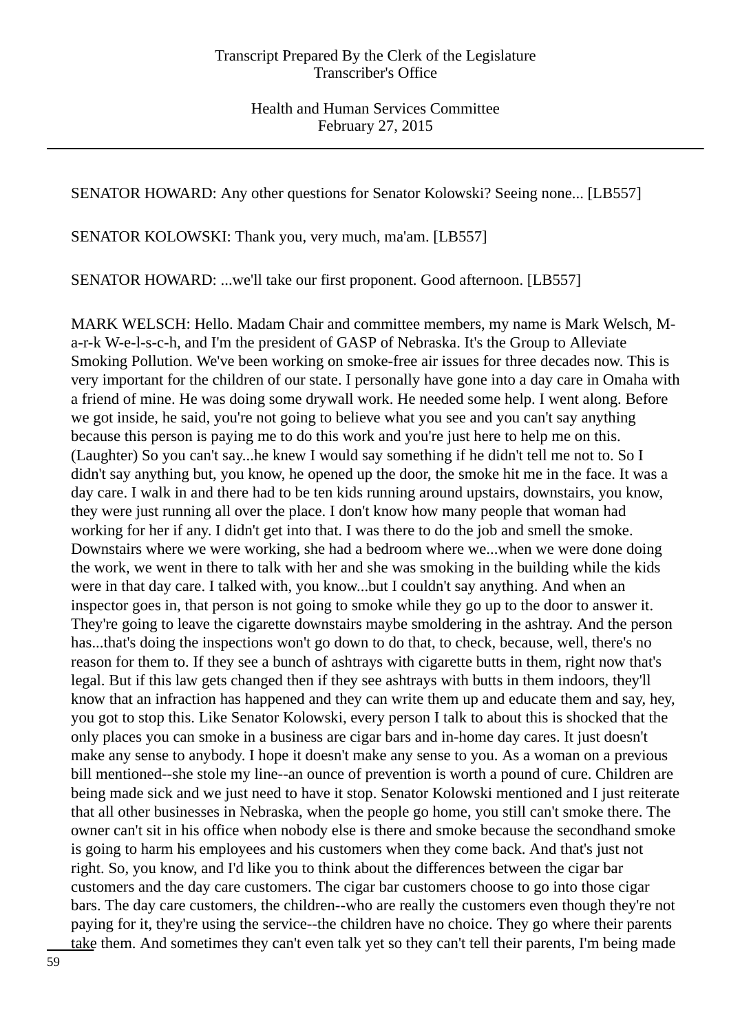SENATOR HOWARD: Any other questions for Senator Kolowski? Seeing none... [LB557]

SENATOR KOLOWSKI: Thank you, very much, ma'am. [LB557]

SENATOR HOWARD: ...we'll take our first proponent. Good afternoon. [LB557]

MARK WELSCH: Hello. Madam Chair and committee members, my name is Mark Welsch, M-a-r-k W-e-l-s-c-h, and I'm the president of GASP of Nebraska. It's the Group to Alleviate Smoking Pollution. We've been working on smoke-free air issues for three decades now. This is very important for the children of our state. I personally have gone into a day care in Omaha with a friend of mine. He was doing some drywall work. He needed some help. I went along. Before we got inside, he said, you're not going to believe what you see and you can't say anything because this person is paying me to do this work and you're just here to help me on this. (Laughter) So you can't say...he knew I would say something if he didn't tell me not to. So I didn't say anything but, you know, he opened up the door, the smoke hit me in the face. It was a day care. I walk in and there had to be ten kids running around upstairs, downstairs, you know, they were just running all over the place. I don't know how many people that woman had working for her if any. I didn't get into that. I was there to do the job and smell the smoke. Downstairs where we were working, she had a bedroom where we...when we were done doing the work, we went in there to talk with her and she was smoking in the building while the kids were in that day care. I talked with, you know...but I couldn't say anything. And when an inspector goes in, that person is not going to smoke while they go up to the door to answer it. They're going to leave the cigarette downstairs maybe smoldering in the ashtray. And the person has...that's doing the inspections won't go down to do that, to check, because, well, there's no reason for them to. If they see a bunch of ashtrays with cigarette butts in them, right now that's legal. But if this law gets changed then if they see ashtrays with butts in them indoors, they'll know that an infraction has happened and they can write them up and educate them and say, hey, you got to stop this. Like Senator Kolowski, every person I talk to about this is shocked that the only places you can smoke in a business are cigar bars and in-home day cares. It just doesn't make any sense to anybody. I hope it doesn't make any sense to you. As a woman on a previous bill mentioned--she stole my line--an ounce of prevention is worth a pound of cure. Children are being made sick and we just need to have it stop. Senator Kolowski mentioned and I just reiterate that all other businesses in Nebraska, when the people go home, you still can't smoke there. The owner can't sit in his office when nobody else is there and smoke because the secondhand smoke is going to harm his employees and his customers when they come back. And that's just not right. So, you know, and I'd like you to think about the differences between the cigar bar customers and the day care customers. The cigar bar customers choose to go into those cigar bars. The day care customers, the children--who are really the customers even though they're not paying for it, they're using the service--the children have no choice. They go where their parents take them. And sometimes they can't even talk yet so they can't tell their parents, I'm being made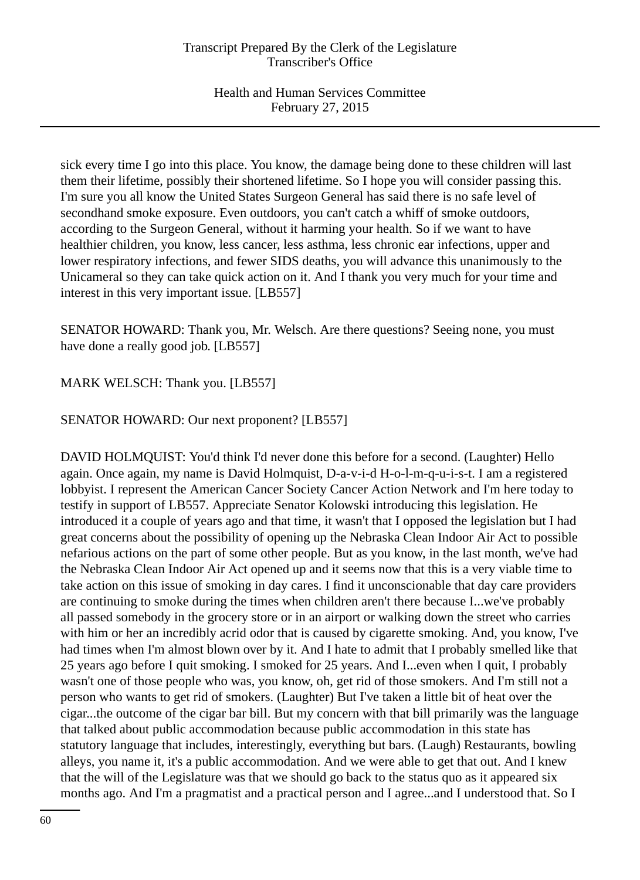sick every time I go into this place. You know, the damage being done to these children will last them their lifetime, possibly their shortened lifetime. So I hope you will consider passing this. I'm sure you all know the United States Surgeon General has said there is no safe level of secondhand smoke exposure. Even outdoors, you can't catch a whiff of smoke outdoors, according to the Surgeon General, without it harming your health. So if we want to have healthier children, you know, less cancer, less asthma, less chronic ear infections, upper and lower respiratory infections, and fewer SIDS deaths, you will advance this unanimously to the Unicameral so they can take quick action on it. And I thank you very much for your time and interest in this very important issue. [LB557]

SENATOR HOWARD: Thank you, Mr. Welsch. Are there questions? Seeing none, you must have done a really good job. [LB557]

MARK WELSCH: Thank you. [LB557]

SENATOR HOWARD: Our next proponent? [LB557]

DAVID HOLMQUIST: You'd think I'd never done this before for a second. (Laughter) Hello again. Once again, my name is David Holmquist, D-a-v-i-d H-o-l-m-q-u-i-s-t. I am a registered lobbyist. I represent the American Cancer Society Cancer Action Network and I'm here today to testify in support of LB557. Appreciate Senator Kolowski introducing this legislation. He introduced it a couple of years ago and that time, it wasn't that I opposed the legislation but I had great concerns about the possibility of opening up the Nebraska Clean Indoor Air Act to possible nefarious actions on the part of some other people. But as you know, in the last month, we've had the Nebraska Clean Indoor Air Act opened up and it seems now that this is a very viable time to take action on this issue of smoking in day cares. I find it unconscionable that day care providers are continuing to smoke during the times when children aren't there because I...we've probably all passed somebody in the grocery store or in an airport or walking down the street who carries with him or her an incredibly acrid odor that is caused by cigarette smoking. And, you know, I've had times when I'm almost blown over by it. And I hate to admit that I probably smelled like that 25 years ago before I quit smoking. I smoked for 25 years. And I...even when I quit, I probably wasn't one of those people who was, you know, oh, get rid of those smokers. And I'm still not a person who wants to get rid of smokers. (Laughter) But I've taken a little bit of heat over the cigar...the outcome of the cigar bar bill. But my concern with that bill primarily was the language that talked about public accommodation because public accommodation in this state has statutory language that includes, interestingly, everything but bars. (Laugh) Restaurants, bowling alleys, you name it, it's a public accommodation. And we were able to get that out. And I knew that the will of the Legislature was that we should go back to the status quo as it appeared six months ago. And I'm a pragmatist and a practical person and I agree...and I understood that. So I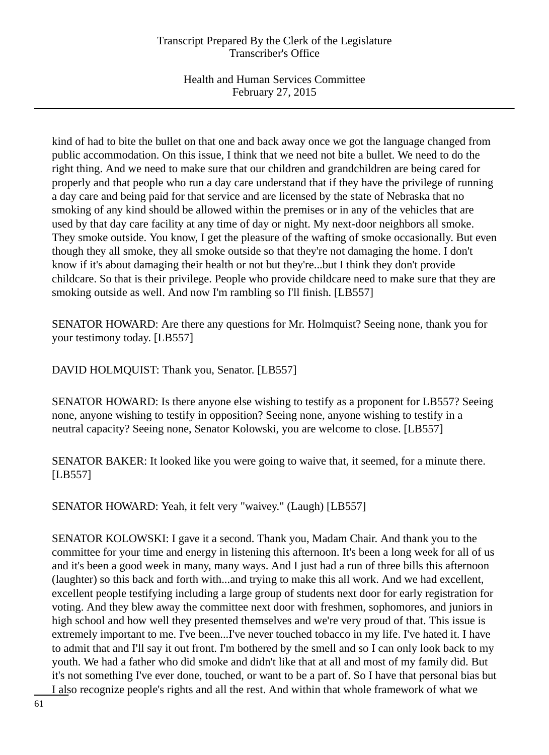kind of had to bite the bullet on that one and back away once we got the language changed from public accommodation. On this issue, I think that we need not bite a bullet. We need to do the right thing. And we need to make sure that our children and grandchildren are being cared for properly and that people who run a day care understand that if they have the privilege of running a day care and being paid for that service and are licensed by the state of Nebraska that no smoking of any kind should be allowed within the premises or in any of the vehicles that are used by that day care facility at any time of day or night. My next-door neighbors all smoke. They smoke outside. You know, I get the pleasure of the wafting of smoke occasionally. But even though they all smoke, they all smoke outside so that they're not damaging the home. I don't know if it's about damaging their health or not but they're...but I think they don't provide childcare. So that is their privilege. People who provide childcare need to make sure that they are smoking outside as well. And now I'm rambling so I'll finish. [LB557]

SENATOR HOWARD: Are there any questions for Mr. Holmquist? Seeing none, thank you for your testimony today. [LB557]

DAVID HOLMQUIST: Thank you, Senator. [LB557]

SENATOR HOWARD: Is there anyone else wishing to testify as a proponent for LB557? Seeing none, anyone wishing to testify in opposition? Seeing none, anyone wishing to testify in a neutral capacity? Seeing none, Senator Kolowski, you are welcome to close. [LB557]

SENATOR BAKER: It looked like you were going to waive that, it seemed, for a minute there. [LB557]

SENATOR HOWARD: Yeah, it felt very "waivey." (Laugh) [LB557]

SENATOR KOLOWSKI: I gave it a second. Thank you, Madam Chair. And thank you to the committee for your time and energy in listening this afternoon. It's been a long week for all of us and it's been a good week in many, many ways. And I just had a run of three bills this afternoon (laughter) so this back and forth with...and trying to make this all work. And we had excellent, excellent people testifying including a large group of students next door for early registration for voting. And they blew away the committee next door with freshmen, sophomores, and juniors in high school and how well they presented themselves and we're very proud of that. This issue is extremely important to me. I've been...I've never touched tobacco in my life. I've hated it. I have to admit that and I'll say it out front. I'm bothered by the smell and so I can only look back to my youth. We had a father who did smoke and didn't like that at all and most of my family did. But it's not something I've ever done, touched, or want to be a part of. So I have that personal bias but I also recognize people's rights and all the rest. And within that whole framework of what we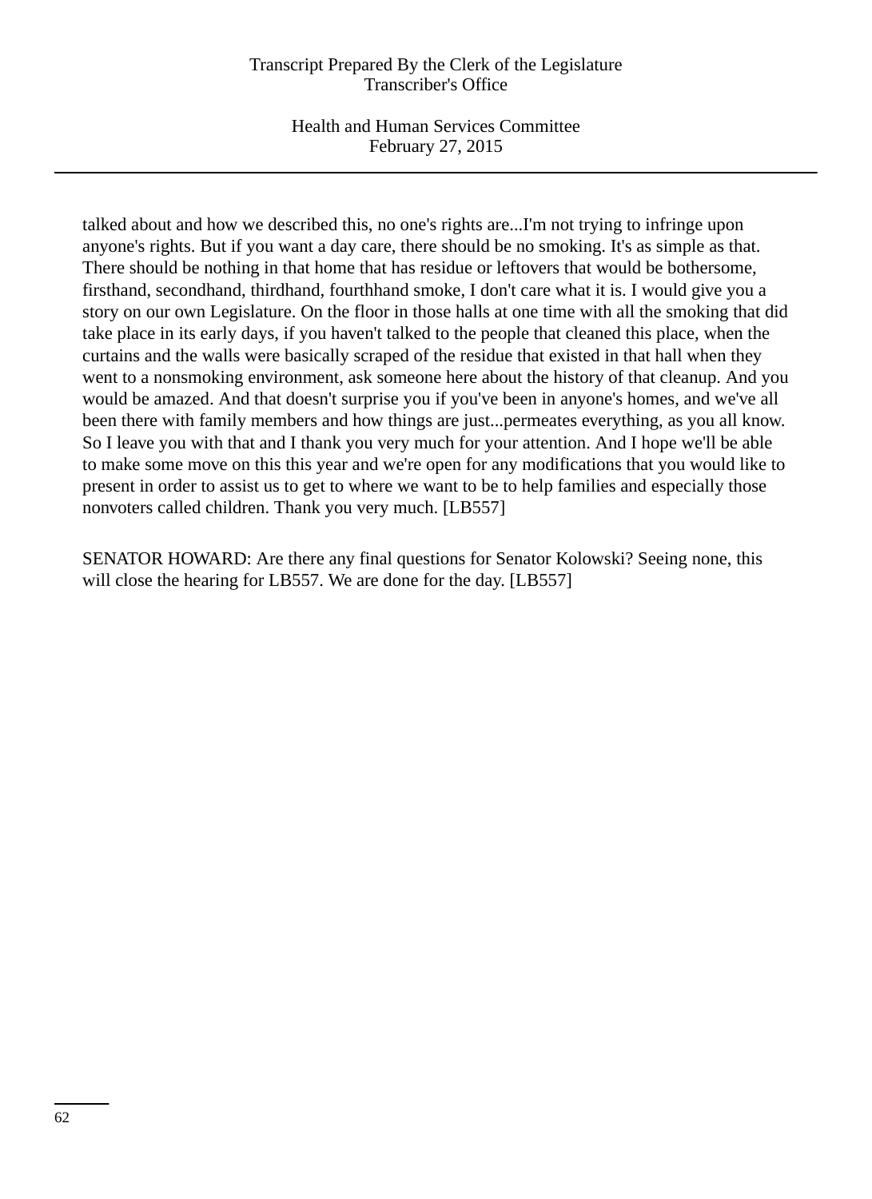talked about and how we described this, no one's rights are...I'm not trying to infringe upon anyone's rights. But if you want a day care, there should be no smoking. It's as simple as that. There should be nothing in that home that has residue or leftovers that would be bothersome, firsthand, secondhand, thirdhand, fourthhand smoke, I don't care what it is. I would give you a story on our own Legislature. On the floor in those halls at one time with all the smoking that did take place in its early days, if you haven't talked to the people that cleaned this place, when the curtains and the walls were basically scraped of the residue that existed in that hall when they went to a nonsmoking environment, ask someone here about the history of that cleanup. And you would be amazed. And that doesn't surprise you if you've been in anyone's homes, and we've all been there with family members and how things are just...permeates everything, as you all know. So I leave you with that and I thank you very much for your attention. And I hope we'll be able to make some move on this this year and we're open for any modifications that you would like to present in order to assist us to get to where we want to be to help families and especially those nonvoters called children. Thank you very much. [LB557]

SENATOR HOWARD: Are there any final questions for Senator Kolowski? Seeing none, this will close the hearing for LB557. We are done for the day. [LB557]